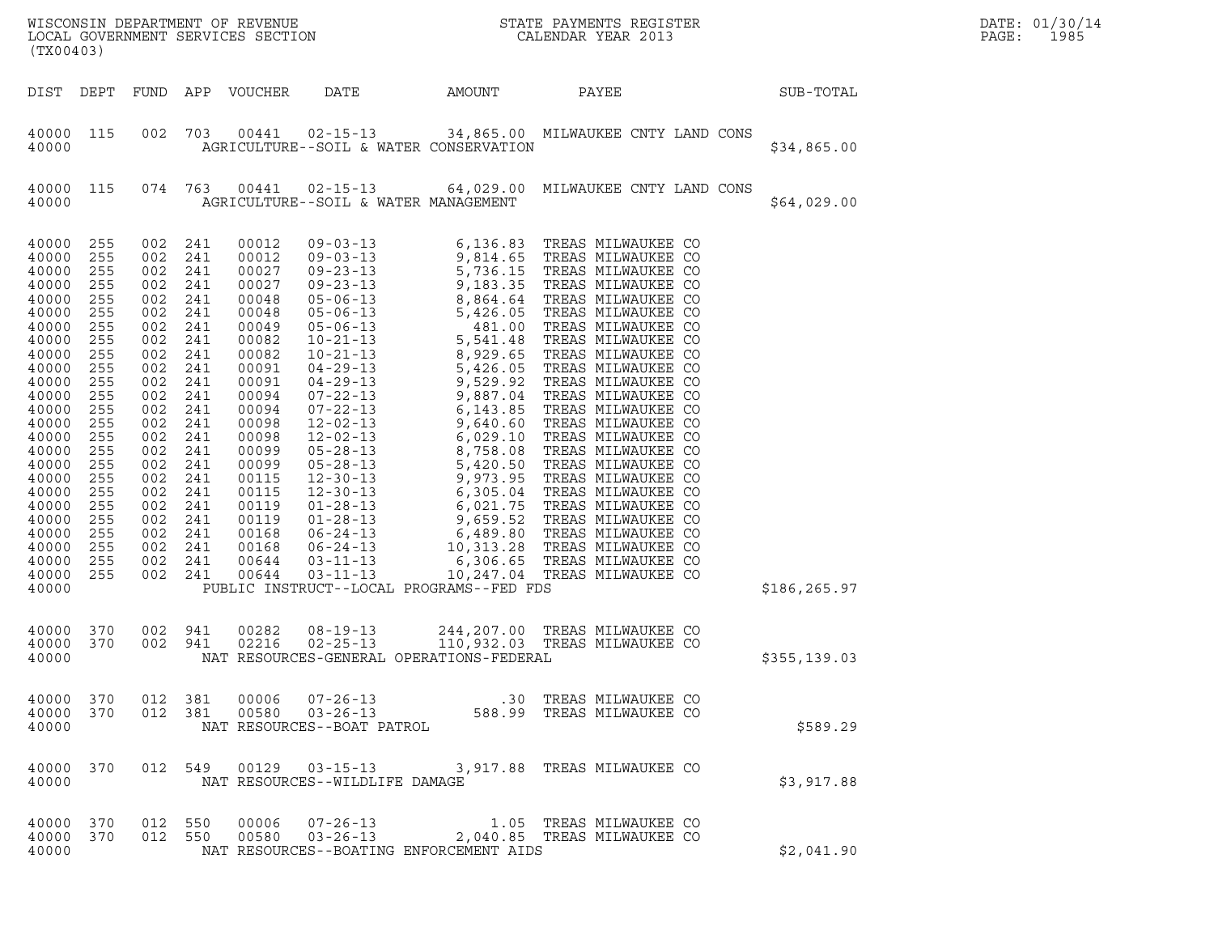WISCONSIN DEPARTMENT OF REVENUE
LOCAL GOVERNMENT SERVICES SECTION
(TX00403)

STATE PAYMENTS REGISTER
CALENDAR YEAR 2013

DATE: 01/30/14
PAGE: 1985

| DIST | DEPT | FUND | APP | VOUCHER | DATE | AMOUNT | PAYEE | SUB-TOTAL |
|---|---|---|---|---|---|---|---|---|
| 40000 | 115 | 002 | 703 | 00441 | 02-15-13 | 34,865.00 | MILWAUKEE CNTY LAND CONS | |
| 40000 | | | | AGRICULTURE--SOIL & WATER CONSERVATION | | | | $34,865.00 |
| 40000 | 115 | 074 | 763 | 00441 | 02-15-13 | 64,029.00 | MILWAUKEE CNTY LAND CONS | |
| 40000 | | | | AGRICULTURE--SOIL & WATER MANAGEMENT | | | | $64,029.00 |
| 40000 | 255 | 002 | 241 | 00012 | 09-03-13 | 6,136.83 | TREAS MILWAUKEE CO | |
| 40000 | 255 | 002 | 241 | 00012 | 09-03-13 | 9,814.65 | TREAS MILWAUKEE CO | |
| 40000 | 255 | 002 | 241 | 00027 | 09-23-13 | 5,736.15 | TREAS MILWAUKEE CO | |
| 40000 | 255 | 002 | 241 | 00027 | 09-23-13 | 9,183.35 | TREAS MILWAUKEE CO | |
| 40000 | 255 | 002 | 241 | 00048 | 05-06-13 | 8,864.64 | TREAS MILWAUKEE CO | |
| 40000 | 255 | 002 | 241 | 00048 | 05-06-13 | 5,426.05 | TREAS MILWAUKEE CO | |
| 40000 | 255 | 002 | 241 | 00049 | 05-06-13 | 481.00 | TREAS MILWAUKEE CO | |
| 40000 | 255 | 002 | 241 | 00082 | 10-21-13 | 5,541.48 | TREAS MILWAUKEE CO | |
| 40000 | 255 | 002 | 241 | 00082 | 10-21-13 | 8,929.65 | TREAS MILWAUKEE CO | |
| 40000 | 255 | 002 | 241 | 00091 | 04-29-13 | 5,426.05 | TREAS MILWAUKEE CO | |
| 40000 | 255 | 002 | 241 | 00091 | 04-29-13 | 9,529.92 | TREAS MILWAUKEE CO | |
| 40000 | 255 | 002 | 241 | 00094 | 07-22-13 | 9,887.04 | TREAS MILWAUKEE CO | |
| 40000 | 255 | 002 | 241 | 00094 | 07-22-13 | 6,143.85 | TREAS MILWAUKEE CO | |
| 40000 | 255 | 002 | 241 | 00098 | 12-02-13 | 9,640.60 | TREAS MILWAUKEE CO | |
| 40000 | 255 | 002 | 241 | 00098 | 12-02-13 | 6,029.10 | TREAS MILWAUKEE CO | |
| 40000 | 255 | 002 | 241 | 00099 | 05-28-13 | 8,758.08 | TREAS MILWAUKEE CO | |
| 40000 | 255 | 002 | 241 | 00099 | 05-28-13 | 5,420.50 | TREAS MILWAUKEE CO | |
| 40000 | 255 | 002 | 241 | 00115 | 12-30-13 | 9,973.95 | TREAS MILWAUKEE CO | |
| 40000 | 255 | 002 | 241 | 00115 | 12-30-13 | 6,305.04 | TREAS MILWAUKEE CO | |
| 40000 | 255 | 002 | 241 | 00119 | 01-28-13 | 6,021.75 | TREAS MILWAUKEE CO | |
| 40000 | 255 | 002 | 241 | 00119 | 01-28-13 | 9,659.52 | TREAS MILWAUKEE CO | |
| 40000 | 255 | 002 | 241 | 00168 | 06-24-13 | 6,489.80 | TREAS MILWAUKEE CO | |
| 40000 | 255 | 002 | 241 | 00168 | 06-24-13 | 10,313.28 | TREAS MILWAUKEE CO | |
| 40000 | 255 | 002 | 241 | 00644 | 03-11-13 | 6,306.65 | TREAS MILWAUKEE CO | |
| 40000 | 255 | 002 | 241 | 00644 | 03-11-13 | 10,247.04 | TREAS MILWAUKEE CO | |
| 40000 | | | | PUBLIC INSTRUCT--LOCAL PROGRAMS--FED FDS | | | | $186,265.97 |
| 40000 | 370 | 002 | 941 | 00282 | 08-19-13 | 244,207.00 | TREAS MILWAUKEE CO | |
| 40000 | 370 | 002 | 941 | 02216 | 02-25-13 | 110,932.03 | TREAS MILWAUKEE CO | |
| 40000 | | | | NAT RESOURCES-GENERAL OPERATIONS-FEDERAL | | | | $355,139.03 |
| 40000 | 370 | 012 | 381 | 00006 | 07-26-13 | .30 | TREAS MILWAUKEE CO | |
| 40000 | 370 | 012 | 381 | 00580 | 03-26-13 | 588.99 | TREAS MILWAUKEE CO | |
| 40000 | | | | NAT RESOURCES--BOAT PATROL | | | | $589.29 |
| 40000 | 370 | 012 | 549 | 00129 | 03-15-13 | 3,917.88 | TREAS MILWAUKEE CO | |
| 40000 | | | | NAT RESOURCES--WILDLIFE DAMAGE | | | | $3,917.88 |
| 40000 | 370 | 012 | 550 | 00006 | 07-26-13 | 1.05 | TREAS MILWAUKEE CO | |
| 40000 | 370 | 012 | 550 | 00580 | 03-26-13 | 2,040.85 | TREAS MILWAUKEE CO | |
| 40000 | | | | NAT RESOURCES--BOATING ENFORCEMENT AIDS | | | | $2,041.90 |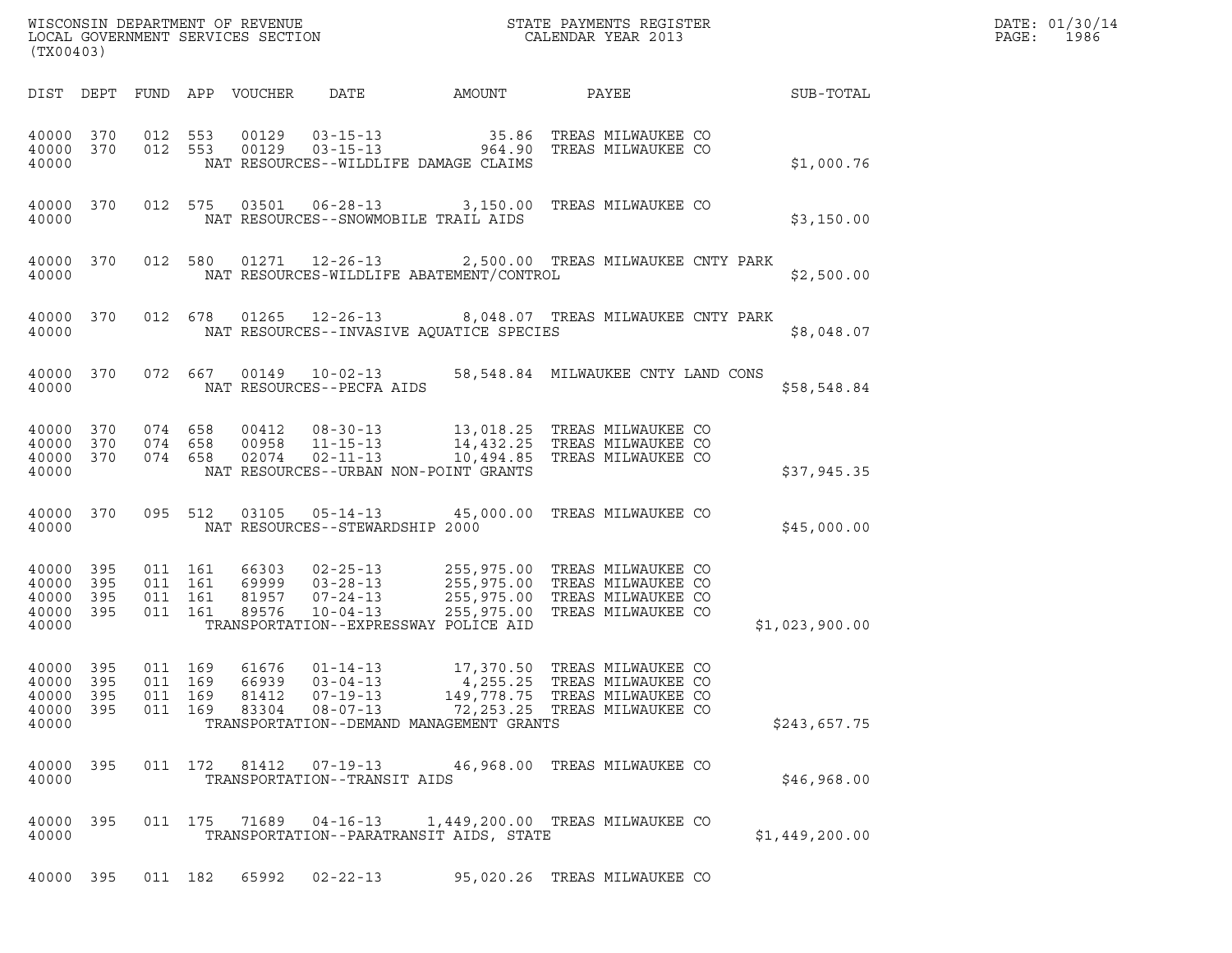WISCONSIN DEPARTMENT OF REVENUE
LOCAL GOVERNMENT SERVICES SECTION
(TX00403)

STATE PAYMENTS REGISTER
CALENDAR YEAR 2013

DATE: 01/30/14
PAGE: 1986

| DIST | DEPT | FUND | APP | VOUCHER | DATE | AMOUNT | PAYEE | SUB-TOTAL |
|---|---|---|---|---|---|---|---|---|
| 40000 | 370 | 012 | 553 | 00129 | 03-15-13 | 35.86 | TREAS MILWAUKEE CO | |
| 40000 | 370 | 012 | 553 | 00129 | 03-15-13 | 964.90 | TREAS MILWAUKEE CO | |
| 40000 | | | | | NAT RESOURCES--WILDLIFE DAMAGE CLAIMS | | | $1,000.76 |
| 40000 | 370 | 012 | 575 | 03501 | 06-28-13 | 3,150.00 | TREAS MILWAUKEE CO | |
| 40000 | | | | | NAT RESOURCES--SNOWMOBILE TRAIL AIDS | | | $3,150.00 |
| 40000 | 370 | 012 | 580 | 01271 | 12-26-13 | 2,500.00 | TREAS MILWAUKEE CNTY PARK | |
| 40000 | | | | | NAT RESOURCES-WILDLIFE ABATEMENT/CONTROL | | | $2,500.00 |
| 40000 | 370 | 012 | 678 | 01265 | 12-26-13 | 8,048.07 | TREAS MILWAUKEE CNTY PARK | |
| 40000 | | | | | NAT RESOURCES--INVASIVE AQUATICE SPECIES | | | $8,048.07 |
| 40000 | 370 | 072 | 667 | 00149 | 10-02-13 | 58,548.84 | MILWAUKEE CNTY LAND CONS | |
| 40000 | | | | | NAT RESOURCES--PECFA AIDS | | | $58,548.84 |
| 40000 | 370 | 074 | 658 | 00412 | 08-30-13 | 13,018.25 | TREAS MILWAUKEE CO | |
| 40000 | 370 | 074 | 658 | 00958 | 11-15-13 | 14,432.25 | TREAS MILWAUKEE CO | |
| 40000 | 370 | 074 | 658 | 02074 | 02-11-13 | 10,494.85 | TREAS MILWAUKEE CO | |
| 40000 | | | | | NAT RESOURCES--URBAN NON-POINT GRANTS | | | $37,945.35 |
| 40000 | 370 | 095 | 512 | 03105 | 05-14-13 | 45,000.00 | TREAS MILWAUKEE CO | |
| 40000 | | | | | NAT RESOURCES--STEWARDSHIP 2000 | | | $45,000.00 |
| 40000 | 395 | 011 | 161 | 66303 | 02-25-13 | 255,975.00 | TREAS MILWAUKEE CO | |
| 40000 | 395 | 011 | 161 | 69999 | 03-28-13 | 255,975.00 | TREAS MILWAUKEE CO | |
| 40000 | 395 | 011 | 161 | 81957 | 07-24-13 | 255,975.00 | TREAS MILWAUKEE CO | |
| 40000 | 395 | 011 | 161 | 89576 | 10-04-13 | 255,975.00 | TREAS MILWAUKEE CO | |
| 40000 | | | | | TRANSPORTATION--EXPRESSWAY POLICE AID | | | $1,023,900.00 |
| 40000 | 395 | 011 | 169 | 61676 | 01-14-13 | 17,370.50 | TREAS MILWAUKEE CO | |
| 40000 | 395 | 011 | 169 | 66939 | 03-04-13 | 4,255.25 | TREAS MILWAUKEE CO | |
| 40000 | 395 | 011 | 169 | 81412 | 07-19-13 | 149,778.75 | TREAS MILWAUKEE CO | |
| 40000 | 395 | 011 | 169 | 83304 | 08-07-13 | 72,253.25 | TREAS MILWAUKEE CO | |
| 40000 | | | | | TRANSPORTATION--DEMAND MANAGEMENT GRANTS | | | $243,657.75 |
| 40000 | 395 | 011 | 172 | 81412 | 07-19-13 | 46,968.00 | TREAS MILWAUKEE CO | |
| 40000 | | | | | TRANSPORTATION--TRANSIT AIDS | | | $46,968.00 |
| 40000 | 395 | 011 | 175 | 71689 | 04-16-13 | 1,449,200.00 | TREAS MILWAUKEE CO | |
| 40000 | | | | | TRANSPORTATION--PARATRANSIT AIDS, STATE | | | $1,449,200.00 |
| 40000 | 395 | 011 | 182 | 65992 | 02-22-13 | 95,020.26 | TREAS MILWAUKEE CO | |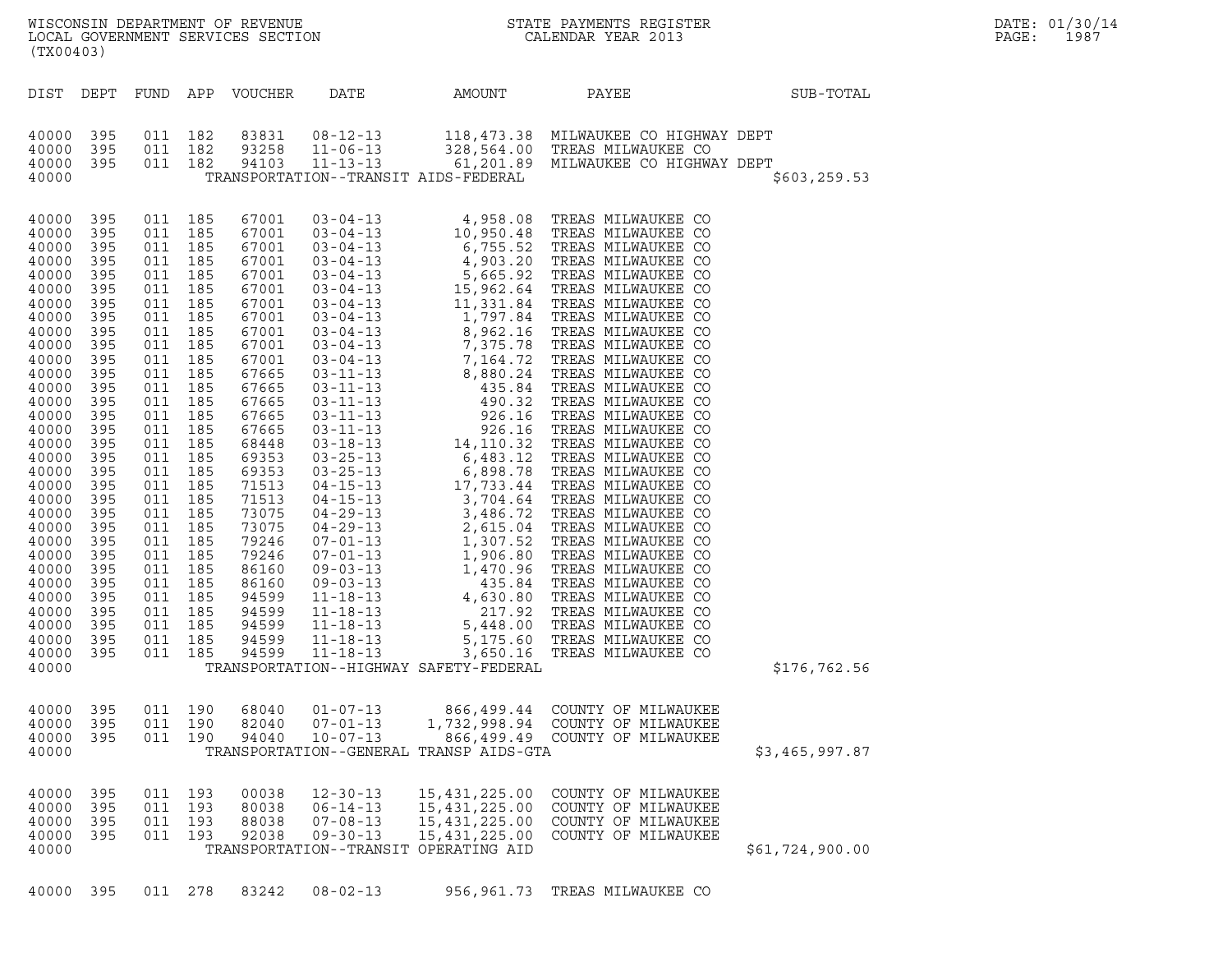WISCONSIN DEPARTMENT OF REVENUE
LOCAL GOVERNMENT SERVICES SECTION
(TX00403)

STATE PAYMENTS REGISTER
CALENDAR YEAR 2013

DATE: 01/30/14
PAGE: 1987

| DIST | DEPT | FUND | APP | VOUCHER | DATE | AMOUNT | PAYEE | SUB-TOTAL |
|---|---|---|---|---|---|---|---|---|
| 40000 | 395 | 011 | 182 | 83831 | 08-12-13 | 118,473.38 | MILWAUKEE CO HIGHWAY DEPT | |
| 40000 | 395 | 011 | 182 | 93258 | 11-06-13 | 328,564.00 | TREAS MILWAUKEE CO | |
| 40000 | 395 | 011 | 182 | 94103 | 11-13-13 | 61,201.89 | MILWAUKEE CO HIGHWAY DEPT | |
| 40000 | | | | | TRANSPORTATION--TRANSIT AIDS-FEDERAL | | | $603,259.53 |
| 40000 | 395 | 011 | 185 | 67001 | 03-04-13 | 4,958.08 | TREAS MILWAUKEE CO | |
| 40000 | 395 | 011 | 185 | 67001 | 03-04-13 | 10,950.48 | TREAS MILWAUKEE CO | |
| 40000 | 395 | 011 | 185 | 67001 | 03-04-13 | 6,755.52 | TREAS MILWAUKEE CO | |
| 40000 | 395 | 011 | 185 | 67001 | 03-04-13 | 4,903.20 | TREAS MILWAUKEE CO | |
| 40000 | 395 | 011 | 185 | 67001 | 03-04-13 | 5,665.92 | TREAS MILWAUKEE CO | |
| 40000 | 395 | 011 | 185 | 67001 | 03-04-13 | 15,962.64 | TREAS MILWAUKEE CO | |
| 40000 | 395 | 011 | 185 | 67001 | 03-04-13 | 11,331.84 | TREAS MILWAUKEE CO | |
| 40000 | 395 | 011 | 185 | 67001 | 03-04-13 | 1,797.84 | TREAS MILWAUKEE CO | |
| 40000 | 395 | 011 | 185 | 67001 | 03-04-13 | 8,962.16 | TREAS MILWAUKEE CO | |
| 40000 | 395 | 011 | 185 | 67001 | 03-04-13 | 7,375.78 | TREAS MILWAUKEE CO | |
| 40000 | 395 | 011 | 185 | 67001 | 03-04-13 | 7,164.72 | TREAS MILWAUKEE CO | |
| 40000 | 395 | 011 | 185 | 67665 | 03-11-13 | 8,880.24 | TREAS MILWAUKEE CO | |
| 40000 | 395 | 011 | 185 | 67665 | 03-11-13 | 435.84 | TREAS MILWAUKEE CO | |
| 40000 | 395 | 011 | 185 | 67665 | 03-11-13 | 490.32 | TREAS MILWAUKEE CO | |
| 40000 | 395 | 011 | 185 | 67665 | 03-11-13 | 926.16 | TREAS MILWAUKEE CO | |
| 40000 | 395 | 011 | 185 | 67665 | 03-11-13 | 926.16 | TREAS MILWAUKEE CO | |
| 40000 | 395 | 011 | 185 | 68448 | 03-18-13 | 14,110.32 | TREAS MILWAUKEE CO | |
| 40000 | 395 | 011 | 185 | 69353 | 03-25-13 | 6,483.12 | TREAS MILWAUKEE CO | |
| 40000 | 395 | 011 | 185 | 69353 | 03-25-13 | 6,898.78 | TREAS MILWAUKEE CO | |
| 40000 | 395 | 011 | 185 | 71513 | 04-15-13 | 17,733.44 | TREAS MILWAUKEE CO | |
| 40000 | 395 | 011 | 185 | 71513 | 04-15-13 | 3,704.64 | TREAS MILWAUKEE CO | |
| 40000 | 395 | 011 | 185 | 73075 | 04-29-13 | 3,486.72 | TREAS MILWAUKEE CO | |
| 40000 | 395 | 011 | 185 | 73075 | 04-29-13 | 2,615.04 | TREAS MILWAUKEE CO | |
| 40000 | 395 | 011 | 185 | 79246 | 07-01-13 | 1,307.52 | TREAS MILWAUKEE CO | |
| 40000 | 395 | 011 | 185 | 79246 | 07-01-13 | 1,906.80 | TREAS MILWAUKEE CO | |
| 40000 | 395 | 011 | 185 | 86160 | 09-03-13 | 1,470.96 | TREAS MILWAUKEE CO | |
| 40000 | 395 | 011 | 185 | 86160 | 09-03-13 | 435.84 | TREAS MILWAUKEE CO | |
| 40000 | 395 | 011 | 185 | 94599 | 11-18-13 | 4,630.80 | TREAS MILWAUKEE CO | |
| 40000 | 395 | 011 | 185 | 94599 | 11-18-13 | 217.92 | TREAS MILWAUKEE CO | |
| 40000 | 395 | 011 | 185 | 94599 | 11-18-13 | 5,448.00 | TREAS MILWAUKEE CO | |
| 40000 | 395 | 011 | 185 | 94599 | 11-18-13 | 5,175.60 | TREAS MILWAUKEE CO | |
| 40000 | 395 | 011 | 185 | 94599 | 11-18-13 | 3,650.16 | TREAS MILWAUKEE CO | |
| 40000 | | | | | TRANSPORTATION--HIGHWAY SAFETY-FEDERAL | | | $176,762.56 |
| 40000 | 395 | 011 | 190 | 68040 | 01-07-13 | 866,499.44 | COUNTY OF MILWAUKEE | |
| 40000 | 395 | 011 | 190 | 82040 | 07-01-13 | 1,732,998.94 | COUNTY OF MILWAUKEE | |
| 40000 | 395 | 011 | 190 | 94040 | 10-07-13 | 866,499.49 | COUNTY OF MILWAUKEE | |
| 40000 | | | | | TRANSPORTATION--GENERAL TRANSP AIDS-GTA | | | $3,465,997.87 |
| 40000 | 395 | 011 | 193 | 00038 | 12-30-13 | 15,431,225.00 | COUNTY OF MILWAUKEE | |
| 40000 | 395 | 011 | 193 | 80038 | 06-14-13 | 15,431,225.00 | COUNTY OF MILWAUKEE | |
| 40000 | 395 | 011 | 193 | 88038 | 07-08-13 | 15,431,225.00 | COUNTY OF MILWAUKEE | |
| 40000 | 395 | 011 | 193 | 92038 | 09-30-13 | 15,431,225.00 | COUNTY OF MILWAUKEE | |
| 40000 | | | | | TRANSPORTATION--TRANSIT OPERATING AID | | | $61,724,900.00 |
| 40000 | 395 | 011 | 278 | 83242 | 08-02-13 | 956,961.73 | TREAS MILWAUKEE CO | |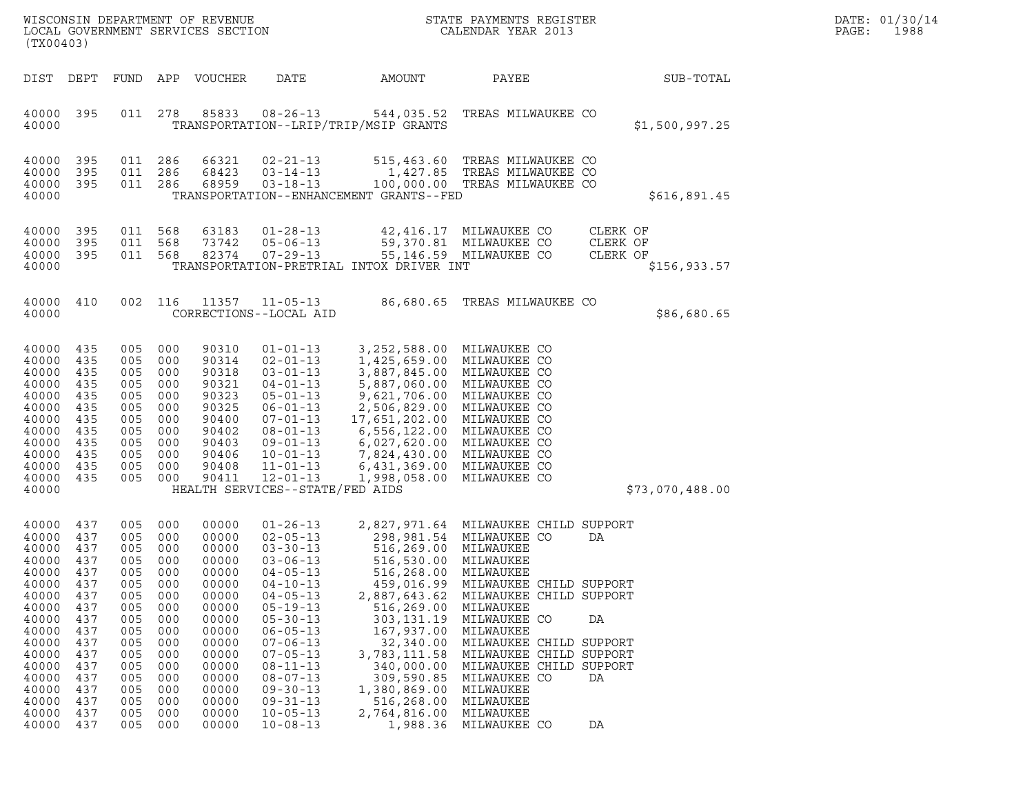| DIST | DEPT | FUND | APP | VOUCHER | DATE | AMOUNT | PAYEE | | SUB-TOTAL |
|---|---|---|---|---|---|---|---|---|---|
| 40000 | 395 | 011 | 278 | 85833 | 08-26-13 | 544,035.52 | TREAS MILWAUKEE CO | | |
| 40000 | | | | | TRANSPORTATION--LRIP/TRIP/MSIP GRANTS | | | | $1,500,997.25 |
| 40000 | 395 | 011 | 286 | 66321 | 02-21-13 | 515,463.60 | TREAS MILWAUKEE CO | | |
| 40000 | 395 | 011 | 286 | 68423 | 03-14-13 | 1,427.85 | TREAS MILWAUKEE CO | | |
| 40000 | 395 | 011 | 286 | 68959 | 03-18-13 | 100,000.00 | TREAS MILWAUKEE CO | | |
| 40000 | | | | | TRANSPORTATION--ENHANCEMENT GRANTS--FED | | | | $616,891.45 |
| 40000 | 395 | 011 | 568 | 63183 | 01-28-13 | 42,416.17 | MILWAUKEE CO | CLERK OF | |
| 40000 | 395 | 011 | 568 | 73742 | 05-06-13 | 59,370.81 | MILWAUKEE CO | CLERK OF | |
| 40000 | 395 | 011 | 568 | 82374 | 07-29-13 | 55,146.59 | MILWAUKEE CO | CLERK OF | |
| 40000 | | | | | TRANSPORTATION-PRETRIAL INTOX DRIVER INT | | | | $156,933.57 |
| 40000 | 410 | 002 | 116 | 11357 | 11-05-13 | 86,680.65 | TREAS MILWAUKEE CO | | |
| 40000 | | | | | CORRECTIONS--LOCAL AID | | | | $86,680.65 |
| 40000 | 435 | 005 | 000 | 90310 | 01-01-13 | 3,252,588.00 | MILWAUKEE CO | | |
| 40000 | 435 | 005 | 000 | 90314 | 02-01-13 | 1,425,659.00 | MILWAUKEE CO | | |
| 40000 | 435 | 005 | 000 | 90318 | 03-01-13 | 3,887,845.00 | MILWAUKEE CO | | |
| 40000 | 435 | 005 | 000 | 90321 | 04-01-13 | 5,887,060.00 | MILWAUKEE CO | | |
| 40000 | 435 | 005 | 000 | 90323 | 05-01-13 | 9,621,706.00 | MILWAUKEE CO | | |
| 40000 | 435 | 005 | 000 | 90325 | 06-01-13 | 2,506,829.00 | MILWAUKEE CO | | |
| 40000 | 435 | 005 | 000 | 90400 | 07-01-13 | 17,651,202.00 | MILWAUKEE CO | | |
| 40000 | 435 | 005 | 000 | 90402 | 08-01-13 | 6,556,122.00 | MILWAUKEE CO | | |
| 40000 | 435 | 005 | 000 | 90403 | 09-01-13 | 6,027,620.00 | MILWAUKEE CO | | |
| 40000 | 435 | 005 | 000 | 90406 | 10-01-13 | 7,824,430.00 | MILWAUKEE CO | | |
| 40000 | 435 | 005 | 000 | 90408 | 11-01-13 | 6,431,369.00 | MILWAUKEE CO | | |
| 40000 | 435 | 005 | 000 | 90411 | 12-01-13 | 1,998,058.00 | MILWAUKEE CO | | |
| 40000 | | | | | HEALTH SERVICES--STATE/FED AIDS | | | | $73,070,488.00 |
| 40000 | 437 | 005 | 000 | 00000 | 01-26-13 | 2,827,971.64 | MILWAUKEE CHILD SUPPORT | | |
| 40000 | 437 | 005 | 000 | 00000 | 02-05-13 | 298,981.54 | MILWAUKEE CO | DA | |
| 40000 | 437 | 005 | 000 | 00000 | 03-30-13 | 516,269.00 | MILWAUKEE | | |
| 40000 | 437 | 005 | 000 | 00000 | 03-06-13 | 516,530.00 | MILWAUKEE | | |
| 40000 | 437 | 005 | 000 | 00000 | 04-05-13 | 516,268.00 | MILWAUKEE | | |
| 40000 | 437 | 005 | 000 | 00000 | 04-10-13 | 459,016.99 | MILWAUKEE CHILD SUPPORT | | |
| 40000 | 437 | 005 | 000 | 00000 | 04-05-13 | 2,887,643.62 | MILWAUKEE CHILD SUPPORT | | |
| 40000 | 437 | 005 | 000 | 00000 | 05-19-13 | 516,269.00 | MILWAUKEE | | |
| 40000 | 437 | 005 | 000 | 00000 | 05-30-13 | 303,131.19 | MILWAUKEE CO | DA | |
| 40000 | 437 | 005 | 000 | 00000 | 06-05-13 | 167,937.00 | MILWAUKEE | | |
| 40000 | 437 | 005 | 000 | 00000 | 07-06-13 | 32,340.00 | MILWAUKEE CHILD SUPPORT | | |
| 40000 | 437 | 005 | 000 | 00000 | 07-05-13 | 3,783,111.58 | MILWAUKEE CHILD SUPPORT | | |
| 40000 | 437 | 005 | 000 | 00000 | 08-11-13 | 340,000.00 | MILWAUKEE CHILD SUPPORT | | |
| 40000 | 437 | 005 | 000 | 00000 | 08-07-13 | 309,590.85 | MILWAUKEE CO | DA | |
| 40000 | 437 | 005 | 000 | 00000 | 09-30-13 | 1,380,869.00 | MILWAUKEE | | |
| 40000 | 437 | 005 | 000 | 00000 | 09-31-13 | 516,268.00 | MILWAUKEE | | |
| 40000 | 437 | 005 | 000 | 00000 | 10-05-13 | 2,764,816.00 | MILWAUKEE | | |
| 40000 | 437 | 005 | 000 | 00000 | 10-08-13 | 1,988.36 | MILWAUKEE CO | DA | |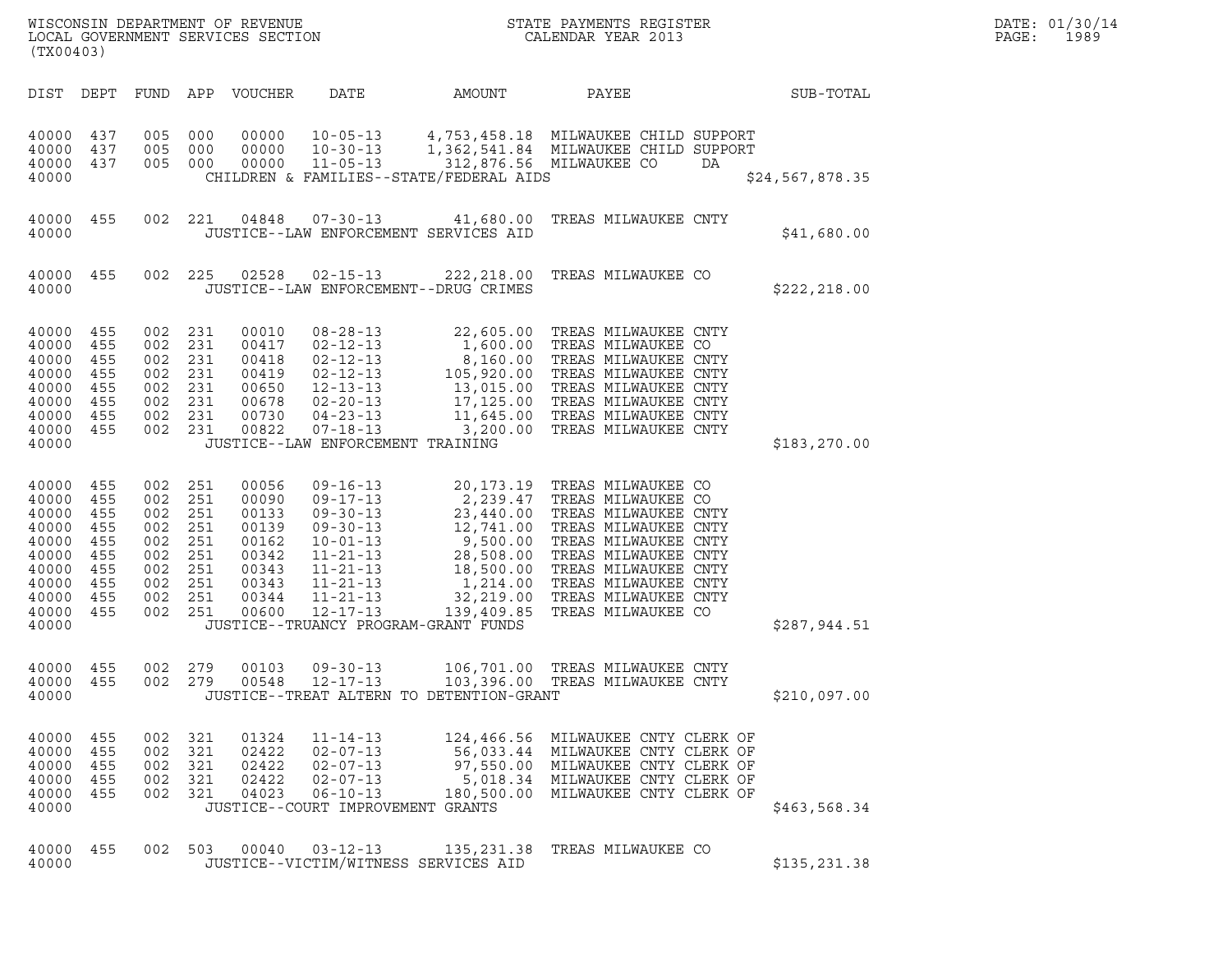| DIST | DEPT | FUND | APP | VOUCHER | DATE | AMOUNT | PAYEE | SUB-TOTAL |
|---|---|---|---|---|---|---|---|---|
| 40000 | 437 | 005 | 000 | 00000 | 10-05-13 | 4,753,458.18 | MILWAUKEE CHILD SUPPORT | |
| 40000 | 437 | 005 | 000 | 00000 | 10-30-13 | 1,362,541.84 | MILWAUKEE CHILD SUPPORT | |
| 40000 | 437 | 005 | 000 | 00000 | 11-05-13 | 312,876.56 | MILWAUKEE CO DA | |
| 40000 | | | | | CHILDREN & FAMILIES--STATE/FEDERAL AIDS | | | $24,567,878.35 |
| 40000 | 455 | 002 | 221 | 04848 | 07-30-13 | 41,680.00 | TREAS MILWAUKEE CNTY | |
| 40000 | | | | | JUSTICE--LAW ENFORCEMENT SERVICES AID | | | $41,680.00 |
| 40000 | 455 | 002 | 225 | 02528 | 02-15-13 | 222,218.00 | TREAS MILWAUKEE CO | |
| 40000 | | | | | JUSTICE--LAW ENFORCEMENT--DRUG CRIMES | | | $222,218.00 |
| 40000 | 455 | 002 | 231 | 00010 | 08-28-13 | 22,605.00 | TREAS MILWAUKEE CNTY | |
| 40000 | 455 | 002 | 231 | 00417 | 02-12-13 | 1,600.00 | TREAS MILWAUKEE CO | |
| 40000 | 455 | 002 | 231 | 00418 | 02-12-13 | 8,160.00 | TREAS MILWAUKEE CNTY | |
| 40000 | 455 | 002 | 231 | 00419 | 02-12-13 | 105,920.00 | TREAS MILWAUKEE CNTY | |
| 40000 | 455 | 002 | 231 | 00650 | 12-13-13 | 13,015.00 | TREAS MILWAUKEE CNTY | |
| 40000 | 455 | 002 | 231 | 00678 | 02-20-13 | 17,125.00 | TREAS MILWAUKEE CNTY | |
| 40000 | 455 | 002 | 231 | 00730 | 04-23-13 | 11,645.00 | TREAS MILWAUKEE CNTY | |
| 40000 | 455 | 002 | 231 | 00822 | 07-18-13 | 3,200.00 | TREAS MILWAUKEE CNTY | |
| 40000 | | | | | JUSTICE--LAW ENFORCEMENT TRAINING | | | $183,270.00 |
| 40000 | 455 | 002 | 251 | 00056 | 09-16-13 | 20,173.19 | TREAS MILWAUKEE CO | |
| 40000 | 455 | 002 | 251 | 00090 | 09-17-13 | 2,239.47 | TREAS MILWAUKEE CO | |
| 40000 | 455 | 002 | 251 | 00133 | 09-30-13 | 23,440.00 | TREAS MILWAUKEE CNTY | |
| 40000 | 455 | 002 | 251 | 00139 | 09-30-13 | 12,741.00 | TREAS MILWAUKEE CNTY | |
| 40000 | 455 | 002 | 251 | 00162 | 10-01-13 | 9,500.00 | TREAS MILWAUKEE CNTY | |
| 40000 | 455 | 002 | 251 | 00342 | 11-21-13 | 28,508.00 | TREAS MILWAUKEE CNTY | |
| 40000 | 455 | 002 | 251 | 00343 | 11-21-13 | 18,500.00 | TREAS MILWAUKEE CNTY | |
| 40000 | 455 | 002 | 251 | 00343 | 11-21-13 | 1,214.00 | TREAS MILWAUKEE CNTY | |
| 40000 | 455 | 002 | 251 | 00344 | 11-21-13 | 32,219.00 | TREAS MILWAUKEE CNTY | |
| 40000 | 455 | 002 | 251 | 00600 | 12-17-13 | 139,409.85 | TREAS MILWAUKEE CO | |
| 40000 | | | | | JUSTICE--TRUANCY PROGRAM-GRANT FUNDS | | | $287,944.51 |
| 40000 | 455 | 002 | 279 | 00103 | 09-30-13 | 106,701.00 | TREAS MILWAUKEE CNTY | |
| 40000 | 455 | 002 | 279 | 00548 | 12-17-13 | 103,396.00 | TREAS MILWAUKEE CNTY | |
| 40000 | | | | | JUSTICE--TREAT ALTERN TO DETENTION-GRANT | | | $210,097.00 |
| 40000 | 455 | 002 | 321 | 01324 | 11-14-13 | 124,466.56 | MILWAUKEE CNTY CLERK OF | |
| 40000 | 455 | 002 | 321 | 02422 | 02-07-13 | 56,033.44 | MILWAUKEE CNTY CLERK OF | |
| 40000 | 455 | 002 | 321 | 02422 | 02-07-13 | 97,550.00 | MILWAUKEE CNTY CLERK OF | |
| 40000 | 455 | 002 | 321 | 02422 | 02-07-13 | 5,018.34 | MILWAUKEE CNTY CLERK OF | |
| 40000 | 455 | 002 | 321 | 04023 | 06-10-13 | 180,500.00 | MILWAUKEE CNTY CLERK OF | |
| 40000 | | | | | JUSTICE--COURT IMPROVEMENT GRANTS | | | $463,568.34 |
| 40000 | 455 | 002 | 503 | 00040 | 03-12-13 | 135,231.38 | TREAS MILWAUKEE CO | |
| 40000 | | | | | JUSTICE--VICTIM/WITNESS SERVICES AID | | | $135,231.38 |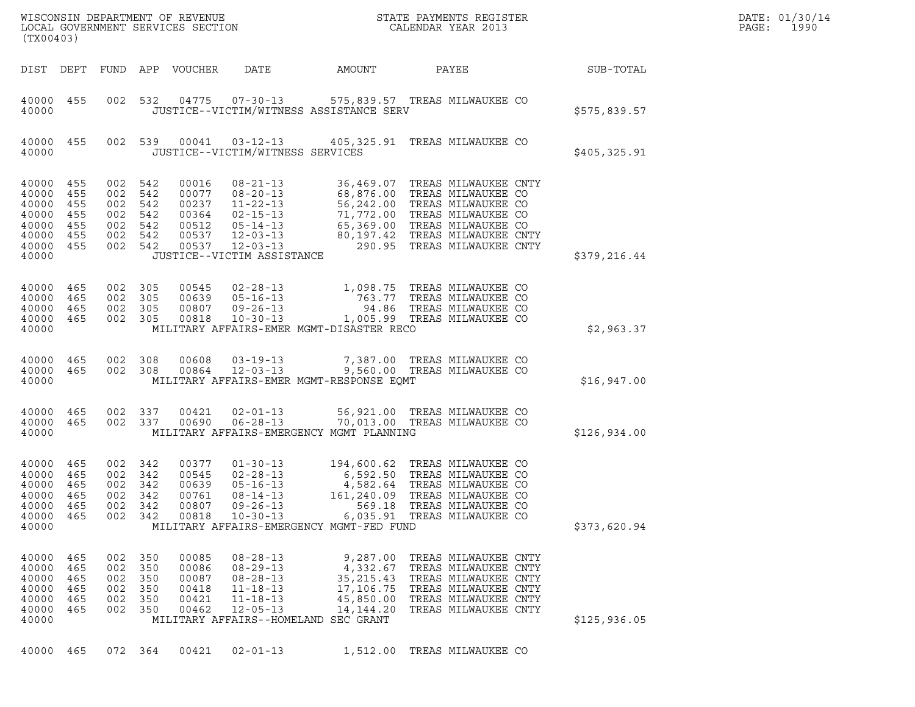WISCONSIN DEPARTMENT OF REVENUE
LOCAL GOVERNMENT SERVICES SECTION
(TX00403)

STATE PAYMENTS REGISTER
CALENDAR YEAR 2013

DATE: 01/30/14
PAGE: 1990

| DIST | DEPT | FUND | APP | VOUCHER | DATE | AMOUNT | PAYEE | SUB-TOTAL |
|---|---|---|---|---|---|---|---|---|
| 40000 | 455 | 002 | 532 | 04775 | 07-30-13 | 575,839.57 | TREAS MILWAUKEE CO | |
| 40000 | | | | | JUSTICE--VICTIM/WITNESS ASSISTANCE SERV | | | $575,839.57 |
| 40000 | 455 | 002 | 539 | 00041 | 03-12-13 | 405,325.91 | TREAS MILWAUKEE CO | |
| 40000 | | | | | JUSTICE--VICTIM/WITNESS SERVICES | | | $405,325.91 |
| 40000 | 455 | 002 | 542 | 00016 | 08-21-13 | 36,469.07 | TREAS MILWAUKEE CNTY | |
| 40000 | 455 | 002 | 542 | 00077 | 08-20-13 | 68,876.00 | TREAS MILWAUKEE CO | |
| 40000 | 455 | 002 | 542 | 00237 | 11-22-13 | 56,242.00 | TREAS MILWAUKEE CO | |
| 40000 | 455 | 002 | 542 | 00364 | 02-15-13 | 71,772.00 | TREAS MILWAUKEE CO | |
| 40000 | 455 | 002 | 542 | 00512 | 05-14-13 | 65,369.00 | TREAS MILWAUKEE CO | |
| 40000 | 455 | 002 | 542 | 00537 | 12-03-13 | 80,197.42 | TREAS MILWAUKEE CNTY | |
| 40000 | 455 | 002 | 542 | 00537 | 12-03-13 | 290.95 | TREAS MILWAUKEE CNTY | |
| 40000 | | | | | JUSTICE--VICTIM ASSISTANCE | | | $379,216.44 |
| 40000 | 465 | 002 | 305 | 00545 | 02-28-13 | 1,098.75 | TREAS MILWAUKEE CO | |
| 40000 | 465 | 002 | 305 | 00639 | 05-16-13 | 763.77 | TREAS MILWAUKEE CO | |
| 40000 | 465 | 002 | 305 | 00807 | 09-26-13 | 94.86 | TREAS MILWAUKEE CO | |
| 40000 | 465 | 002 | 305 | 00818 | 10-30-13 | 1,005.99 | TREAS MILWAUKEE CO | |
| 40000 | | | | | MILITARY AFFAIRS-EMER MGMT-DISASTER RECO | | | $2,963.37 |
| 40000 | 465 | 002 | 308 | 00608 | 03-19-13 | 7,387.00 | TREAS MILWAUKEE CO | |
| 40000 | 465 | 002 | 308 | 00864 | 12-03-13 | 9,560.00 | TREAS MILWAUKEE CO | |
| 40000 | | | | | MILITARY AFFAIRS-EMER MGMT-RESPONSE EQMT | | | $16,947.00 |
| 40000 | 465 | 002 | 337 | 00421 | 02-01-13 | 56,921.00 | TREAS MILWAUKEE CO | |
| 40000 | 465 | 002 | 337 | 00690 | 06-28-13 | 70,013.00 | TREAS MILWAUKEE CO | |
| 40000 | | | | | MILITARY AFFAIRS-EMERGENCY MGMT PLANNING | | | $126,934.00 |
| 40000 | 465 | 002 | 342 | 00377 | 01-30-13 | 194,600.62 | TREAS MILWAUKEE CO | |
| 40000 | 465 | 002 | 342 | 00545 | 02-28-13 | 6,592.50 | TREAS MILWAUKEE CO | |
| 40000 | 465 | 002 | 342 | 00639 | 05-16-13 | 4,582.64 | TREAS MILWAUKEE CO | |
| 40000 | 465 | 002 | 342 | 00761 | 08-14-13 | 161,240.09 | TREAS MILWAUKEE CO | |
| 40000 | 465 | 002 | 342 | 00807 | 09-26-13 | 569.18 | TREAS MILWAUKEE CO | |
| 40000 | 465 | 002 | 342 | 00818 | 10-30-13 | 6,035.91 | TREAS MILWAUKEE CO | |
| 40000 | | | | | MILITARY AFFAIRS-EMERGENCY MGMT-FED FUND | | | $373,620.94 |
| 40000 | 465 | 002 | 350 | 00085 | 08-28-13 | 9,287.00 | TREAS MILWAUKEE CNTY | |
| 40000 | 465 | 002 | 350 | 00086 | 08-29-13 | 4,332.67 | TREAS MILWAUKEE CNTY | |
| 40000 | 465 | 002 | 350 | 00087 | 08-28-13 | 35,215.43 | TREAS MILWAUKEE CNTY | |
| 40000 | 465 | 002 | 350 | 00418 | 11-18-13 | 17,106.75 | TREAS MILWAUKEE CNTY | |
| 40000 | 465 | 002 | 350 | 00421 | 11-18-13 | 45,850.00 | TREAS MILWAUKEE CNTY | |
| 40000 | 465 | 002 | 350 | 00462 | 12-05-13 | 14,144.20 | TREAS MILWAUKEE CNTY | |
| 40000 | | | | | MILITARY AFFAIRS--HOMELAND SEC GRANT | | | $125,936.05 |
| 40000 | 465 | 072 | 364 | 00421 | 02-01-13 | 1,512.00 | TREAS MILWAUKEE CO | |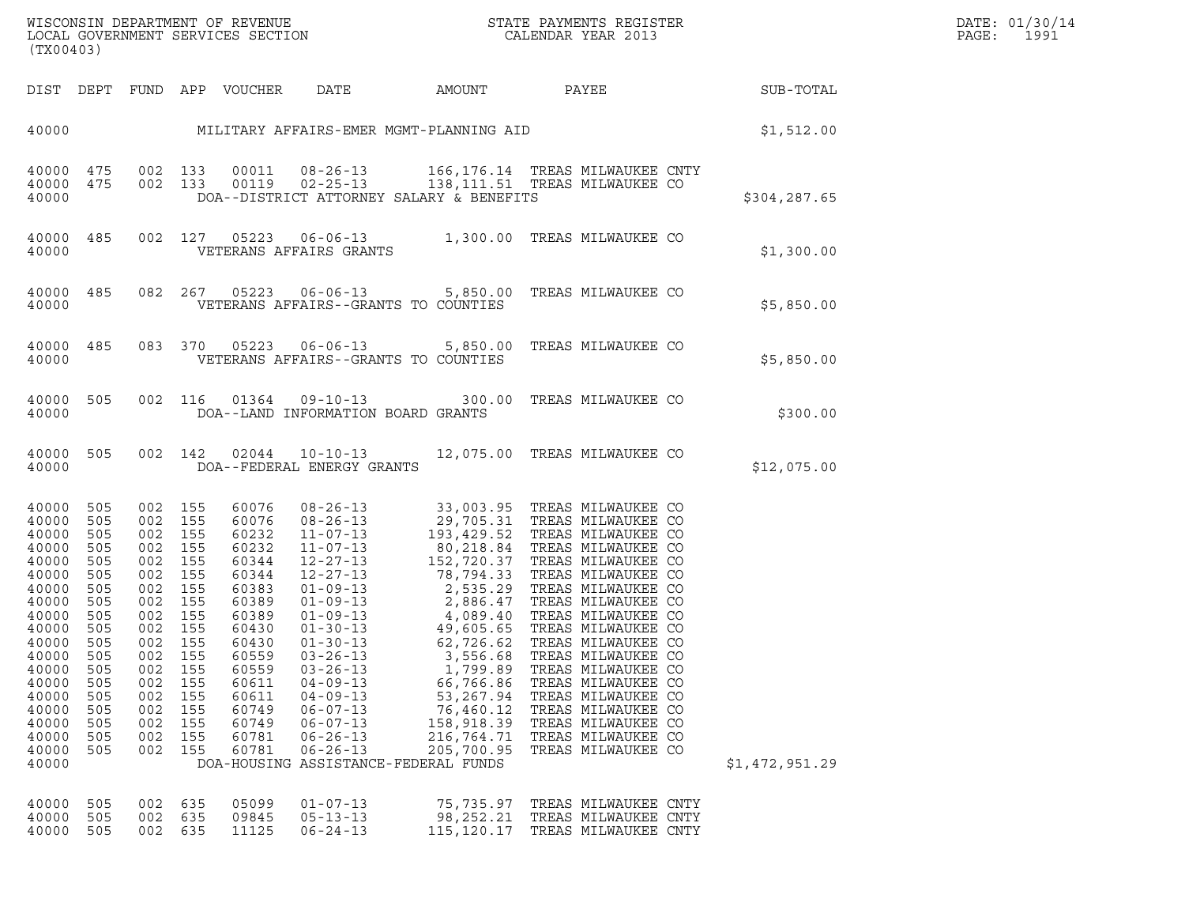| DIST | DEPT | FUND | APP | VOUCHER | DATE | AMOUNT | PAYEE | SUB-TOTAL |
|---|---|---|---|---|---|---|---|---|
| 40000 | | | | | MILITARY AFFAIRS-EMER MGMT-PLANNING AID | | | $1,512.00 |
| 40000 | 475 | 002 | 133 | 00011 | 08-26-13 | 166,176.14 | TREAS MILWAUKEE CNTY | |
| 40000 | 475 | 002 | 133 | 00119 | 02-25-13 | 138,111.51 | TREAS MILWAUKEE CO | |
| 40000 | | | | | DOA--DISTRICT ATTORNEY SALARY & BENEFITS | | | $304,287.65 |
| 40000 | 485 | 002 | 127 | 05223 | 06-06-13 | 1,300.00 | TREAS MILWAUKEE CO | |
| 40000 | | | | | VETERANS AFFAIRS GRANTS | | | $1,300.00 |
| 40000 | 485 | 082 | 267 | 05223 | 06-06-13 | 5,850.00 | TREAS MILWAUKEE CO | |
| 40000 | | | | | VETERANS AFFAIRS--GRANTS TO COUNTIES | | | $5,850.00 |
| 40000 | 485 | 083 | 370 | 05223 | 06-06-13 | 5,850.00 | TREAS MILWAUKEE CO | |
| 40000 | | | | | VETERANS AFFAIRS--GRANTS TO COUNTIES | | | $5,850.00 |
| 40000 | 505 | 002 | 116 | 01364 | 09-10-13 | 300.00 | TREAS MILWAUKEE CO | |
| 40000 | | | | | DOA--LAND INFORMATION BOARD GRANTS | | | $300.00 |
| 40000 | 505 | 002 | 142 | 02044 | 10-10-13 | 12,075.00 | TREAS MILWAUKEE CO | |
| 40000 | | | | | DOA--FEDERAL ENERGY GRANTS | | | $12,075.00 |
| 40000 | 505 | 002 | 155 | 60076 | 08-26-13 | 33,003.95 | TREAS MILWAUKEE CO | |
| 40000 | 505 | 002 | 155 | 60076 | 08-26-13 | 29,705.31 | TREAS MILWAUKEE CO | |
| 40000 | 505 | 002 | 155 | 60232 | 11-07-13 | 193,429.52 | TREAS MILWAUKEE CO | |
| 40000 | 505 | 002 | 155 | 60232 | 11-07-13 | 80,218.84 | TREAS MILWAUKEE CO | |
| 40000 | 505 | 002 | 155 | 60344 | 12-27-13 | 152,720.37 | TREAS MILWAUKEE CO | |
| 40000 | 505 | 002 | 155 | 60344 | 12-27-13 | 78,794.33 | TREAS MILWAUKEE CO | |
| 40000 | 505 | 002 | 155 | 60383 | 01-09-13 | 2,535.29 | TREAS MILWAUKEE CO | |
| 40000 | 505 | 002 | 155 | 60389 | 01-09-13 | 2,886.47 | TREAS MILWAUKEE CO | |
| 40000 | 505 | 002 | 155 | 60389 | 01-09-13 | 4,089.40 | TREAS MILWAUKEE CO | |
| 40000 | 505 | 002 | 155 | 60430 | 01-30-13 | 49,605.65 | TREAS MILWAUKEE CO | |
| 40000 | 505 | 002 | 155 | 60430 | 01-30-13 | 62,726.62 | TREAS MILWAUKEE CO | |
| 40000 | 505 | 002 | 155 | 60559 | 03-26-13 | 3,556.68 | TREAS MILWAUKEE CO | |
| 40000 | 505 | 002 | 155 | 60559 | 03-26-13 | 1,799.89 | TREAS MILWAUKEE CO | |
| 40000 | 505 | 002 | 155 | 60611 | 04-09-13 | 66,766.86 | TREAS MILWAUKEE CO | |
| 40000 | 505 | 002 | 155 | 60611 | 04-09-13 | 53,267.94 | TREAS MILWAUKEE CO | |
| 40000 | 505 | 002 | 155 | 60749 | 06-07-13 | 76,460.12 | TREAS MILWAUKEE CO | |
| 40000 | 505 | 002 | 155 | 60749 | 06-07-13 | 158,918.39 | TREAS MILWAUKEE CO | |
| 40000 | 505 | 002 | 155 | 60781 | 06-26-13 | 216,764.71 | TREAS MILWAUKEE CO | |
| 40000 | 505 | 002 | 155 | 60781 | 06-26-13 | 205,700.95 | TREAS MILWAUKEE CO | |
| 40000 | | | | | DOA-HOUSING ASSISTANCE-FEDERAL FUNDS | | | $1,472,951.29 |
| 40000 | 505 | 002 | 635 | 05099 | 01-07-13 | 75,735.97 | TREAS MILWAUKEE CNTY | |
| 40000 | 505 | 002 | 635 | 09845 | 05-13-13 | 98,252.21 | TREAS MILWAUKEE CNTY | |
| 40000 | 505 | 002 | 635 | 11125 | 06-24-13 | 115,120.17 | TREAS MILWAUKEE CNTY | |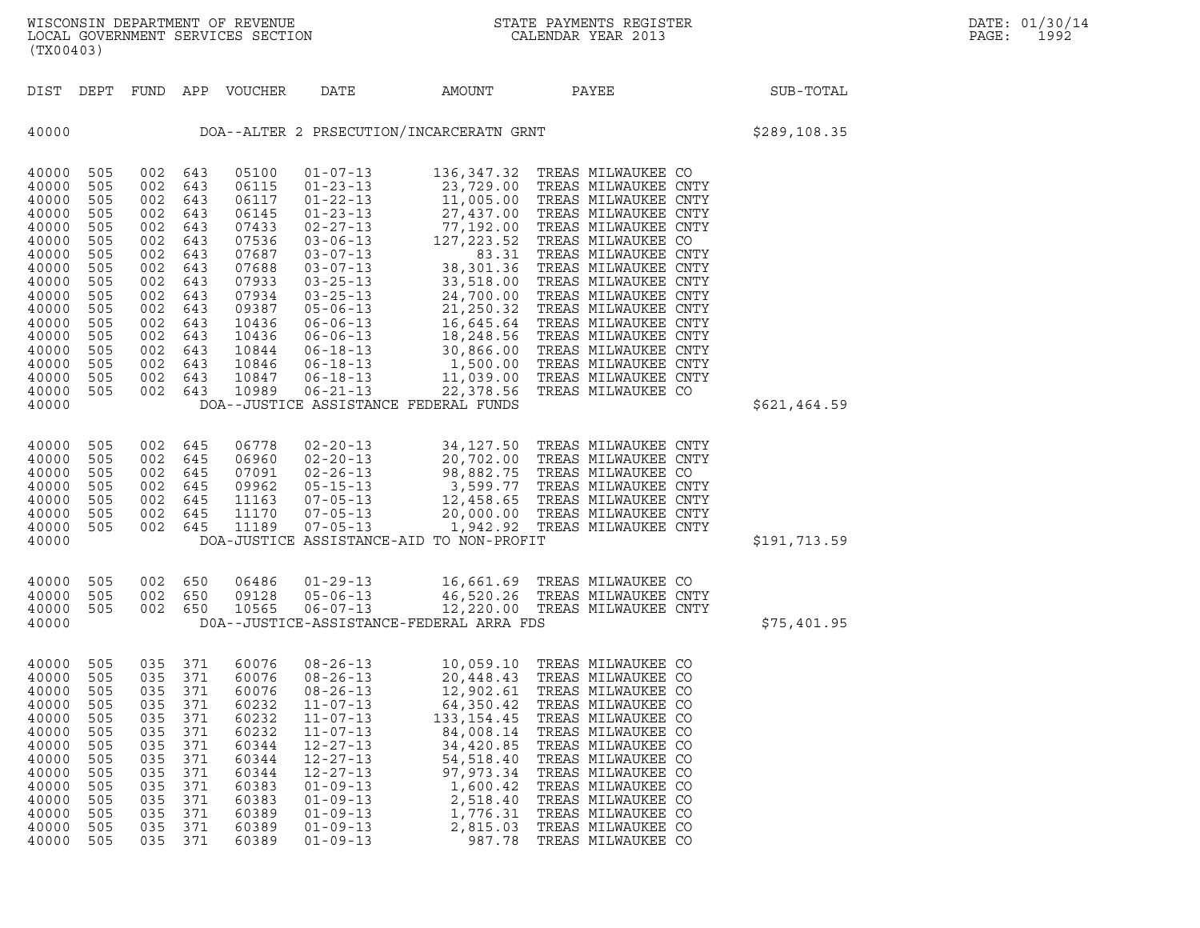WISCONSIN DEPARTMENT OF REVENUE
LOCAL GOVERNMENT SERVICES SECTION
(TX00403)

STATE PAYMENTS REGISTER
CALENDAR YEAR 2013

DATE: 01/30/14

| DIST | DEPT | FUND | APP | VOUCHER | DATE | AMOUNT | PAYEE | SUB-TOTAL |
|---|---|---|---|---|---|---|---|---|
| 40000 | | | | | DOA--ALTER 2 PRSECUTION/INCARCERATN GRNT | | | $289,108.35 |
| 40000 | 505 | 002 | 643 | 05100 | 01-07-13 | 136,347.32 | TREAS MILWAUKEE CO | |
| 40000 | 505 | 002 | 643 | 06115 | 01-23-13 | 23,729.00 | TREAS MILWAUKEE CNTY | |
| 40000 | 505 | 002 | 643 | 06117 | 01-22-13 | 11,005.00 | TREAS MILWAUKEE CNTY | |
| 40000 | 505 | 002 | 643 | 06145 | 01-23-13 | 27,437.00 | TREAS MILWAUKEE CNTY | |
| 40000 | 505 | 002 | 643 | 07433 | 02-27-13 | 77,192.00 | TREAS MILWAUKEE CNTY | |
| 40000 | 505 | 002 | 643 | 07536 | 03-06-13 | 127,223.52 | TREAS MILWAUKEE CO | |
| 40000 | 505 | 002 | 643 | 07687 | 03-07-13 | 83.31 | TREAS MILWAUKEE CNTY | |
| 40000 | 505 | 002 | 643 | 07688 | 03-07-13 | 38,301.36 | TREAS MILWAUKEE CNTY | |
| 40000 | 505 | 002 | 643 | 07933 | 03-25-13 | 33,518.00 | TREAS MILWAUKEE CNTY | |
| 40000 | 505 | 002 | 643 | 07934 | 03-25-13 | 24,700.00 | TREAS MILWAUKEE CNTY | |
| 40000 | 505 | 002 | 643 | 09387 | 05-06-13 | 21,250.32 | TREAS MILWAUKEE CNTY | |
| 40000 | 505 | 002 | 643 | 10436 | 06-06-13 | 16,645.64 | TREAS MILWAUKEE CNTY | |
| 40000 | 505 | 002 | 643 | 10436 | 06-06-13 | 18,248.56 | TREAS MILWAUKEE CNTY | |
| 40000 | 505 | 002 | 643 | 10844 | 06-18-13 | 30,866.00 | TREAS MILWAUKEE CNTY | |
| 40000 | 505 | 002 | 643 | 10846 | 06-18-13 | 1,500.00 | TREAS MILWAUKEE CNTY | |
| 40000 | 505 | 002 | 643 | 10847 | 06-18-13 | 11,039.00 | TREAS MILWAUKEE CNTY | |
| 40000 | 505 | 002 | 643 | 10989 | 06-21-13 | 22,378.56 | TREAS MILWAUKEE CO | |
| 40000 | | | | | DOA--JUSTICE ASSISTANCE FEDERAL FUNDS | | | $621,464.59 |
| 40000 | 505 | 002 | 645 | 06778 | 02-20-13 | 34,127.50 | TREAS MILWAUKEE CNTY | |
| 40000 | 505 | 002 | 645 | 06960 | 02-20-13 | 20,702.00 | TREAS MILWAUKEE CNTY | |
| 40000 | 505 | 002 | 645 | 07091 | 02-26-13 | 98,882.75 | TREAS MILWAUKEE CO | |
| 40000 | 505 | 002 | 645 | 09962 | 05-15-13 | 3,599.77 | TREAS MILWAUKEE CNTY | |
| 40000 | 505 | 002 | 645 | 11163 | 07-05-13 | 12,458.65 | TREAS MILWAUKEE CNTY | |
| 40000 | 505 | 002 | 645 | 11170 | 07-05-13 | 20,000.00 | TREAS MILWAUKEE CNTY | |
| 40000 | 505 | 002 | 645 | 11189 | 07-05-13 | 1,942.92 | TREAS MILWAUKEE CNTY | |
| 40000 | | | | | DOA-JUSTICE ASSISTANCE-AID TO NON-PROFIT | | | $191,713.59 |
| 40000 | 505 | 002 | 650 | 06486 | 01-29-13 | 16,661.69 | TREAS MILWAUKEE CO | |
| 40000 | 505 | 002 | 650 | 09128 | 05-06-13 | 46,520.26 | TREAS MILWAUKEE CNTY | |
| 40000 | 505 | 002 | 650 | 10565 | 06-07-13 | 12,220.00 | TREAS MILWAUKEE CNTY | |
| 40000 | | | | | D0A--JUSTICE-ASSISTANCE-FEDERAL ARRA FDS | | | $75,401.95 |
| 40000 | 505 | 035 | 371 | 60076 | 08-26-13 | 10,059.10 | TREAS MILWAUKEE CO | |
| 40000 | 505 | 035 | 371 | 60076 | 08-26-13 | 20,448.43 | TREAS MILWAUKEE CO | |
| 40000 | 505 | 035 | 371 | 60076 | 08-26-13 | 12,902.61 | TREAS MILWAUKEE CO | |
| 40000 | 505 | 035 | 371 | 60232 | 11-07-13 | 64,350.42 | TREAS MILWAUKEE CO | |
| 40000 | 505 | 035 | 371 | 60232 | 11-07-13 | 133,154.45 | TREAS MILWAUKEE CO | |
| 40000 | 505 | 035 | 371 | 60232 | 11-07-13 | 84,008.14 | TREAS MILWAUKEE CO | |
| 40000 | 505 | 035 | 371 | 60344 | 12-27-13 | 34,420.85 | TREAS MILWAUKEE CO | |
| 40000 | 505 | 035 | 371 | 60344 | 12-27-13 | 54,518.40 | TREAS MILWAUKEE CO | |
| 40000 | 505 | 035 | 371 | 60344 | 12-27-13 | 97,973.34 | TREAS MILWAUKEE CO | |
| 40000 | 505 | 035 | 371 | 60383 | 01-09-13 | 1,600.42 | TREAS MILWAUKEE CO | |
| 40000 | 505 | 035 | 371 | 60383 | 01-09-13 | 2,518.40 | TREAS MILWAUKEE CO | |
| 40000 | 505 | 035 | 371 | 60389 | 01-09-13 | 1,776.31 | TREAS MILWAUKEE CO | |
| 40000 | 505 | 035 | 371 | 60389 | 01-09-13 | 2,815.03 | TREAS MILWAUKEE CO | |
| 40000 | 505 | 035 | 371 | 60389 | 01-09-13 | 987.78 | TREAS MILWAUKEE CO | |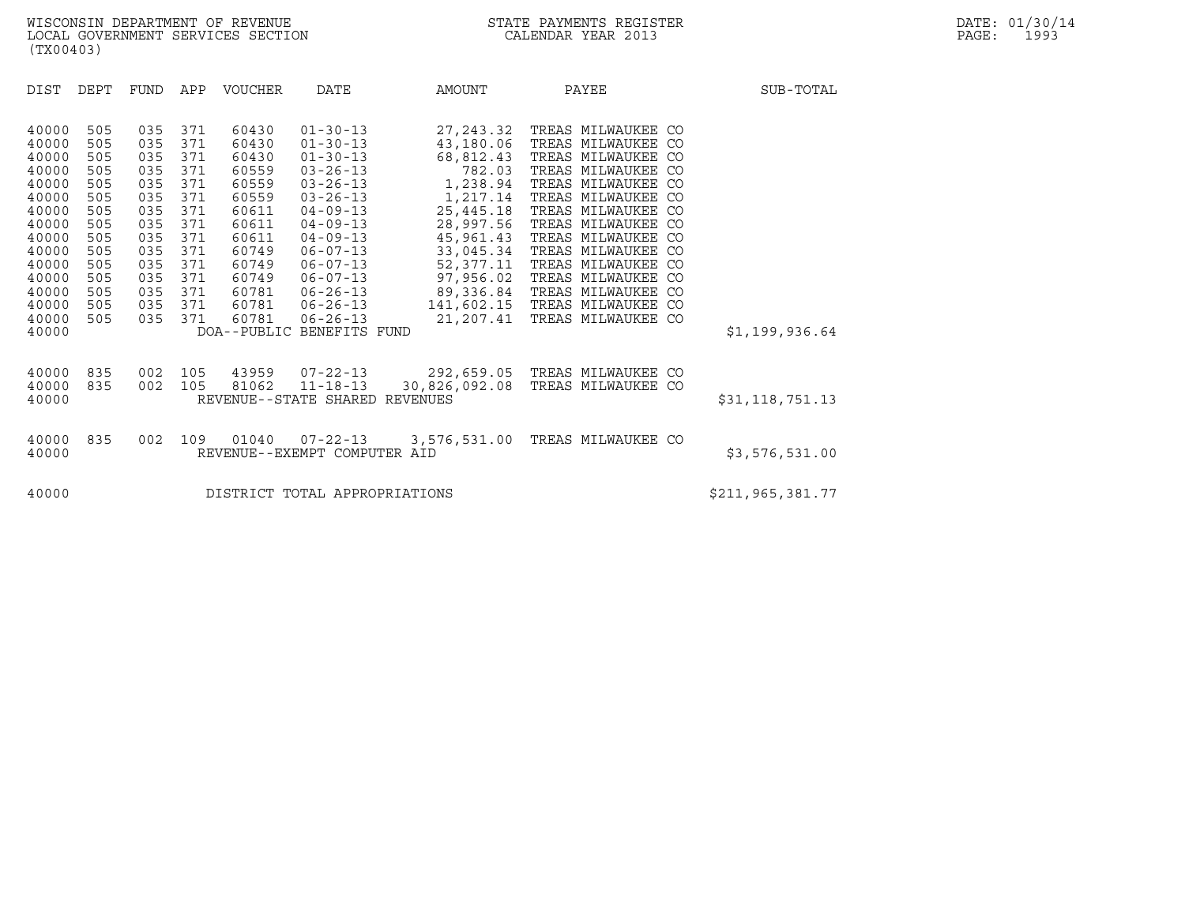WISCONSIN DEPARTMENT OF REVENUE
LOCAL GOVERNMENT SERVICES SECTION
(TX00403)

STATE PAYMENTS REGISTER
CALENDAR YEAR 2013

DATE: 01/30/14

| DIST | DEPT | FUND | APP | VOUCHER | DATE | AMOUNT | PAYEE | SUB-TOTAL |
|---|---|---|---|---|---|---|---|---|
| 40000 | 505 | 035 | 371 | 60430 | 01-30-13 | 27,243.32 | TREAS MILWAUKEE CO | |
| 40000 | 505 | 035 | 371 | 60430 | 01-30-13 | 43,180.06 | TREAS MILWAUKEE CO | |
| 40000 | 505 | 035 | 371 | 60430 | 01-30-13 | 68,812.43 | TREAS MILWAUKEE CO | |
| 40000 | 505 | 035 | 371 | 60559 | 03-26-13 | 782.03 | TREAS MILWAUKEE CO | |
| 40000 | 505 | 035 | 371 | 60559 | 03-26-13 | 1,238.94 | TREAS MILWAUKEE CO | |
| 40000 | 505 | 035 | 371 | 60559 | 03-26-13 | 1,217.14 | TREAS MILWAUKEE CO | |
| 40000 | 505 | 035 | 371 | 60611 | 04-09-13 | 25,445.18 | TREAS MILWAUKEE CO | |
| 40000 | 505 | 035 | 371 | 60611 | 04-09-13 | 28,997.56 | TREAS MILWAUKEE CO | |
| 40000 | 505 | 035 | 371 | 60611 | 04-09-13 | 45,961.43 | TREAS MILWAUKEE CO | |
| 40000 | 505 | 035 | 371 | 60749 | 06-07-13 | 33,045.34 | TREAS MILWAUKEE CO | |
| 40000 | 505 | 035 | 371 | 60749 | 06-07-13 | 52,377.11 | TREAS MILWAUKEE CO | |
| 40000 | 505 | 035 | 371 | 60749 | 06-07-13 | 97,956.02 | TREAS MILWAUKEE CO | |
| 40000 | 505 | 035 | 371 | 60781 | 06-26-13 | 89,336.84 | TREAS MILWAUKEE CO | |
| 40000 | 505 | 035 | 371 | 60781 | 06-26-13 | 141,602.15 | TREAS MILWAUKEE CO | |
| 40000 | 505 | 035 | 371 | 60781 | 06-26-13 | 21,207.41 | TREAS MILWAUKEE CO | |
| 40000 | | | | DOA--PUBLIC BENEFITS FUND | | | | $1,199,936.64 |
| 40000 | 835 | 002 | 105 | 43959 | 07-22-13 | 292,659.05 | TREAS MILWAUKEE CO | |
| 40000 | 835 | 002 | 105 | 81062 | 11-18-13 | 30,826,092.08 | TREAS MILWAUKEE CO | |
| 40000 | | | | REVENUE--STATE SHARED REVENUES | | | | $31,118,751.13 |
| 40000 | 835 | 002 | 109 | 01040 | 07-22-13 | 3,576,531.00 | TREAS MILWAUKEE CO | |
| 40000 | | | | REVENUE--EXEMPT COMPUTER AID | | | | $3,576,531.00 |
| 40000 | | | | DISTRICT TOTAL APPROPRIATIONS | | | | $211,965,381.77 |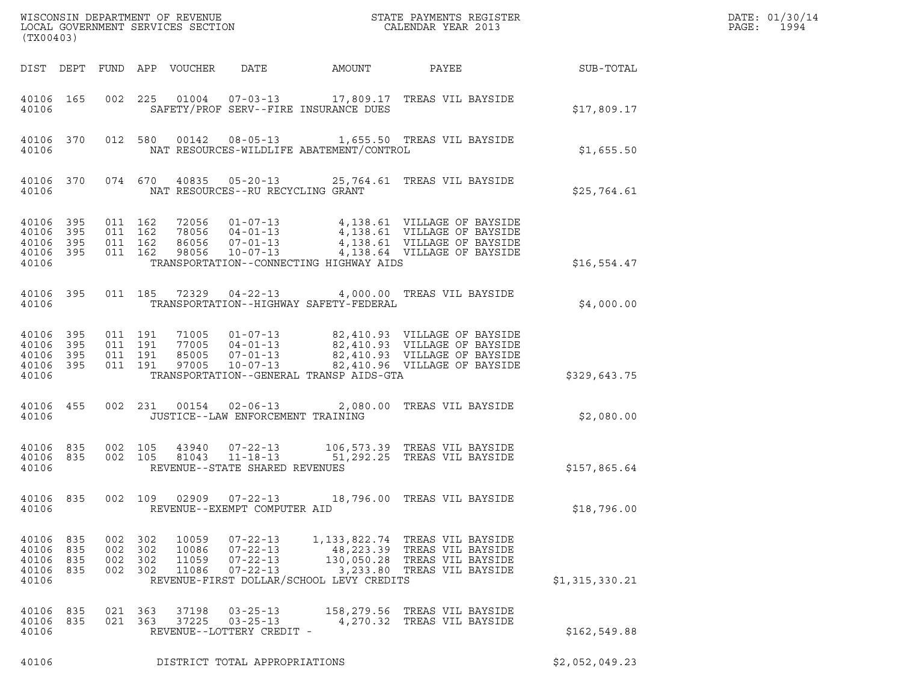WISCONSIN DEPARTMENT OF REVENUE
LOCAL GOVERNMENT SERVICES SECTION
(TX00403)

STATE PAYMENTS REGISTER
CALENDAR YEAR 2013

DATE: 01/30/14

| DIST | DEPT | FUND | APP | VOUCHER | DATE | AMOUNT | PAYEE | SUB-TOTAL |
|---|---|---|---|---|---|---|---|---|
| 40106 | 165 | 002 | 225 | 01004 | 07-03-13 | 17,809.17 | TREAS VIL BAYSIDE | |
| 40106 | | | | SAFETY/PROF SERV--FIRE INSURANCE DUES | | | | $17,809.17 |
| 40106 | 370 | 012 | 580 | 00142 | 08-05-13 | 1,655.50 | TREAS VIL BAYSIDE | |
| 40106 | | | | NAT RESOURCES-WILDLIFE ABATEMENT/CONTROL | | | | $1,655.50 |
| 40106 | 370 | 074 | 670 | 40835 | 05-20-13 | 25,764.61 | TREAS VIL BAYSIDE | |
| 40106 | | | | NAT RESOURCES--RU RECYCLING GRANT | | | | $25,764.61 |
| 40106 | 395 | 011 | 162 | 72056 | 01-07-13 | 4,138.61 | VILLAGE OF BAYSIDE | |
| 40106 | 395 | 011 | 162 | 78056 | 04-01-13 | 4,138.61 | VILLAGE OF BAYSIDE | |
| 40106 | 395 | 011 | 162 | 86056 | 07-01-13 | 4,138.61 | VILLAGE OF BAYSIDE | |
| 40106 | 395 | 011 | 162 | 98056 | 10-07-13 | 4,138.64 | VILLAGE OF BAYSIDE | |
| 40106 | | | | TRANSPORTATION--CONNECTING HIGHWAY AIDS | | | | $16,554.47 |
| 40106 | 395 | 011 | 185 | 72329 | 04-22-13 | 4,000.00 | TREAS VIL BAYSIDE | |
| 40106 | | | | TRANSPORTATION--HIGHWAY SAFETY-FEDERAL | | | | $4,000.00 |
| 40106 | 395 | 011 | 191 | 71005 | 01-07-13 | 82,410.93 | VILLAGE OF BAYSIDE | |
| 40106 | 395 | 011 | 191 | 77005 | 04-01-13 | 82,410.93 | VILLAGE OF BAYSIDE | |
| 40106 | 395 | 011 | 191 | 85005 | 07-01-13 | 82,410.93 | VILLAGE OF BAYSIDE | |
| 40106 | 395 | 011 | 191 | 97005 | 10-07-13 | 82,410.96 | VILLAGE OF BAYSIDE | |
| 40106 | | | | TRANSPORTATION--GENERAL TRANSP AIDS-GTA | | | | $329,643.75 |
| 40106 | 455 | 002 | 231 | 00154 | 02-06-13 | 2,080.00 | TREAS VIL BAYSIDE | |
| 40106 | | | | JUSTICE--LAW ENFORCEMENT TRAINING | | | | $2,080.00 |
| 40106 | 835 | 002 | 105 | 43940 | 07-22-13 | 106,573.39 | TREAS VIL BAYSIDE | |
| 40106 | 835 | 002 | 105 | 81043 | 11-18-13 | 51,292.25 | TREAS VIL BAYSIDE | |
| 40106 | | | | REVENUE--STATE SHARED REVENUES | | | | $157,865.64 |
| 40106 | 835 | 002 | 109 | 02909 | 07-22-13 | 18,796.00 | TREAS VIL BAYSIDE | |
| 40106 | | | | REVENUE--EXEMPT COMPUTER AID | | | | $18,796.00 |
| 40106 | 835 | 002 | 302 | 10059 | 07-22-13 | 1,133,822.74 | TREAS VIL BAYSIDE | |
| 40106 | 835 | 002 | 302 | 10086 | 07-22-13 | 48,223.39 | TREAS VIL BAYSIDE | |
| 40106 | 835 | 002 | 302 | 11059 | 07-22-13 | 130,050.28 | TREAS VIL BAYSIDE | |
| 40106 | 835 | 002 | 302 | 11086 | 07-22-13 | 3,233.80 | TREAS VIL BAYSIDE | |
| 40106 | | | | REVENUE-FIRST DOLLAR/SCHOOL LEVY CREDITS | | | | $1,315,330.21 |
| 40106 | 835 | 021 | 363 | 37198 | 03-25-13 | 158,279.56 | TREAS VIL BAYSIDE | |
| 40106 | 835 | 021 | 363 | 37225 | 03-25-13 | 4,270.32 | TREAS VIL BAYSIDE | |
| 40106 | | | | REVENUE--LOTTERY CREDIT - | | | | $162,549.88 |
| 40106 | | | | DISTRICT TOTAL APPROPRIATIONS | | | | $2,052,049.23 |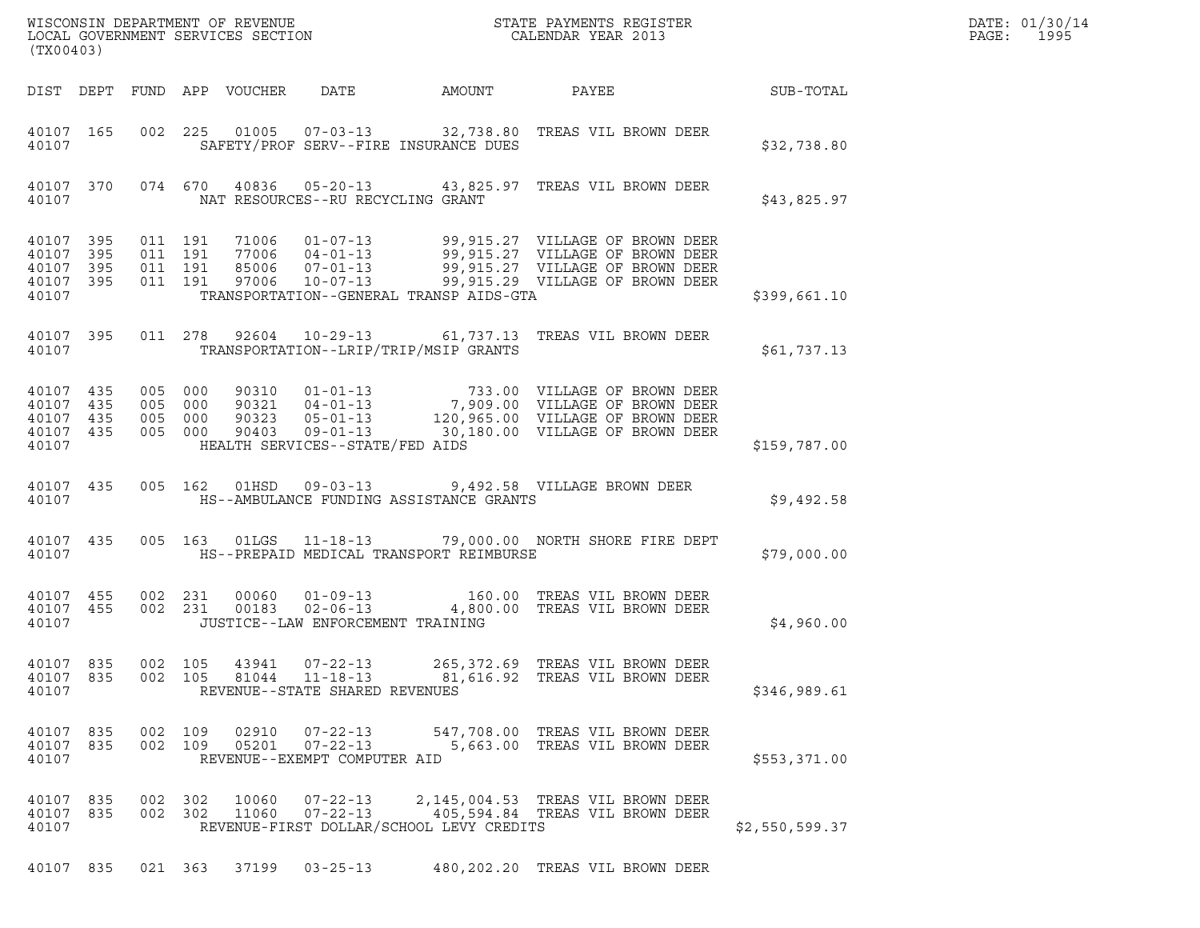WISCONSIN DEPARTMENT OF REVENUE
LOCAL GOVERNMENT SERVICES SECTION
(TX00403)

STATE PAYMENTS REGISTER
CALENDAR YEAR 2013

DATE: 01/30/14
PAGE: 1995

| DIST | DEPT | FUND | APP | VOUCHER | DATE | AMOUNT | PAYEE | SUB-TOTAL |
|---|---|---|---|---|---|---|---|---|
| 40107 | 165 | 002 | 225 | 01005 | 07-03-13 | 32,738.80 | TREAS VIL BROWN DEER | |
| 40107 | | | | SAFETY/PROF SERV--FIRE INSURANCE DUES | | | | $32,738.80 |
| 40107 | 370 | 074 | 670 | 40836 | 05-20-13 | 43,825.97 | TREAS VIL BROWN DEER | |
| 40107 | | | | NAT RESOURCES--RU RECYCLING GRANT | | | | $43,825.97 |
| 40107 | 395 | 011 | 191 | 71006 | 01-07-13 | 99,915.27 | VILLAGE OF BROWN DEER | |
| 40107 | 395 | 011 | 191 | 77006 | 04-01-13 | 99,915.27 | VILLAGE OF BROWN DEER | |
| 40107 | 395 | 011 | 191 | 85006 | 07-01-13 | 99,915.27 | VILLAGE OF BROWN DEER | |
| 40107 | 395 | 011 | 191 | 97006 | 10-07-13 | 99,915.29 | VILLAGE OF BROWN DEER | |
| 40107 | | | | TRANSPORTATION--GENERAL TRANSP AIDS-GTA | | | | $399,661.10 |
| 40107 | 395 | 011 | 278 | 92604 | 10-29-13 | 61,737.13 | TREAS VIL BROWN DEER | |
| 40107 | | | | TRANSPORTATION--LRIP/TRIP/MSIP GRANTS | | | | $61,737.13 |
| 40107 | 435 | 005 | 000 | 90310 | 01-01-13 | 733.00 | VILLAGE OF BROWN DEER | |
| 40107 | 435 | 005 | 000 | 90321 | 04-01-13 | 7,909.00 | VILLAGE OF BROWN DEER | |
| 40107 | 435 | 005 | 000 | 90323 | 05-01-13 | 120,965.00 | VILLAGE OF BROWN DEER | |
| 40107 | 435 | 005 | 000 | 90403 | 09-01-13 | 30,180.00 | VILLAGE OF BROWN DEER | |
| 40107 | | | | HEALTH SERVICES--STATE/FED AIDS | | | | $159,787.00 |
| 40107 | 435 | 005 | 162 | 01HSD | 09-03-13 | 9,492.58 | VILLAGE BROWN DEER | |
| 40107 | | | | HS--AMBULANCE FUNDING ASSISTANCE GRANTS | | | | $9,492.58 |
| 40107 | 435 | 005 | 163 | 01LGS | 11-18-13 | 79,000.00 | NORTH SHORE FIRE DEPT | |
| 40107 | | | | HS--PREPAID MEDICAL TRANSPORT REIMBURSE | | | | $79,000.00 |
| 40107 | 455 | 002 | 231 | 00060 | 01-09-13 | 160.00 | TREAS VIL BROWN DEER | |
| 40107 | 455 | 002 | 231 | 00183 | 02-06-13 | 4,800.00 | TREAS VIL BROWN DEER | |
| 40107 | | | | JUSTICE--LAW ENFORCEMENT TRAINING | | | | $4,960.00 |
| 40107 | 835 | 002 | 105 | 43941 | 07-22-13 | 265,372.69 | TREAS VIL BROWN DEER | |
| 40107 | 835 | 002 | 105 | 81044 | 11-18-13 | 81,616.92 | TREAS VIL BROWN DEER | |
| 40107 | | | | REVENUE--STATE SHARED REVENUES | | | | $346,989.61 |
| 40107 | 835 | 002 | 109 | 02910 | 07-22-13 | 547,708.00 | TREAS VIL BROWN DEER | |
| 40107 | 835 | 002 | 109 | 05201 | 07-22-13 | 5,663.00 | TREAS VIL BROWN DEER | |
| 40107 | | | | REVENUE--EXEMPT COMPUTER AID | | | | $553,371.00 |
| 40107 | 835 | 002 | 302 | 10060 | 07-22-13 | 2,145,004.53 | TREAS VIL BROWN DEER | |
| 40107 | 835 | 002 | 302 | 11060 | 07-22-13 | 405,594.84 | TREAS VIL BROWN DEER | |
| 40107 | | | | REVENUE-FIRST DOLLAR/SCHOOL LEVY CREDITS | | | | $2,550,599.37 |
| 40107 | 835 | 021 | 363 | 37199 | 03-25-13 | 480,202.20 | TREAS VIL BROWN DEER | |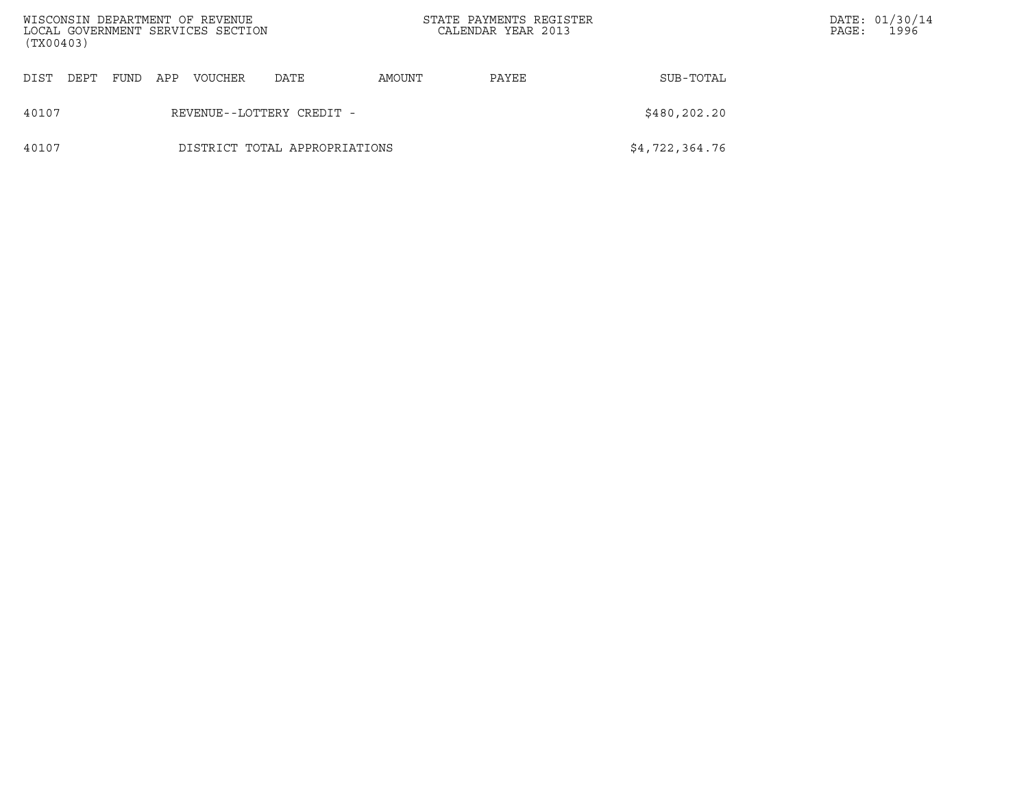| DIST | DEPT | FUND | APP | VOUCHER | DATE | AMOUNT | PAYEE | SUB-TOTAL |
|---|---|---|---|---|---|---|---|---|
| 40107 | | | | REVENUE--LOTTERY CREDIT - | | | | $480,202.20 |
| 40107 | | | | DISTRICT TOTAL APPROPRIATIONS | | | | $4,722,364.76 |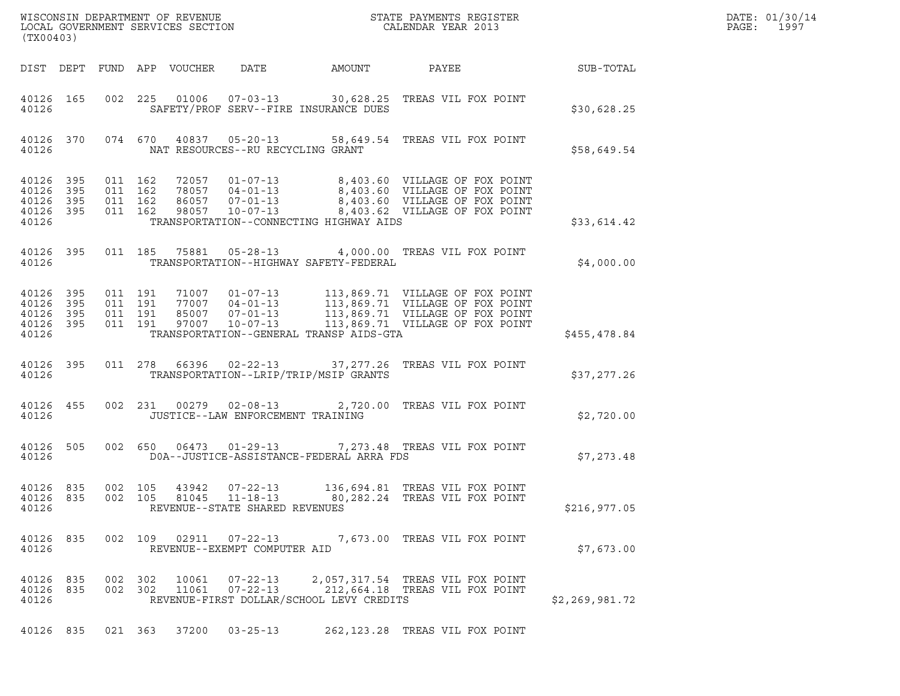WISCONSIN DEPARTMENT OF REVENUE
LOCAL GOVERNMENT SERVICES SECTION
(TX00403)

STATE PAYMENTS REGISTER
CALENDAR YEAR 2013

DATE: 01/30/14

| DIST | DEPT | FUND | APP | VOUCHER | DATE | AMOUNT | PAYEE | SUB-TOTAL |
|---|---|---|---|---|---|---|---|---|
| 40126 | 165 | 002 | 225 | 01006 | 07-03-13 | 30,628.25 | TREAS VIL FOX POINT | |
| 40126 | | | | | SAFETY/PROF SERV--FIRE INSURANCE DUES | | | $30,628.25 |
| 40126 | 370 | 074 | 670 | 40837 | 05-20-13 | 58,649.54 | TREAS VIL FOX POINT | |
| 40126 | | | | | NAT RESOURCES--RU RECYCLING GRANT | | | $58,649.54 |
| 40126 | 395 | 011 | 162 | 72057 | 01-07-13 | 8,403.60 | VILLAGE OF FOX POINT | |
| 40126 | 395 | 011 | 162 | 78057 | 04-01-13 | 8,403.60 | VILLAGE OF FOX POINT | |
| 40126 | 395 | 011 | 162 | 86057 | 07-01-13 | 8,403.60 | VILLAGE OF FOX POINT | |
| 40126 | 395 | 011 | 162 | 98057 | 10-07-13 | 8,403.62 | VILLAGE OF FOX POINT | |
| 40126 | | | | | TRANSPORTATION--CONNECTING HIGHWAY AIDS | | | $33,614.42 |
| 40126 | 395 | 011 | 185 | 75881 | 05-28-13 | 4,000.00 | TREAS VIL FOX POINT | |
| 40126 | | | | | TRANSPORTATION--HIGHWAY SAFETY-FEDERAL | | | $4,000.00 |
| 40126 | 395 | 011 | 191 | 71007 | 01-07-13 | 113,869.71 | VILLAGE OF FOX POINT | |
| 40126 | 395 | 011 | 191 | 77007 | 04-01-13 | 113,869.71 | VILLAGE OF FOX POINT | |
| 40126 | 395 | 011 | 191 | 85007 | 07-01-13 | 113,869.71 | VILLAGE OF FOX POINT | |
| 40126 | 395 | 011 | 191 | 97007 | 10-07-13 | 113,869.71 | VILLAGE OF FOX POINT | |
| 40126 | | | | | TRANSPORTATION--GENERAL TRANSP AIDS-GTA | | | $455,478.84 |
| 40126 | 395 | 011 | 278 | 66396 | 02-22-13 | 37,277.26 | TREAS VIL FOX POINT | |
| 40126 | | | | | TRANSPORTATION--LRIP/TRIP/MSIP GRANTS | | | $37,277.26 |
| 40126 | 455 | 002 | 231 | 00279 | 02-08-13 | 2,720.00 | TREAS VIL FOX POINT | |
| 40126 | | | | | JUSTICE--LAW ENFORCEMENT TRAINING | | | $2,720.00 |
| 40126 | 505 | 002 | 650 | 06473 | 01-29-13 | 7,273.48 | TREAS VIL FOX POINT | |
| 40126 | | | | | DOA--JUSTICE-ASSISTANCE-FEDERAL ARRA FDS | | | $7,273.48 |
| 40126 | 835 | 002 | 105 | 43942 | 07-22-13 | 136,694.81 | TREAS VIL FOX POINT | |
| 40126 | 835 | 002 | 105 | 81045 | 11-18-13 | 80,282.24 | TREAS VIL FOX POINT | |
| 40126 | | | | | REVENUE--STATE SHARED REVENUES | | | $216,977.05 |
| 40126 | 835 | 002 | 109 | 02911 | 07-22-13 | 7,673.00 | TREAS VIL FOX POINT | |
| 40126 | | | | | REVENUE--EXEMPT COMPUTER AID | | | $7,673.00 |
| 40126 | 835 | 002 | 302 | 10061 | 07-22-13 | 2,057,317.54 | TREAS VIL FOX POINT | |
| 40126 | 835 | 002 | 302 | 11061 | 07-22-13 | 212,664.18 | TREAS VIL FOX POINT | |
| 40126 | | | | | REVENUE-FIRST DOLLAR/SCHOOL LEVY CREDITS | | | $2,269,981.72 |
| 40126 | 835 | 021 | 363 | 37200 | 03-25-13 | 262,123.28 | TREAS VIL FOX POINT | |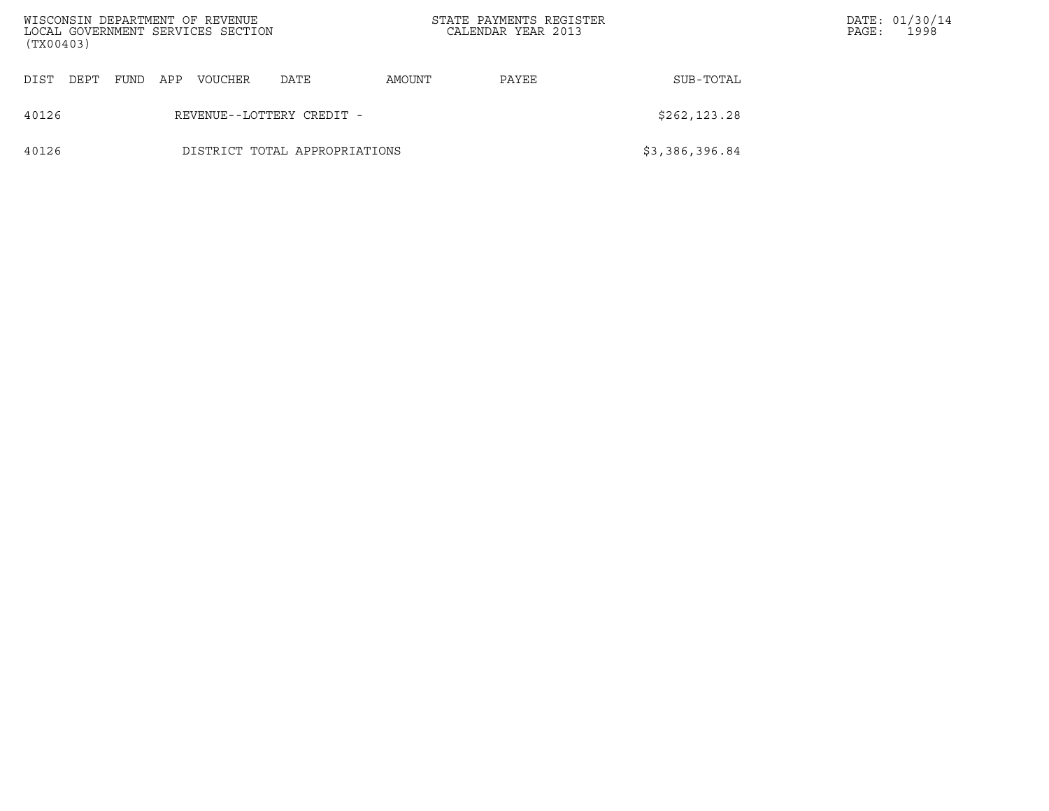| DIST | DEPT | FUND | APP | VOUCHER | DATE | AMOUNT | PAYEE | SUB-TOTAL |
|---|---|---|---|---|---|---|---|---|
| 40126 | | | | REVENUE--LOTTERY CREDIT - | | | | $262,123.28 |
| 40126 | | | | DISTRICT TOTAL APPROPRIATIONS | | | | $3,386,396.84 |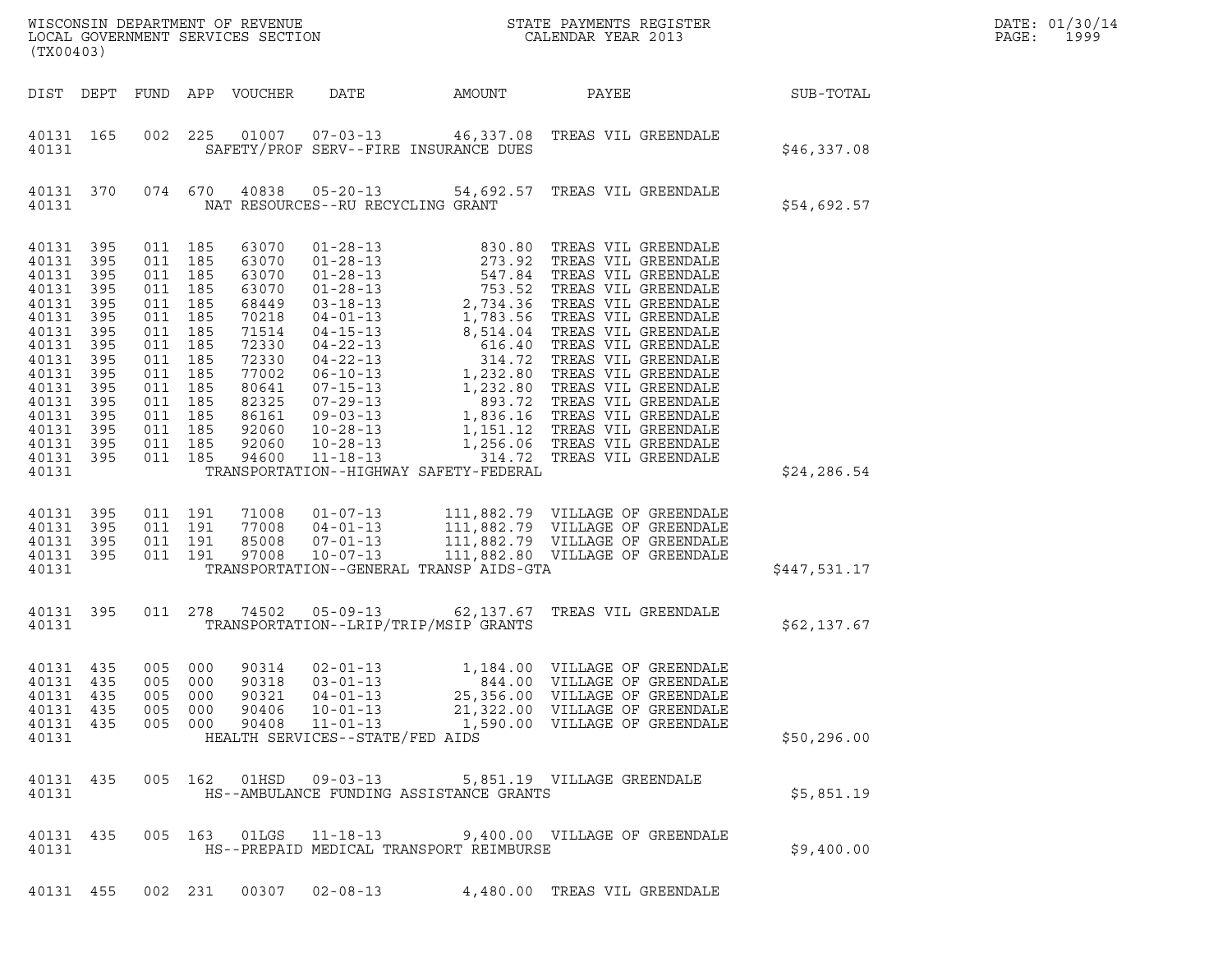WISCONSIN DEPARTMENT OF REVENUE
LOCAL GOVERNMENT SERVICES SECTION
(TX00403)

STATE PAYMENTS REGISTER
CALENDAR YEAR 2013

DATE: 01/30/14
PAGE: 1999

| DIST | DEPT | FUND | APP | VOUCHER | DATE | AMOUNT | PAYEE | SUB-TOTAL |
|---|---|---|---|---|---|---|---|---|
| 40131 | 165 | 002 | 225 | 01007 | 07-03-13 | 46,337.08 | TREAS VIL GREENDALE | |
| 40131 | | | | | SAFETY/PROF SERV--FIRE INSURANCE DUES | | | $46,337.08 |
| 40131 | 370 | 074 | 670 | 40838 | 05-20-13 | 54,692.57 | TREAS VIL GREENDALE | |
| 40131 | | | | | NAT RESOURCES--RU RECYCLING GRANT | | | $54,692.57 |
| 40131 | 395 | 011 | 185 | 63070 | 01-28-13 | 830.80 | TREAS VIL GREENDALE | |
| 40131 | 395 | 011 | 185 | 63070 | 01-28-13 | 273.92 | TREAS VIL GREENDALE | |
| 40131 | 395 | 011 | 185 | 63070 | 01-28-13 | 547.84 | TREAS VIL GREENDALE | |
| 40131 | 395 | 011 | 185 | 63070 | 01-28-13 | 753.52 | TREAS VIL GREENDALE | |
| 40131 | 395 | 011 | 185 | 68449 | 03-18-13 | 2,734.36 | TREAS VIL GREENDALE | |
| 40131 | 395 | 011 | 185 | 70218 | 04-01-13 | 1,783.56 | TREAS VIL GREENDALE | |
| 40131 | 395 | 011 | 185 | 71514 | 04-15-13 | 8,514.04 | TREAS VIL GREENDALE | |
| 40131 | 395 | 011 | 185 | 72330 | 04-22-13 | 616.40 | TREAS VIL GREENDALE | |
| 40131 | 395 | 011 | 185 | 72330 | 04-22-13 | 314.72 | TREAS VIL GREENDALE | |
| 40131 | 395 | 011 | 185 | 77002 | 06-10-13 | 1,232.80 | TREAS VIL GREENDALE | |
| 40131 | 395 | 011 | 185 | 80641 | 07-15-13 | 1,232.80 | TREAS VIL GREENDALE | |
| 40131 | 395 | 011 | 185 | 82325 | 07-29-13 | 893.72 | TREAS VIL GREENDALE | |
| 40131 | 395 | 011 | 185 | 86161 | 09-03-13 | 1,836.16 | TREAS VIL GREENDALE | |
| 40131 | 395 | 011 | 185 | 92060 | 10-28-13 | 1,151.12 | TREAS VIL GREENDALE | |
| 40131 | 395 | 011 | 185 | 92060 | 10-28-13 | 1,256.06 | TREAS VIL GREENDALE | |
| 40131 | 395 | 011 | 185 | 94600 | 11-18-13 | 314.72 | TREAS VIL GREENDALE | |
| 40131 | | | | | TRANSPORTATION--HIGHWAY SAFETY-FEDERAL | | | $24,286.54 |
| 40131 | 395 | 011 | 191 | 71008 | 01-07-13 | 111,882.79 | VILLAGE OF GREENDALE | |
| 40131 | 395 | 011 | 191 | 77008 | 04-01-13 | 111,882.79 | VILLAGE OF GREENDALE | |
| 40131 | 395 | 011 | 191 | 85008 | 07-01-13 | 111,882.79 | VILLAGE OF GREENDALE | |
| 40131 | 395 | 011 | 191 | 97008 | 10-07-13 | 111,882.80 | VILLAGE OF GREENDALE | |
| 40131 | | | | | TRANSPORTATION--GENERAL TRANSP AIDS-GTA | | | $447,531.17 |
| 40131 | 395 | 011 | 278 | 74502 | 05-09-13 | 62,137.67 | TREAS VIL GREENDALE | |
| 40131 | | | | | TRANSPORTATION--LRIP/TRIP/MSIP GRANTS | | | $62,137.67 |
| 40131 | 435 | 005 | 000 | 90314 | 02-01-13 | 1,184.00 | VILLAGE OF GREENDALE | |
| 40131 | 435 | 005 | 000 | 90318 | 03-01-13 | 844.00 | VILLAGE OF GREENDALE | |
| 40131 | 435 | 005 | 000 | 90321 | 04-01-13 | 25,356.00 | VILLAGE OF GREENDALE | |
| 40131 | 435 | 005 | 000 | 90406 | 10-01-13 | 21,322.00 | VILLAGE OF GREENDALE | |
| 40131 | 435 | 005 | 000 | 90408 | 11-01-13 | 1,590.00 | VILLAGE OF GREENDALE | |
| 40131 | | | | | HEALTH SERVICES--STATE/FED AIDS | | | $50,296.00 |
| 40131 | 435 | 005 | 162 | 01HSD | 09-03-13 | 5,851.19 | VILLAGE GREENDALE | |
| 40131 | | | | | HS--AMBULANCE FUNDING ASSISTANCE GRANTS | | | $5,851.19 |
| 40131 | 435 | 005 | 163 | 01LGS | 11-18-13 | 9,400.00 | VILLAGE OF GREENDALE | |
| 40131 | | | | | HS--PREPAID MEDICAL TRANSPORT REIMBURSE | | | $9,400.00 |
| 40131 | 455 | 002 | 231 | 00307 | 02-08-13 | 4,480.00 | TREAS VIL GREENDALE | |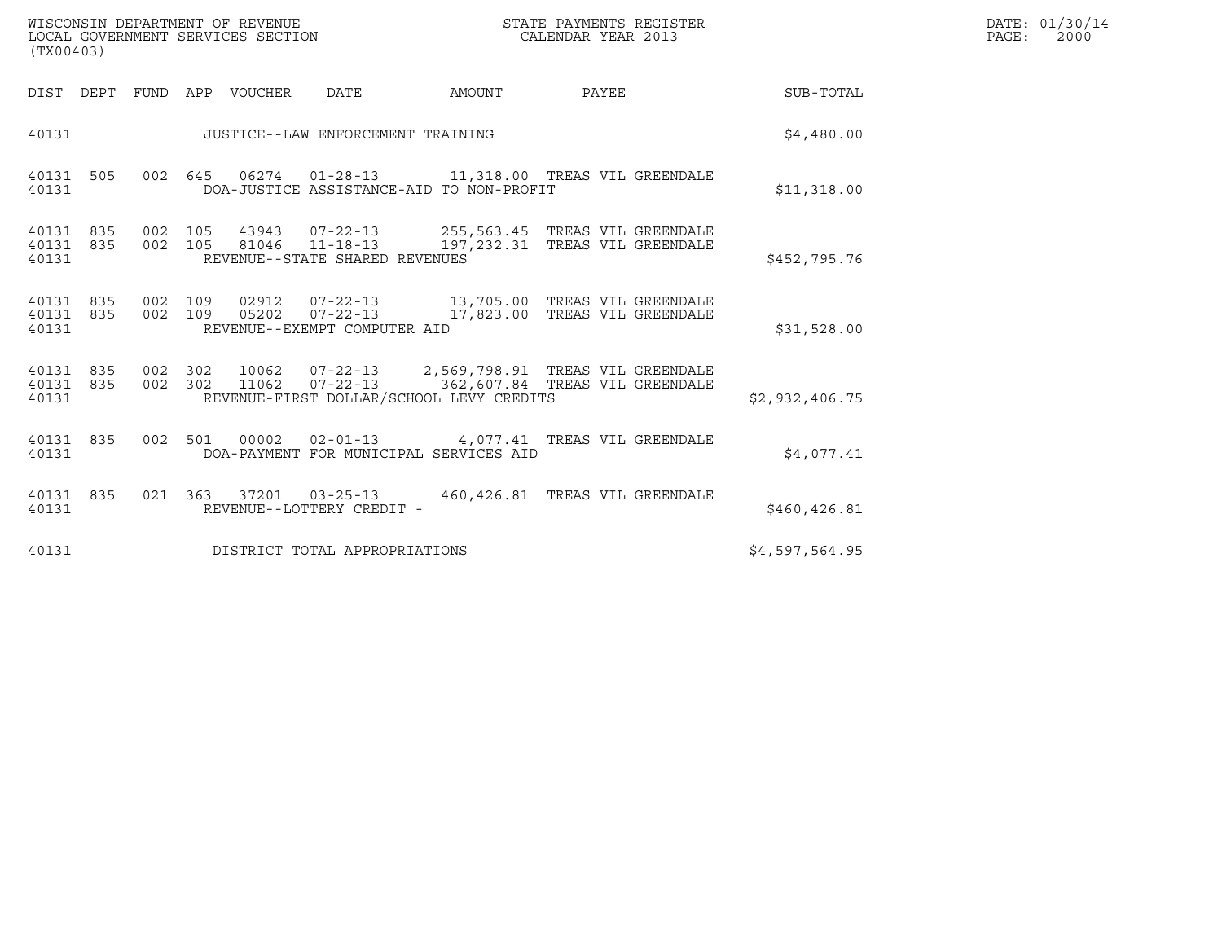WISCONSIN DEPARTMENT OF REVENUE
LOCAL GOVERNMENT SERVICES SECTION
(TX00403)

STATE PAYMENTS REGISTER
CALENDAR YEAR 2013

DATE: 01/30/14
PAGE: 2000

| DIST | DEPT | FUND | APP | VOUCHER | DATE | AMOUNT | PAYEE | SUB-TOTAL |
|---|---|---|---|---|---|---|---|---|
| 40131 | | | | JUSTICE--LAW ENFORCEMENT TRAINING | | | | $4,480.00 |
| 40131 | 505 | 002 | 645 | 06274 | 01-28-13 | 11,318.00 | TREAS VIL GREENDALE | |
| 40131 | | | | DOA-JUSTICE ASSISTANCE-AID TO NON-PROFIT | | | | $11,318.00 |
| 40131 | 835 | 002 | 105 | 43943 | 07-22-13 | 255,563.45 | TREAS VIL GREENDALE | |
| 40131 | 835 | 002 | 105 | 81046 | 11-18-13 | 197,232.31 | TREAS VIL GREENDALE | |
| 40131 | | | | REVENUE--STATE SHARED REVENUES | | | | $452,795.76 |
| 40131 | 835 | 002 | 109 | 02912 | 07-22-13 | 13,705.00 | TREAS VIL GREENDALE | |
| 40131 | 835 | 002 | 109 | 05202 | 07-22-13 | 17,823.00 | TREAS VIL GREENDALE | |
| 40131 | | | | REVENUE--EXEMPT COMPUTER AID | | | | $31,528.00 |
| 40131 | 835 | 002 | 302 | 10062 | 07-22-13 | 2,569,798.91 | TREAS VIL GREENDALE | |
| 40131 | 835 | 002 | 302 | 11062 | 07-22-13 | 362,607.84 | TREAS VIL GREENDALE | |
| 40131 | | | | REVENUE-FIRST DOLLAR/SCHOOL LEVY CREDITS | | | | $2,932,406.75 |
| 40131 | 835 | 002 | 501 | 00002 | 02-01-13 | 4,077.41 | TREAS VIL GREENDALE | |
| 40131 | | | | DOA-PAYMENT FOR MUNICIPAL SERVICES AID | | | | $4,077.41 |
| 40131 | 835 | 021 | 363 | 37201 | 03-25-13 | 460,426.81 | TREAS VIL GREENDALE | |
| 40131 | | | | REVENUE--LOTTERY CREDIT - | | | | $460,426.81 |
| 40131 | | | | DISTRICT TOTAL APPROPRIATIONS | | | | $4,597,564.95 |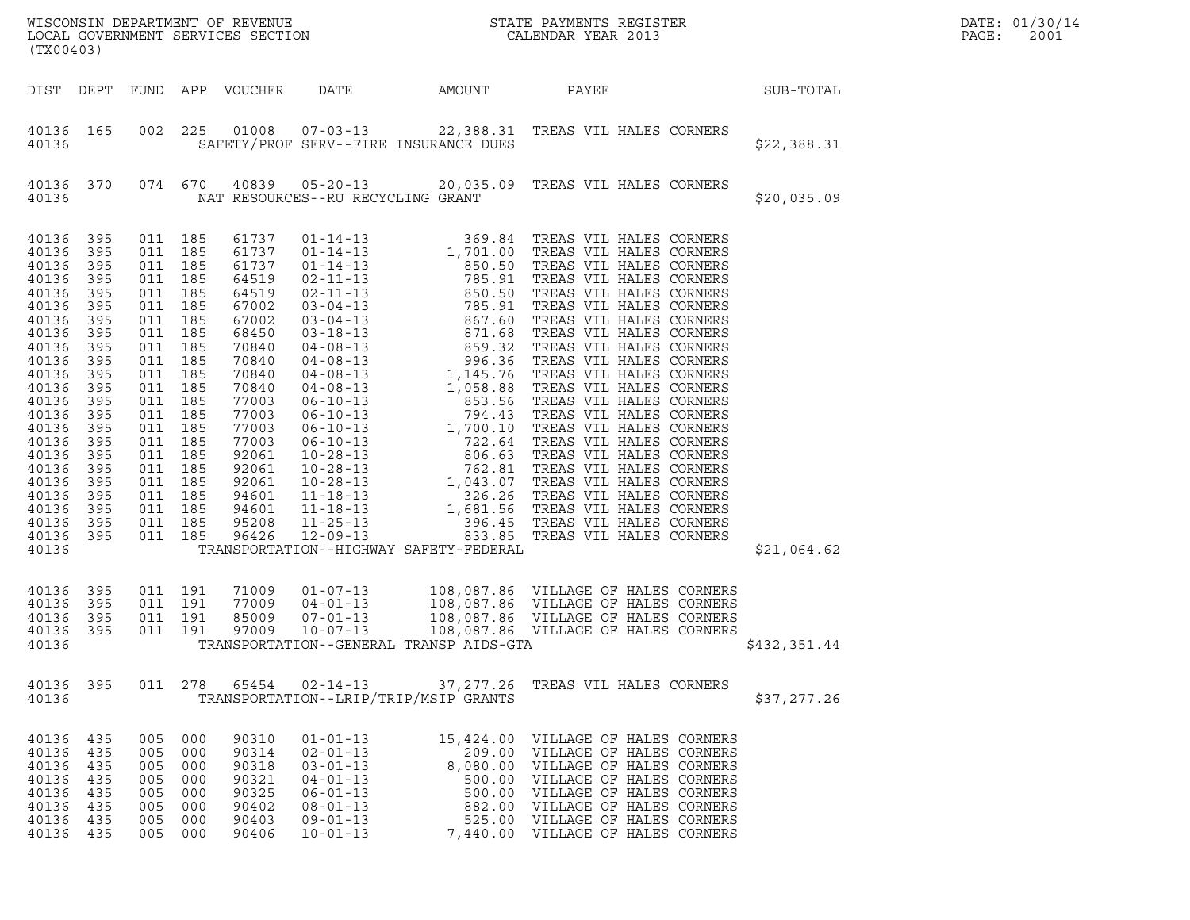| DIST | DEPT | FUND | APP | VOUCHER | DATE | AMOUNT | PAYEE | SUB-TOTAL |
|---|---|---|---|---|---|---|---|---|
| 40136 | 165 | 002 | 225 | 01008 | 07-03-13 | 22,388.31 | TREAS VIL HALES CORNERS | |
| 40136 | | | | | SAFETY/PROF SERV--FIRE INSURANCE DUES | | | $22,388.31 |
| 40136 | 370 | 074 | 670 | 40839 | 05-20-13 | 20,035.09 | TREAS VIL HALES CORNERS | |
| 40136 | | | | | NAT RESOURCES--RU RECYCLING GRANT | | | $20,035.09 |
| 40136 | 395 | 011 | 185 | 61737 | 01-14-13 | 369.84 | TREAS VIL HALES CORNERS | |
| 40136 | 395 | 011 | 185 | 61737 | 01-14-13 | 1,701.00 | TREAS VIL HALES CORNERS | |
| 40136 | 395 | 011 | 185 | 61737 | 01-14-13 | 850.50 | TREAS VIL HALES CORNERS | |
| 40136 | 395 | 011 | 185 | 64519 | 02-11-13 | 785.91 | TREAS VIL HALES CORNERS | |
| 40136 | 395 | 011 | 185 | 64519 | 02-11-13 | 850.50 | TREAS VIL HALES CORNERS | |
| 40136 | 395 | 011 | 185 | 67002 | 03-04-13 | 785.91 | TREAS VIL HALES CORNERS | |
| 40136 | 395 | 011 | 185 | 67002 | 03-04-13 | 867.60 | TREAS VIL HALES CORNERS | |
| 40136 | 395 | 011 | 185 | 68450 | 03-18-13 | 871.68 | TREAS VIL HALES CORNERS | |
| 40136 | 395 | 011 | 185 | 70840 | 04-08-13 | 859.32 | TREAS VIL HALES CORNERS | |
| 40136 | 395 | 011 | 185 | 70840 | 04-08-13 | 996.36 | TREAS VIL HALES CORNERS | |
| 40136 | 395 | 011 | 185 | 70840 | 04-08-13 | 1,145.76 | TREAS VIL HALES CORNERS | |
| 40136 | 395 | 011 | 185 | 70840 | 04-08-13 | 1,058.88 | TREAS VIL HALES CORNERS | |
| 40136 | 395 | 011 | 185 | 77003 | 06-10-13 | 853.56 | TREAS VIL HALES CORNERS | |
| 40136 | 395 | 011 | 185 | 77003 | 06-10-13 | 794.43 | TREAS VIL HALES CORNERS | |
| 40136 | 395 | 011 | 185 | 77003 | 06-10-13 | 1,700.10 | TREAS VIL HALES CORNERS | |
| 40136 | 395 | 011 | 185 | 77003 | 06-10-13 | 722.64 | TREAS VIL HALES CORNERS | |
| 40136 | 395 | 011 | 185 | 92061 | 10-28-13 | 806.63 | TREAS VIL HALES CORNERS | |
| 40136 | 395 | 011 | 185 | 92061 | 10-28-13 | 762.81 | TREAS VIL HALES CORNERS | |
| 40136 | 395 | 011 | 185 | 92061 | 10-28-13 | 1,043.07 | TREAS VIL HALES CORNERS | |
| 40136 | 395 | 011 | 185 | 94601 | 11-18-13 | 326.26 | TREAS VIL HALES CORNERS | |
| 40136 | 395 | 011 | 185 | 94601 | 11-18-13 | 1,681.56 | TREAS VIL HALES CORNERS | |
| 40136 | 395 | 011 | 185 | 95208 | 11-25-13 | 396.45 | TREAS VIL HALES CORNERS | |
| 40136 | 395 | 011 | 185 | 96426 | 12-09-13 | 833.85 | TREAS VIL HALES CORNERS | |
| 40136 | | | | | TRANSPORTATION--HIGHWAY SAFETY-FEDERAL | | | $21,064.62 |
| 40136 | 395 | 011 | 191 | 71009 | 01-07-13 | 108,087.86 | VILLAGE OF HALES CORNERS | |
| 40136 | 395 | 011 | 191 | 77009 | 04-01-13 | 108,087.86 | VILLAGE OF HALES CORNERS | |
| 40136 | 395 | 011 | 191 | 85009 | 07-01-13 | 108,087.86 | VILLAGE OF HALES CORNERS | |
| 40136 | 395 | 011 | 191 | 97009 | 10-07-13 | 108,087.86 | VILLAGE OF HALES CORNERS | |
| 40136 | | | | | TRANSPORTATION--GENERAL TRANSP AIDS-GTA | | | $432,351.44 |
| 40136 | 395 | 011 | 278 | 65454 | 02-14-13 | 37,277.26 | TREAS VIL HALES CORNERS | |
| 40136 | | | | | TRANSPORTATION--LRIP/TRIP/MSIP GRANTS | | | $37,277.26 |
| 40136 | 435 | 005 | 000 | 90310 | 01-01-13 | 15,424.00 | VILLAGE OF HALES CORNERS | |
| 40136 | 435 | 005 | 000 | 90314 | 02-01-13 | 209.00 | VILLAGE OF HALES CORNERS | |
| 40136 | 435 | 005 | 000 | 90318 | 03-01-13 | 8,080.00 | VILLAGE OF HALES CORNERS | |
| 40136 | 435 | 005 | 000 | 90321 | 04-01-13 | 500.00 | VILLAGE OF HALES CORNERS | |
| 40136 | 435 | 005 | 000 | 90325 | 06-01-13 | 500.00 | VILLAGE OF HALES CORNERS | |
| 40136 | 435 | 005 | 000 | 90402 | 08-01-13 | 882.00 | VILLAGE OF HALES CORNERS | |
| 40136 | 435 | 005 | 000 | 90403 | 09-01-13 | 525.00 | VILLAGE OF HALES CORNERS | |
| 40136 | 435 | 005 | 000 | 90406 | 10-01-13 | 7,440.00 | VILLAGE OF HALES CORNERS | |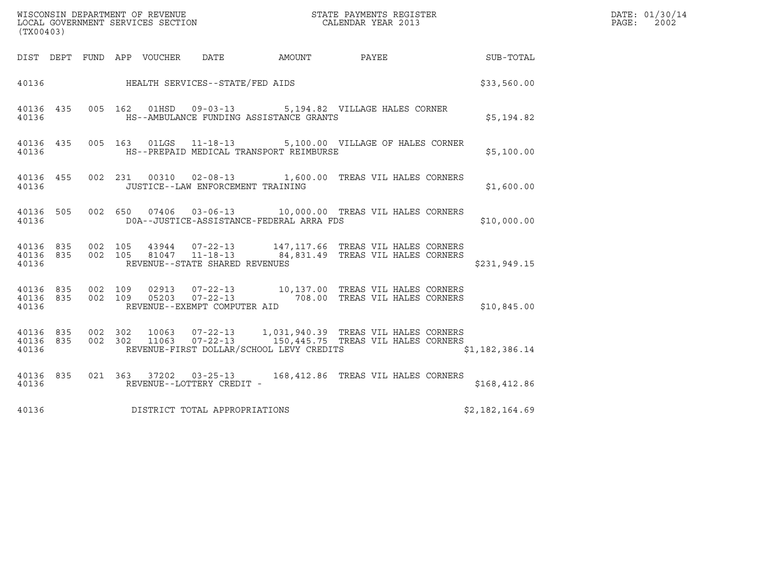WISCONSIN DEPARTMENT OF REVENUE
LOCAL GOVERNMENT SERVICES SECTION
(TX00403)

STATE PAYMENTS REGISTER
CALENDAR YEAR 2013

DATE: 01/30/14

| DIST | DEPT | FUND | APP | VOUCHER | DATE | AMOUNT | PAYEE | SUB-TOTAL |
|---|---|---|---|---|---|---|---|---|
| 40136 | | | | HEALTH SERVICES--STATE/FED AIDS | | | | $33,560.00 |
| 40136 | 435 | 005 | 162 | 01HSD | 09-03-13 | 5,194.82 | VILLAGE HALES CORNER | |
| 40136 | | | | HS--AMBULANCE FUNDING ASSISTANCE GRANTS | | | | $5,194.82 |
| 40136 | 435 | 005 | 163 | 01LGS | 11-18-13 | 5,100.00 | VILLAGE OF HALES CORNER | |
| 40136 | | | | HS--PREPAID MEDICAL TRANSPORT REIMBURSE | | | | $5,100.00 |
| 40136 | 455 | 002 | 231 | 00310 | 02-08-13 | 1,600.00 | TREAS VIL HALES CORNERS | |
| 40136 | | | | JUSTICE--LAW ENFORCEMENT TRAINING | | | | $1,600.00 |
| 40136 | 505 | 002 | 650 | 07406 | 03-06-13 | 10,000.00 | TREAS VIL HALES CORNERS | |
| 40136 | | | | DOA--JUSTICE-ASSISTANCE-FEDERAL ARRA FDS | | | | $10,000.00 |
| 40136 | 835 | 002 | 105 | 43944 | 07-22-13 | 147,117.66 | TREAS VIL HALES CORNERS | |
| 40136 | 835 | 002 | 105 | 81047 | 11-18-13 | 84,831.49 | TREAS VIL HALES CORNERS | |
| 40136 | | | | REVENUE--STATE SHARED REVENUES | | | | $231,949.15 |
| 40136 | 835 | 002 | 109 | 02913 | 07-22-13 | 10,137.00 | TREAS VIL HALES CORNERS | |
| 40136 | 835 | 002 | 109 | 05203 | 07-22-13 | 708.00 | TREAS VIL HALES CORNERS | |
| 40136 | | | | REVENUE--EXEMPT COMPUTER AID | | | | $10,845.00 |
| 40136 | 835 | 002 | 302 | 10063 | 07-22-13 | 1,031,940.39 | TREAS VIL HALES CORNERS | |
| 40136 | 835 | 002 | 302 | 11063 | 07-22-13 | 150,445.75 | TREAS VIL HALES CORNERS | |
| 40136 | | | | REVENUE-FIRST DOLLAR/SCHOOL LEVY CREDITS | | | | $1,182,386.14 |
| 40136 | 835 | 021 | 363 | 37202 | 03-25-13 | 168,412.86 | TREAS VIL HALES CORNERS | |
| 40136 | | | | REVENUE--LOTTERY CREDIT - | | | | $168,412.86 |
| 40136 | | | | DISTRICT TOTAL APPROPRIATIONS | | | | $2,182,164.69 |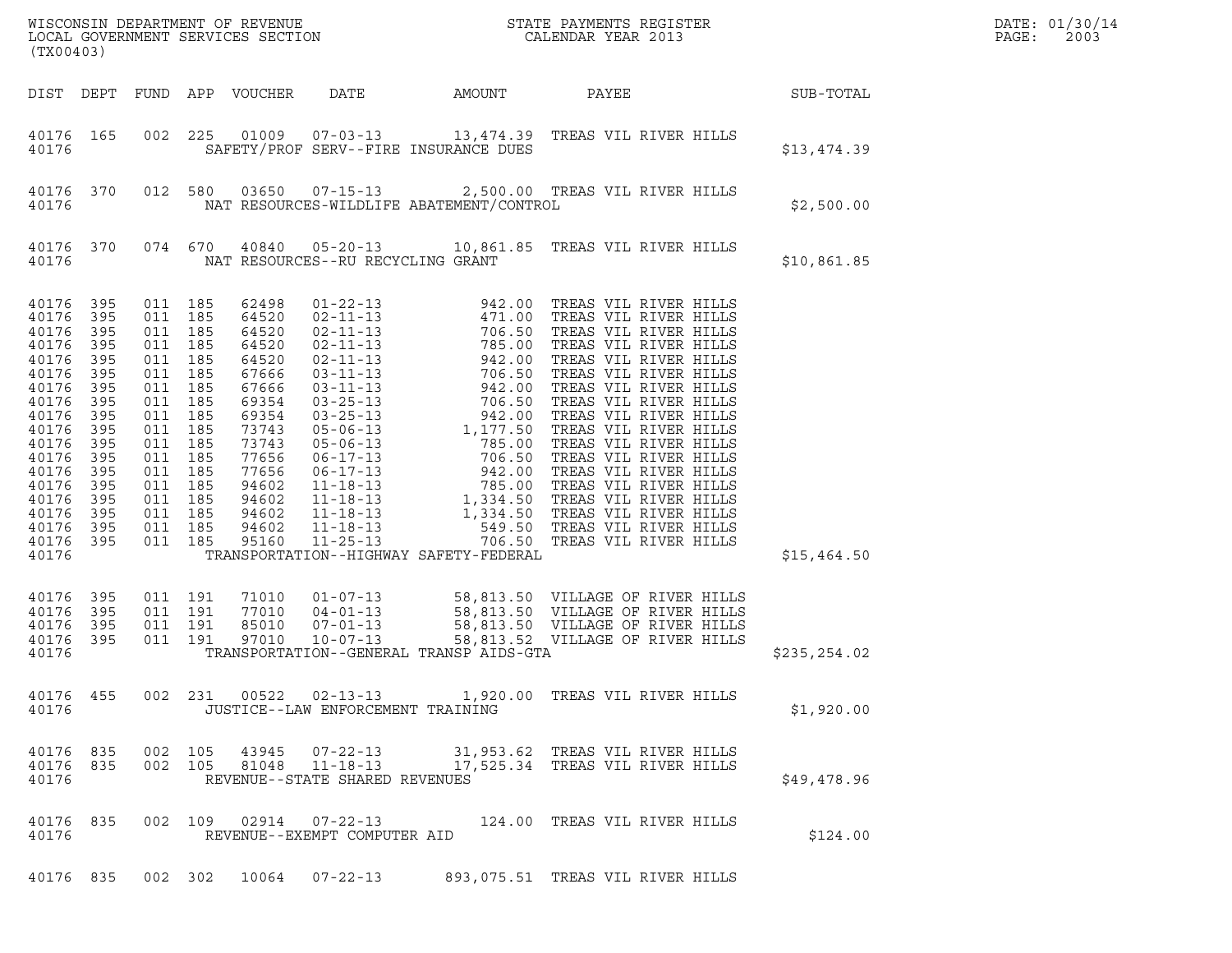WISCONSIN DEPARTMENT OF REVENUE
LOCAL GOVERNMENT SERVICES SECTION
(TX00403)

STATE PAYMENTS REGISTER
CALENDAR YEAR 2013

DATE: 01/30/14
PAGE: 2003

| DIST | DEPT | FUND | APP | VOUCHER | DATE | AMOUNT | PAYEE | SUB-TOTAL |
|---|---|---|---|---|---|---|---|---|
| 40176 | 165 | 002 | 225 | 01009 | 07-03-13 | 13,474.39 | TREAS VIL RIVER HILLS | |
| 40176 | | | | | SAFETY/PROF SERV--FIRE INSURANCE DUES | | | $13,474.39 |
| 40176 | 370 | 012 | 580 | 03650 | 07-15-13 | 2,500.00 | TREAS VIL RIVER HILLS | |
| 40176 | | | | | NAT RESOURCES-WILDLIFE ABATEMENT/CONTROL | | | $2,500.00 |
| 40176 | 370 | 074 | 670 | 40840 | 05-20-13 | 10,861.85 | TREAS VIL RIVER HILLS | |
| 40176 | | | | | NAT RESOURCES--RU RECYCLING GRANT | | | $10,861.85 |
| 40176 | 395 | 011 | 185 | 62498 | 01-22-13 | 942.00 | TREAS VIL RIVER HILLS | |
| 40176 | 395 | 011 | 185 | 64520 | 02-11-13 | 471.00 | TREAS VIL RIVER HILLS | |
| 40176 | 395 | 011 | 185 | 64520 | 02-11-13 | 706.50 | TREAS VIL RIVER HILLS | |
| 40176 | 395 | 011 | 185 | 64520 | 02-11-13 | 785.00 | TREAS VIL RIVER HILLS | |
| 40176 | 395 | 011 | 185 | 64520 | 02-11-13 | 942.00 | TREAS VIL RIVER HILLS | |
| 40176 | 395 | 011 | 185 | 67666 | 03-11-13 | 706.50 | TREAS VIL RIVER HILLS | |
| 40176 | 395 | 011 | 185 | 67666 | 03-11-13 | 942.00 | TREAS VIL RIVER HILLS | |
| 40176 | 395 | 011 | 185 | 69354 | 03-25-13 | 706.50 | TREAS VIL RIVER HILLS | |
| 40176 | 395 | 011 | 185 | 69354 | 03-25-13 | 942.00 | TREAS VIL RIVER HILLS | |
| 40176 | 395 | 011 | 185 | 73743 | 05-06-13 | 1,177.50 | TREAS VIL RIVER HILLS | |
| 40176 | 395 | 011 | 185 | 73743 | 05-06-13 | 785.00 | TREAS VIL RIVER HILLS | |
| 40176 | 395 | 011 | 185 | 77656 | 06-17-13 | 706.50 | TREAS VIL RIVER HILLS | |
| 40176 | 395 | 011 | 185 | 77656 | 06-17-13 | 942.00 | TREAS VIL RIVER HILLS | |
| 40176 | 395 | 011 | 185 | 94602 | 11-18-13 | 785.00 | TREAS VIL RIVER HILLS | |
| 40176 | 395 | 011 | 185 | 94602 | 11-18-13 | 1,334.50 | TREAS VIL RIVER HILLS | |
| 40176 | 395 | 011 | 185 | 94602 | 11-18-13 | 1,334.50 | TREAS VIL RIVER HILLS | |
| 40176 | 395 | 011 | 185 | 94602 | 11-18-13 | 549.50 | TREAS VIL RIVER HILLS | |
| 40176 | 395 | 011 | 185 | 95160 | 11-25-13 | 706.50 | TREAS VIL RIVER HILLS | |
| 40176 | | | | | TRANSPORTATION--HIGHWAY SAFETY-FEDERAL | | | $15,464.50 |
| 40176 | 395 | 011 | 191 | 71010 | 01-07-13 | 58,813.50 | VILLAGE OF RIVER HILLS | |
| 40176 | 395 | 011 | 191 | 77010 | 04-01-13 | 58,813.50 | VILLAGE OF RIVER HILLS | |
| 40176 | 395 | 011 | 191 | 85010 | 07-01-13 | 58,813.50 | VILLAGE OF RIVER HILLS | |
| 40176 | 395 | 011 | 191 | 97010 | 10-07-13 | 58,813.52 | VILLAGE OF RIVER HILLS | |
| 40176 | | | | | TRANSPORTATION--GENERAL TRANSP AIDS-GTA | | | $235,254.02 |
| 40176 | 455 | 002 | 231 | 00522 | 02-13-13 | 1,920.00 | TREAS VIL RIVER HILLS | |
| 40176 | | | | | JUSTICE--LAW ENFORCEMENT TRAINING | | | $1,920.00 |
| 40176 | 835 | 002 | 105 | 43945 | 07-22-13 | 31,953.62 | TREAS VIL RIVER HILLS | |
| 40176 | 835 | 002 | 105 | 81048 | 11-18-13 | 17,525.34 | TREAS VIL RIVER HILLS | |
| 40176 | | | | | REVENUE--STATE SHARED REVENUES | | | $49,478.96 |
| 40176 | 835 | 002 | 109 | 02914 | 07-22-13 | 124.00 | TREAS VIL RIVER HILLS | |
| 40176 | | | | | REVENUE--EXEMPT COMPUTER AID | | | $124.00 |
| 40176 | 835 | 002 | 302 | 10064 | 07-22-13 | 893,075.51 | TREAS VIL RIVER HILLS | |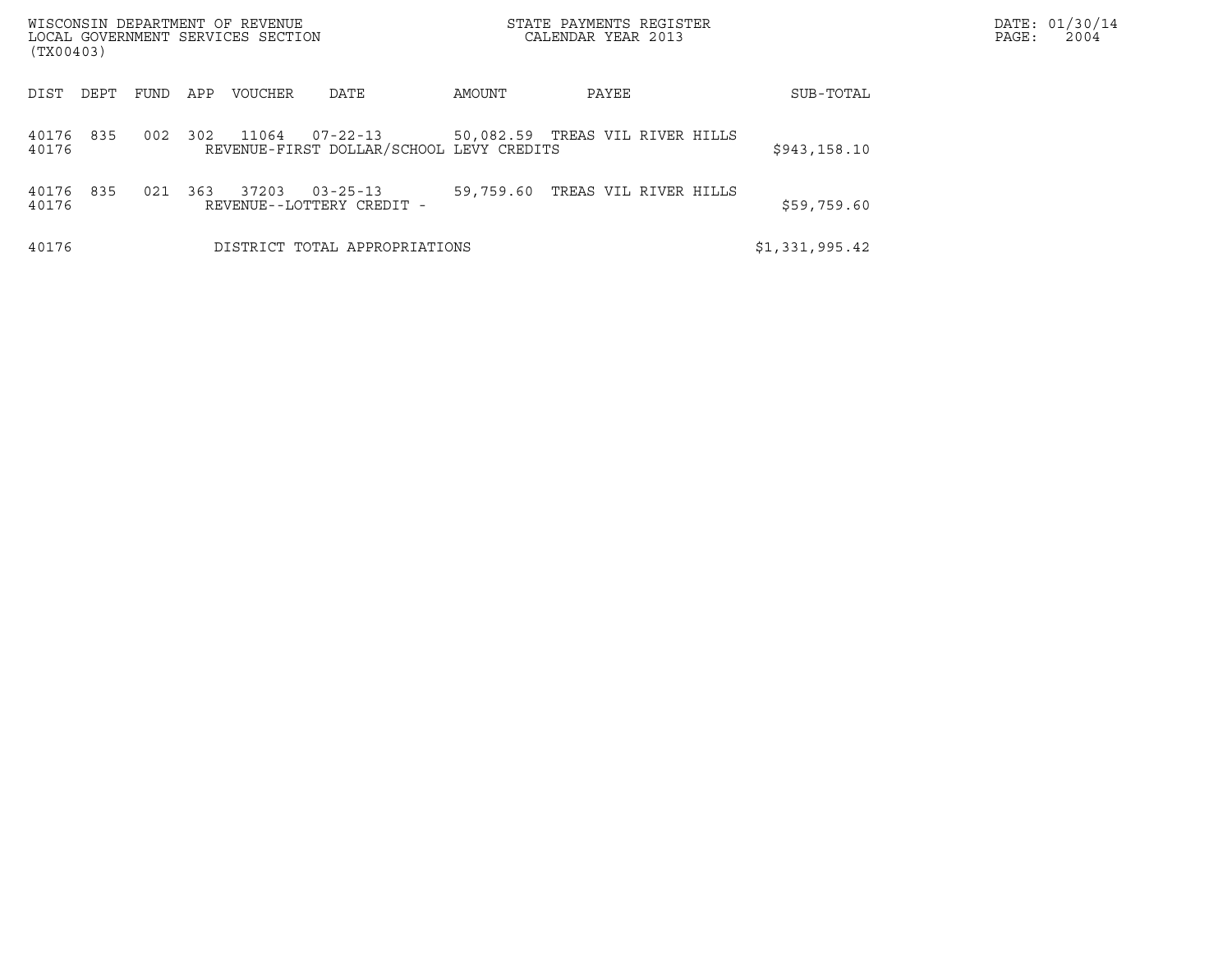| DIST | DEPT | FUND | APP | VOUCHER | DATE | AMOUNT | PAYEE | SUB-TOTAL |
|---|---|---|---|---|---|---|---|---|
| 40176 | 835 | 002 | 302 | 11064 | 07-22-13 | 50,082.59 | TREAS VIL RIVER HILLS | |
| 40176 | | | | REVENUE-FIRST DOLLAR/SCHOOL LEVY CREDITS | | | | $943,158.10 |
| 40176 | 835 | 021 | 363 | 37203 | 03-25-13 | 59,759.60 | TREAS VIL RIVER HILLS | |
| 40176 | | | | REVENUE--LOTTERY CREDIT - | | | | $59,759.60 |
| 40176 | | | | DISTRICT TOTAL APPROPRIATIONS | | | | $1,331,995.42 |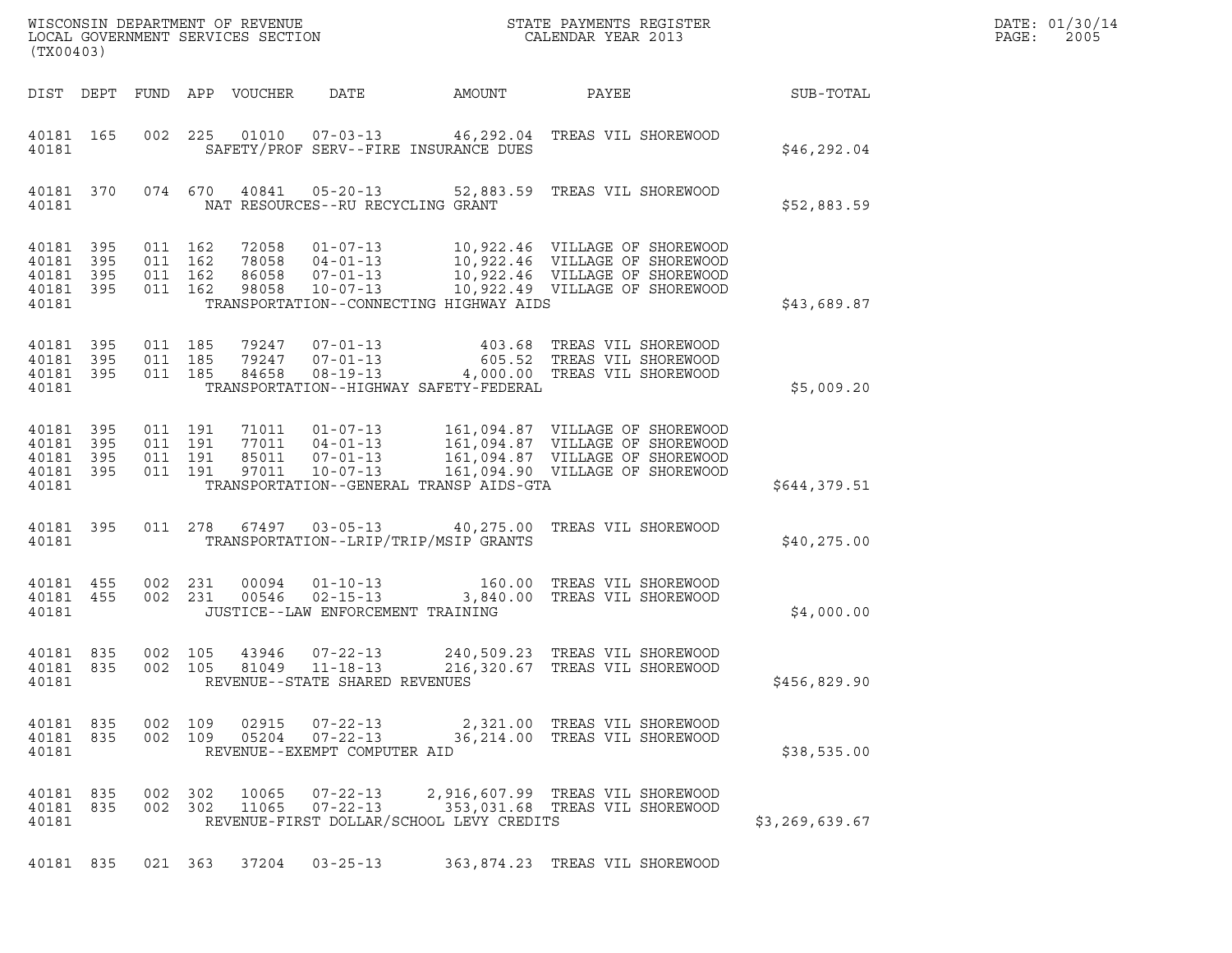WISCONSIN DEPARTMENT OF REVENUE
LOCAL GOVERNMENT SERVICES SECTION
(TX00403)

STATE PAYMENTS REGISTER
CALENDAR YEAR 2013

DATE: 01/30/14
PAGE: 2005

| DIST | DEPT | FUND | APP | VOUCHER | DATE | AMOUNT | PAYEE | SUB-TOTAL |
|---|---|---|---|---|---|---|---|---|
| 40181 | 165 | 002 | 225 | 01010 | 07-03-13 | 46,292.04 | TREAS VIL SHOREWOOD | |
| 40181 | | | | | SAFETY/PROF SERV--FIRE INSURANCE DUES | | | $46,292.04 |
| 40181 | 370 | 074 | 670 | 40841 | 05-20-13 | 52,883.59 | TREAS VIL SHOREWOOD | |
| 40181 | | | | | NAT RESOURCES--RU RECYCLING GRANT | | | $52,883.59 |
| 40181 | 395 | 011 | 162 | 72058 | 01-07-13 | 10,922.46 | VILLAGE OF SHOREWOOD | |
| 40181 | 395 | 011 | 162 | 78058 | 04-01-13 | 10,922.46 | VILLAGE OF SHOREWOOD | |
| 40181 | 395 | 011 | 162 | 86058 | 07-01-13 | 10,922.46 | VILLAGE OF SHOREWOOD | |
| 40181 | 395 | 011 | 162 | 98058 | 10-07-13 | 10,922.49 | VILLAGE OF SHOREWOOD | |
| 40181 | | | | | TRANSPORTATION--CONNECTING HIGHWAY AIDS | | | $43,689.87 |
| 40181 | 395 | 011 | 185 | 79247 | 07-01-13 | 403.68 | TREAS VIL SHOREWOOD | |
| 40181 | 395 | 011 | 185 | 79247 | 07-01-13 | 605.52 | TREAS VIL SHOREWOOD | |
| 40181 | 395 | 011 | 185 | 84658 | 08-19-13 | 4,000.00 | TREAS VIL SHOREWOOD | |
| 40181 | | | | | TRANSPORTATION--HIGHWAY SAFETY-FEDERAL | | | $5,009.20 |
| 40181 | 395 | 011 | 191 | 71011 | 01-07-13 | 161,094.87 | VILLAGE OF SHOREWOOD | |
| 40181 | 395 | 011 | 191 | 77011 | 04-01-13 | 161,094.87 | VILLAGE OF SHOREWOOD | |
| 40181 | 395 | 011 | 191 | 85011 | 07-01-13 | 161,094.87 | VILLAGE OF SHOREWOOD | |
| 40181 | 395 | 011 | 191 | 97011 | 10-07-13 | 161,094.90 | VILLAGE OF SHOREWOOD | |
| 40181 | | | | | TRANSPORTATION--GENERAL TRANSP AIDS-GTA | | | $644,379.51 |
| 40181 | 395 | 011 | 278 | 67497 | 03-05-13 | 40,275.00 | TREAS VIL SHOREWOOD | |
| 40181 | | | | | TRANSPORTATION--LRIP/TRIP/MSIP GRANTS | | | $40,275.00 |
| 40181 | 455 | 002 | 231 | 00094 | 01-10-13 | 160.00 | TREAS VIL SHOREWOOD | |
| 40181 | 455 | 002 | 231 | 00546 | 02-15-13 | 3,840.00 | TREAS VIL SHOREWOOD | |
| 40181 | | | | | JUSTICE--LAW ENFORCEMENT TRAINING | | | $4,000.00 |
| 40181 | 835 | 002 | 105 | 43946 | 07-22-13 | 240,509.23 | TREAS VIL SHOREWOOD | |
| 40181 | 835 | 002 | 105 | 81049 | 11-18-13 | 216,320.67 | TREAS VIL SHOREWOOD | |
| 40181 | | | | | REVENUE--STATE SHARED REVENUES | | | $456,829.90 |
| 40181 | 835 | 002 | 109 | 02915 | 07-22-13 | 2,321.00 | TREAS VIL SHOREWOOD | |
| 40181 | 835 | 002 | 109 | 05204 | 07-22-13 | 36,214.00 | TREAS VIL SHOREWOOD | |
| 40181 | | | | | REVENUE--EXEMPT COMPUTER AID | | | $38,535.00 |
| 40181 | 835 | 002 | 302 | 10065 | 07-22-13 | 2,916,607.99 | TREAS VIL SHOREWOOD | |
| 40181 | 835 | 002 | 302 | 11065 | 07-22-13 | 353,031.68 | TREAS VIL SHOREWOOD | |
| 40181 | | | | | REVENUE-FIRST DOLLAR/SCHOOL LEVY CREDITS | | | $3,269,639.67 |
| 40181 | 835 | 021 | 363 | 37204 | 03-25-13 | 363,874.23 | TREAS VIL SHOREWOOD | |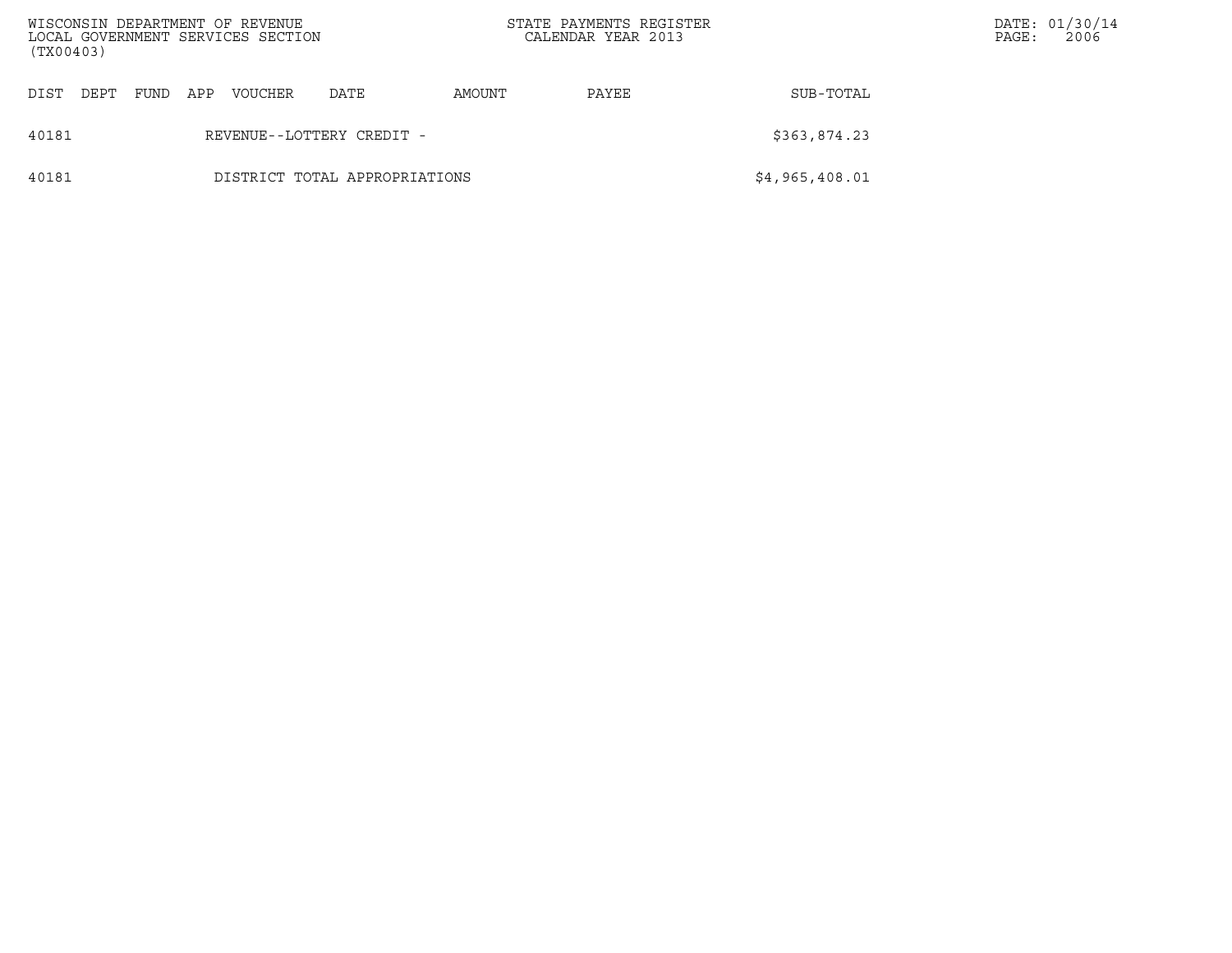| DIST | DEPT | FUND | APP | VOUCHER | DATE | AMOUNT | PAYEE | SUB-TOTAL |
|---|---|---|---|---|---|---|---|---|
| 40181 | | | REVENUE--LOTTERY CREDIT - | | | | | $363,874.23 |
| 40181 | | | DISTRICT TOTAL APPROPRIATIONS | | | | | $4,965,408.01 |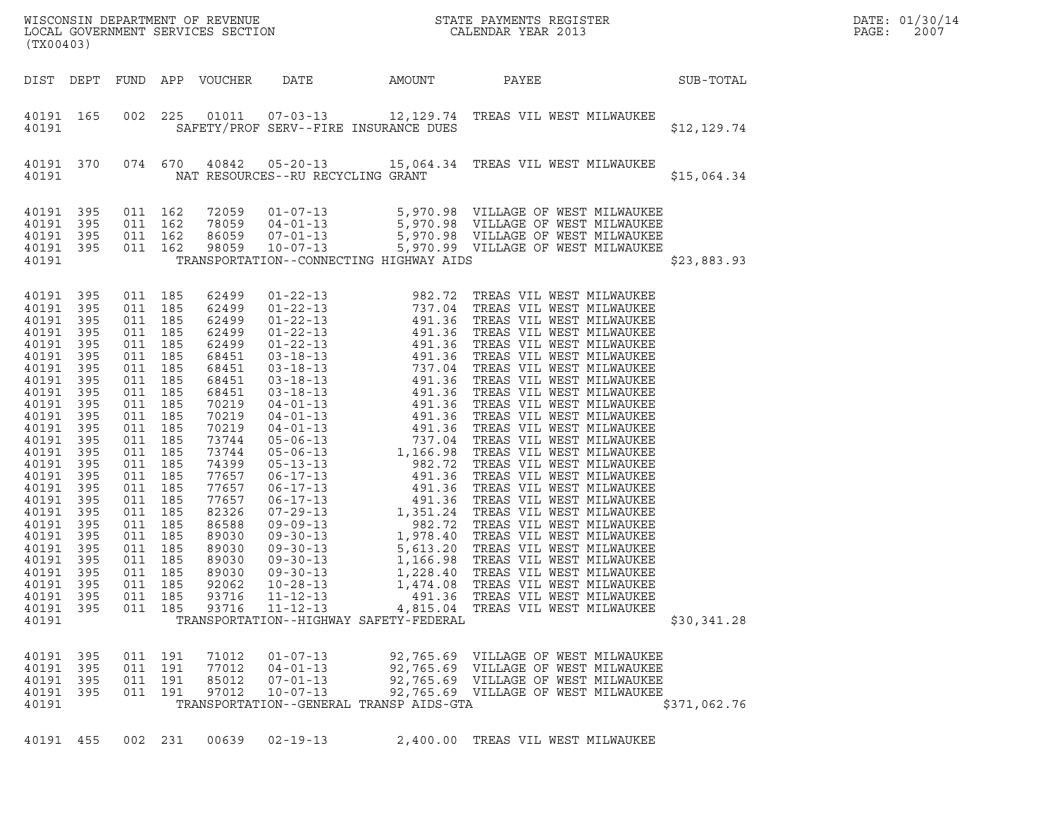WISCONSIN DEPARTMENT OF REVENUE
LOCAL GOVERNMENT SERVICES SECTION
(TX00403)

STATE PAYMENTS REGISTER
CALENDAR YEAR 2013

DATE: 01/30/14

| DIST | DEPT | FUND | APP | VOUCHER | DATE | AMOUNT | PAYEE | SUB-TOTAL |
|---|---|---|---|---|---|---|---|---|
| 40191 | 165 | 002 | 225 | 01011 | 07-03-13 | 12,129.74 | TREAS VIL WEST MILWAUKEE | |
| 40191 | | | | | SAFETY/PROF SERV--FIRE INSURANCE DUES | | | $12,129.74 |
| 40191 | 370 | 074 | 670 | 40842 | 05-20-13 | 15,064.34 | TREAS VIL WEST MILWAUKEE | |
| 40191 | | | | | NAT RESOURCES--RU RECYCLING GRANT | | | $15,064.34 |
| 40191 | 395 | 011 | 162 | 72059 | 01-07-13 | 5,970.98 | VILLAGE OF WEST MILWAUKEE | |
| 40191 | 395 | 011 | 162 | 78059 | 04-01-13 | 5,970.98 | VILLAGE OF WEST MILWAUKEE | |
| 40191 | 395 | 011 | 162 | 86059 | 07-01-13 | 5,970.98 | VILLAGE OF WEST MILWAUKEE | |
| 40191 | 395 | 011 | 162 | 98059 | 10-07-13 | 5,970.99 | VILLAGE OF WEST MILWAUKEE | |
| 40191 | | | | | TRANSPORTATION--CONNECTING HIGHWAY AIDS | | | $23,883.93 |
| 40191 | 395 | 011 | 185 | 62499 | 01-22-13 | 982.72 | TREAS VIL WEST MILWAUKEE | |
| 40191 | 395 | 011 | 185 | 62499 | 01-22-13 | 737.04 | TREAS VIL WEST MILWAUKEE | |
| 40191 | 395 | 011 | 185 | 62499 | 01-22-13 | 491.36 | TREAS VIL WEST MILWAUKEE | |
| 40191 | 395 | 011 | 185 | 62499 | 01-22-13 | 491.36 | TREAS VIL WEST MILWAUKEE | |
| 40191 | 395 | 011 | 185 | 62499 | 01-22-13 | 491.36 | TREAS VIL WEST MILWAUKEE | |
| 40191 | 395 | 011 | 185 | 68451 | 03-18-13 | 491.36 | TREAS VIL WEST MILWAUKEE | |
| 40191 | 395 | 011 | 185 | 68451 | 03-18-13 | 737.04 | TREAS VIL WEST MILWAUKEE | |
| 40191 | 395 | 011 | 185 | 68451 | 03-18-13 | 491.36 | TREAS VIL WEST MILWAUKEE | |
| 40191 | 395 | 011 | 185 | 68451 | 03-18-13 | 491.36 | TREAS VIL WEST MILWAUKEE | |
| 40191 | 395 | 011 | 185 | 70219 | 04-01-13 | 491.36 | TREAS VIL WEST MILWAUKEE | |
| 40191 | 395 | 011 | 185 | 70219 | 04-01-13 | 491.36 | TREAS VIL WEST MILWAUKEE | |
| 40191 | 395 | 011 | 185 | 70219 | 04-01-13 | 491.36 | TREAS VIL WEST MILWAUKEE | |
| 40191 | 395 | 011 | 185 | 73744 | 05-06-13 | 737.04 | TREAS VIL WEST MILWAUKEE | |
| 40191 | 395 | 011 | 185 | 73744 | 05-06-13 | 1,166.98 | TREAS VIL WEST MILWAUKEE | |
| 40191 | 395 | 011 | 185 | 74399 | 05-13-13 | 982.72 | TREAS VIL WEST MILWAUKEE | |
| 40191 | 395 | 011 | 185 | 77657 | 06-17-13 | 491.36 | TREAS VIL WEST MILWAUKEE | |
| 40191 | 395 | 011 | 185 | 77657 | 06-17-13 | 491.36 | TREAS VIL WEST MILWAUKEE | |
| 40191 | 395 | 011 | 185 | 77657 | 06-17-13 | 491.36 | TREAS VIL WEST MILWAUKEE | |
| 40191 | 395 | 011 | 185 | 82326 | 07-29-13 | 1,351.24 | TREAS VIL WEST MILWAUKEE | |
| 40191 | 395 | 011 | 185 | 86588 | 09-09-13 | 982.72 | TREAS VIL WEST MILWAUKEE | |
| 40191 | 395 | 011 | 185 | 89030 | 09-30-13 | 1,978.40 | TREAS VIL WEST MILWAUKEE | |
| 40191 | 395 | 011 | 185 | 89030 | 09-30-13 | 5,613.20 | TREAS VIL WEST MILWAUKEE | |
| 40191 | 395 | 011 | 185 | 89030 | 09-30-13 | 1,166.98 | TREAS VIL WEST MILWAUKEE | |
| 40191 | 395 | 011 | 185 | 89030 | 09-30-13 | 1,228.40 | TREAS VIL WEST MILWAUKEE | |
| 40191 | 395 | 011 | 185 | 92062 | 10-28-13 | 1,474.08 | TREAS VIL WEST MILWAUKEE | |
| 40191 | 395 | 011 | 185 | 93716 | 11-12-13 | 491.36 | TREAS VIL WEST MILWAUKEE | |
| 40191 | 395 | 011 | 185 | 93716 | 11-12-13 | 4,815.04 | TREAS VIL WEST MILWAUKEE | |
| 40191 | | | | | TRANSPORTATION--HIGHWAY SAFETY-FEDERAL | | | $30,341.28 |
| 40191 | 395 | 011 | 191 | 71012 | 01-07-13 | 92,765.69 | VILLAGE OF WEST MILWAUKEE | |
| 40191 | 395 | 011 | 191 | 77012 | 04-01-13 | 92,765.69 | VILLAGE OF WEST MILWAUKEE | |
| 40191 | 395 | 011 | 191 | 85012 | 07-01-13 | 92,765.69 | VILLAGE OF WEST MILWAUKEE | |
| 40191 | 395 | 011 | 191 | 97012 | 10-07-13 | 92,765.69 | VILLAGE OF WEST MILWAUKEE | |
| 40191 | | | | | TRANSPORTATION--GENERAL TRANSP AIDS-GTA | | | $371,062.76 |
| 40191 | 455 | 002 | 231 | 00639 | 02-19-13 | 2,400.00 | TREAS VIL WEST MILWAUKEE | |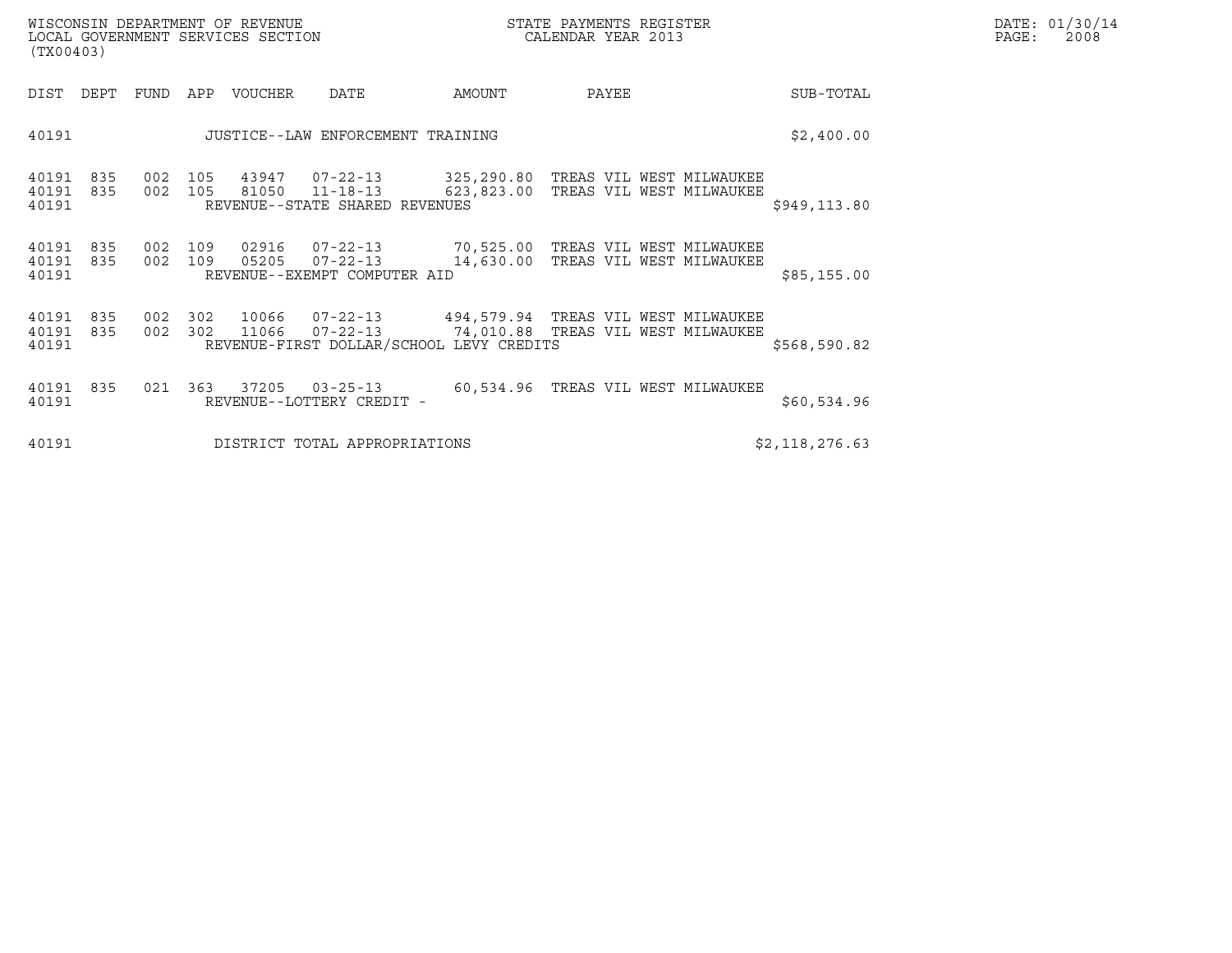WISCONSIN DEPARTMENT OF REVENUE
LOCAL GOVERNMENT SERVICES SECTION
(TX00403)

STATE PAYMENTS REGISTER
CALENDAR YEAR 2013

DATE: 01/30/14

| DIST | DEPT | FUND | APP | VOUCHER | DATE | AMOUNT | PAYEE | SUB-TOTAL |
|---|---|---|---|---|---|---|---|---|
| 40191 | | | | JUSTICE--LAW ENFORCEMENT TRAINING | | | | $2,400.00 |
| 40191 | 835 | 002 | 105 | 43947 | 07-22-13 | 325,290.80 | TREAS VIL WEST MILWAUKEE | |
| 40191 | 835 | 002 | 105 | 81050 | 11-18-13 | 623,823.00 | TREAS VIL WEST MILWAUKEE | |
| 40191 | | | | REVENUE--STATE SHARED REVENUES | | | | $949,113.80 |
| 40191 | 835 | 002 | 109 | 02916 | 07-22-13 | 70,525.00 | TREAS VIL WEST MILWAUKEE | |
| 40191 | 835 | 002 | 109 | 05205 | 07-22-13 | 14,630.00 | TREAS VIL WEST MILWAUKEE | |
| 40191 | | | | REVENUE--EXEMPT COMPUTER AID | | | | $85,155.00 |
| 40191 | 835 | 002 | 302 | 10066 | 07-22-13 | 494,579.94 | TREAS VIL WEST MILWAUKEE | |
| 40191 | 835 | 002 | 302 | 11066 | 07-22-13 | 74,010.88 | TREAS VIL WEST MILWAUKEE | |
| 40191 | | | | REVENUE-FIRST DOLLAR/SCHOOL LEVY CREDITS | | | | $568,590.82 |
| 40191 | 835 | 021 | 363 | 37205 | 03-25-13 | 60,534.96 | TREAS VIL WEST MILWAUKEE | |
| 40191 | | | | REVENUE--LOTTERY CREDIT - | | | | $60,534.96 |
| 40191 | | | | DISTRICT TOTAL APPROPRIATIONS | | | | $2,118,276.63 |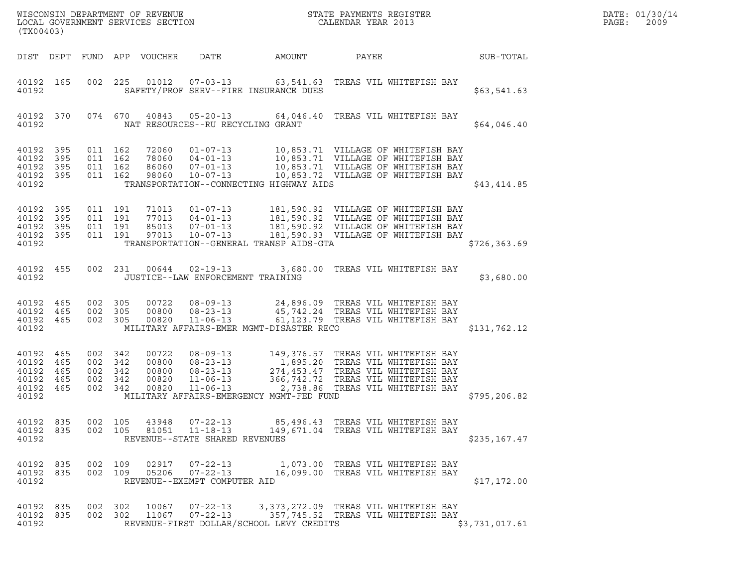WISCONSIN DEPARTMENT OF REVENUE
LOCAL GOVERNMENT SERVICES SECTION
(TX00403)

STATE PAYMENTS REGISTER
CALENDAR YEAR 2013

DATE: 01/30/14

| DIST | DEPT | FUND | APP | VOUCHER | DATE | AMOUNT | PAYEE | SUB-TOTAL |
|---|---|---|---|---|---|---|---|---|
| 40192 | 165 | 002 | 225 | 01012 | 07-03-13 | 63,541.63 | TREAS VIL WHITEFISH BAY | |
| 40192 | | | | | SAFETY/PROF SERV--FIRE INSURANCE DUES | | | $63,541.63 |
| 40192 | 370 | 074 | 670 | 40843 | 05-20-13 | 64,046.40 | TREAS VIL WHITEFISH BAY | |
| 40192 | | | | | NAT RESOURCES--RU RECYCLING GRANT | | | $64,046.40 |
| 40192 | 395 | 011 | 162 | 72060 | 01-07-13 | 10,853.71 | VILLAGE OF WHITEFISH BAY | |
| 40192 | 395 | 011 | 162 | 78060 | 04-01-13 | 10,853.71 | VILLAGE OF WHITEFISH BAY | |
| 40192 | 395 | 011 | 162 | 86060 | 07-01-13 | 10,853.71 | VILLAGE OF WHITEFISH BAY | |
| 40192 | 395 | 011 | 162 | 98060 | 10-07-13 | 10,853.72 | VILLAGE OF WHITEFISH BAY | |
| 40192 | | | | | TRANSPORTATION--CONNECTING HIGHWAY AIDS | | | $43,414.85 |
| 40192 | 395 | 011 | 191 | 71013 | 01-07-13 | 181,590.92 | VILLAGE OF WHITEFISH BAY | |
| 40192 | 395 | 011 | 191 | 77013 | 04-01-13 | 181,590.92 | VILLAGE OF WHITEFISH BAY | |
| 40192 | 395 | 011 | 191 | 85013 | 07-01-13 | 181,590.92 | VILLAGE OF WHITEFISH BAY | |
| 40192 | 395 | 011 | 191 | 97013 | 10-07-13 | 181,590.93 | VILLAGE OF WHITEFISH BAY | |
| 40192 | | | | | TRANSPORTATION--GENERAL TRANSP AIDS-GTA | | | $726,363.69 |
| 40192 | 455 | 002 | 231 | 00644 | 02-19-13 | 3,680.00 | TREAS VIL WHITEFISH BAY | |
| 40192 | | | | | JUSTICE--LAW ENFORCEMENT TRAINING | | | $3,680.00 |
| 40192 | 465 | 002 | 305 | 00722 | 08-09-13 | 24,896.09 | TREAS VIL WHITEFISH BAY | |
| 40192 | 465 | 002 | 305 | 00800 | 08-23-13 | 45,742.24 | TREAS VIL WHITEFISH BAY | |
| 40192 | 465 | 002 | 305 | 00820 | 11-06-13 | 61,123.79 | TREAS VIL WHITEFISH BAY | |
| 40192 | | | | | MILITARY AFFAIRS-EMER MGMT-DISASTER RECO | | | $131,762.12 |
| 40192 | 465 | 002 | 342 | 00722 | 08-09-13 | 149,376.57 | TREAS VIL WHITEFISH BAY | |
| 40192 | 465 | 002 | 342 | 00800 | 08-23-13 | 1,895.20 | TREAS VIL WHITEFISH BAY | |
| 40192 | 465 | 002 | 342 | 00800 | 08-23-13 | 274,453.47 | TREAS VIL WHITEFISH BAY | |
| 40192 | 465 | 002 | 342 | 00820 | 11-06-13 | 366,742.72 | TREAS VIL WHITEFISH BAY | |
| 40192 | 465 | 002 | 342 | 00820 | 11-06-13 | 2,738.86 | TREAS VIL WHITEFISH BAY | |
| 40192 | | | | | MILITARY AFFAIRS-EMERGENCY MGMT-FED FUND | | | $795,206.82 |
| 40192 | 835 | 002 | 105 | 43948 | 07-22-13 | 85,496.43 | TREAS VIL WHITEFISH BAY | |
| 40192 | 835 | 002 | 105 | 81051 | 11-18-13 | 149,671.04 | TREAS VIL WHITEFISH BAY | |
| 40192 | | | | | REVENUE--STATE SHARED REVENUES | | | $235,167.47 |
| 40192 | 835 | 002 | 109 | 02917 | 07-22-13 | 1,073.00 | TREAS VIL WHITEFISH BAY | |
| 40192 | 835 | 002 | 109 | 05206 | 07-22-13 | 16,099.00 | TREAS VIL WHITEFISH BAY | |
| 40192 | | | | | REVENUE--EXEMPT COMPUTER AID | | | $17,172.00 |
| 40192 | 835 | 002 | 302 | 10067 | 07-22-13 | 3,373,272.09 | TREAS VIL WHITEFISH BAY | |
| 40192 | 835 | 002 | 302 | 11067 | 07-22-13 | 357,745.52 | TREAS VIL WHITEFISH BAY | |
| 40192 | | | | | REVENUE-FIRST DOLLAR/SCHOOL LEVY CREDITS | | | $3,731,017.61 |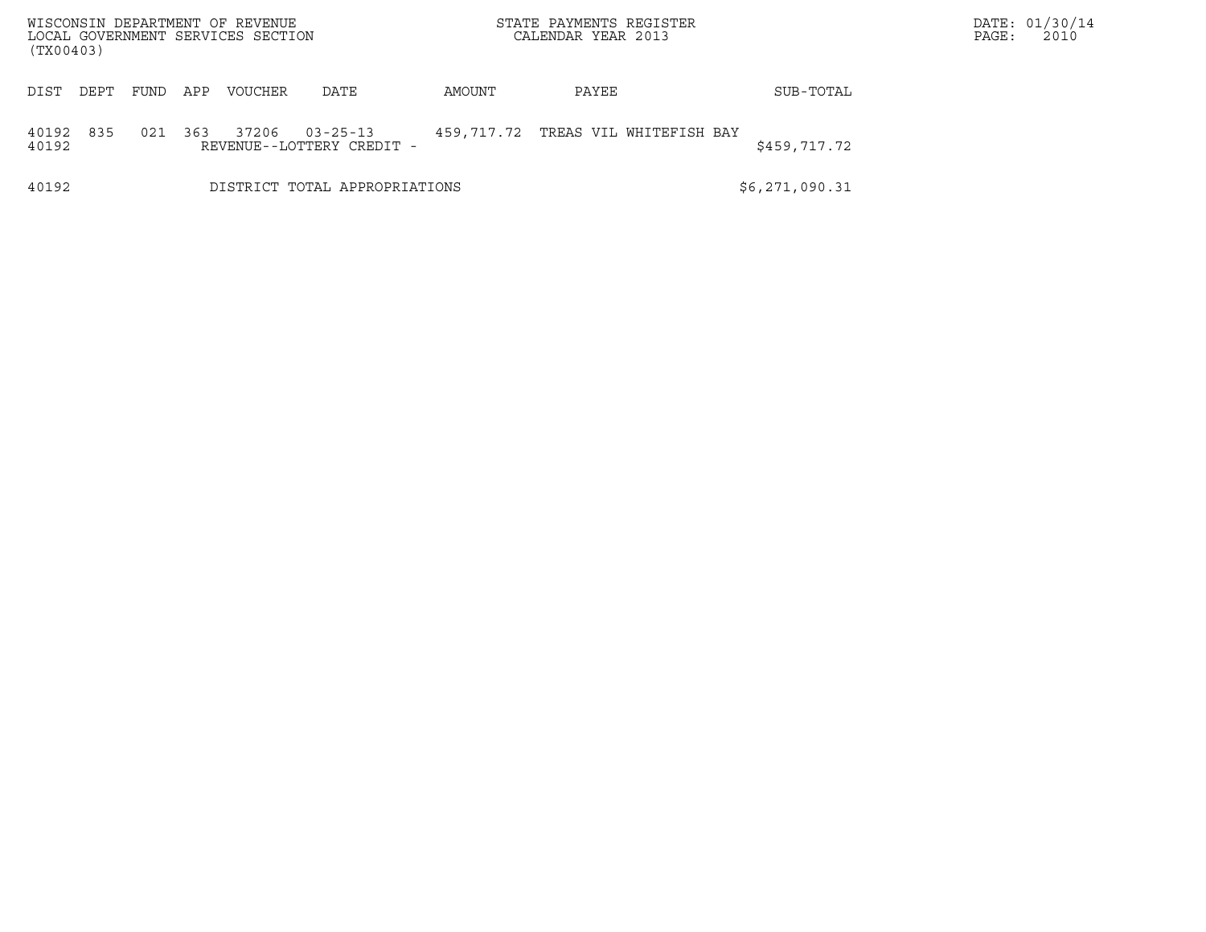WISCONSIN DEPARTMENT OF REVENUE
LOCAL GOVERNMENT SERVICES SECTION
(TX00403)

STATE PAYMENTS REGISTER
CALENDAR YEAR 2013

DATE: 01/30/14

| DIST | DEPT | FUND | APP | VOUCHER | DATE | AMOUNT | PAYEE | SUB-TOTAL |
|---|---|---|---|---|---|---|---|---|
| 40192 | 835 | 021 | 363 | 37206 | 03-25-13 | 459,717.72 | TREAS VIL WHITEFISH BAY | |
| 40192 | | | | REVENUE--LOTTERY CREDIT - | | | | $459,717.72 |
| 40192 | | | | DISTRICT TOTAL APPROPRIATIONS | | | | $6,271,090.31 |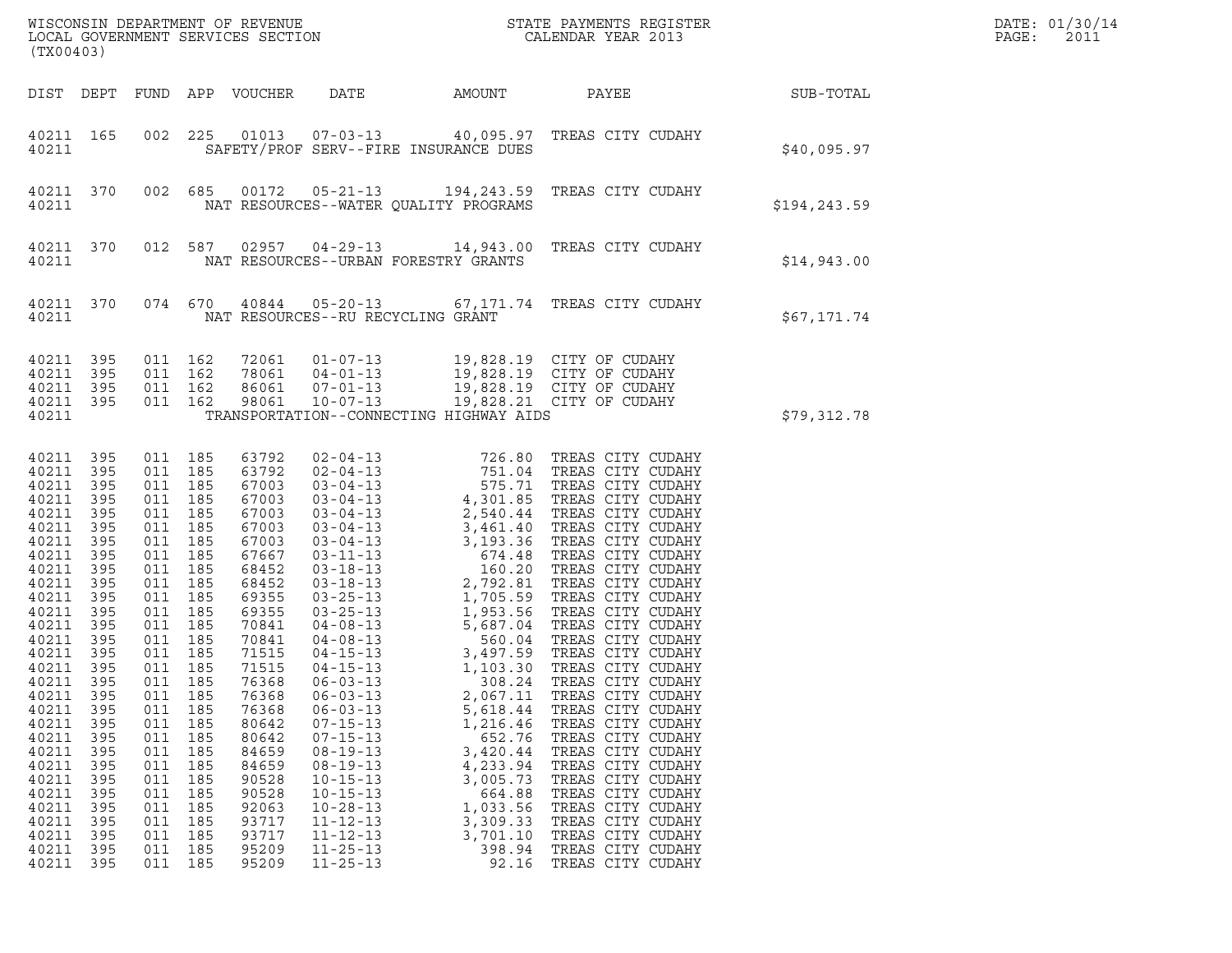WISCONSIN DEPARTMENT OF REVENUE
LOCAL GOVERNMENT SERVICES SECTION
(TX00403)

STATE PAYMENTS REGISTER
CALENDAR YEAR 2013

DATE: 01/30/14
PAGE: 2011

| DIST | DEPT | FUND | APP | VOUCHER | DATE | AMOUNT | PAYEE | SUB-TOTAL |
|---|---|---|---|---|---|---|---|---|
| 40211 | 165 | 002 | 225 | 01013 | 07-03-13 | 40,095.97 | TREAS CITY CUDAHY | |
| 40211 | | | | | SAFETY/PROF SERV--FIRE INSURANCE DUES | | | $40,095.97 |
| 40211 | 370 | 002 | 685 | 00172 | 05-21-13 | 194,243.59 | TREAS CITY CUDAHY | |
| 40211 | | | | | NAT RESOURCES--WATER QUALITY PROGRAMS | | | $194,243.59 |
| 40211 | 370 | 012 | 587 | 02957 | 04-29-13 | 14,943.00 | TREAS CITY CUDAHY | |
| 40211 | | | | | NAT RESOURCES--URBAN FORESTRY GRANTS | | | $14,943.00 |
| 40211 | 370 | 074 | 670 | 40844 | 05-20-13 | 67,171.74 | TREAS CITY CUDAHY | |
| 40211 | | | | | NAT RESOURCES--RU RECYCLING GRANT | | | $67,171.74 |
| 40211 | 395 | 011 | 162 | 72061 | 01-07-13 | 19,828.19 | CITY OF CUDAHY | |
| 40211 | 395 | 011 | 162 | 78061 | 04-01-13 | 19,828.19 | CITY OF CUDAHY | |
| 40211 | 395 | 011 | 162 | 86061 | 07-01-13 | 19,828.19 | CITY OF CUDAHY | |
| 40211 | 395 | 011 | 162 | 98061 | 10-07-13 | 19,828.21 | CITY OF CUDAHY | |
| 40211 | | | | | TRANSPORTATION--CONNECTING HIGHWAY AIDS | | | $79,312.78 |
| 40211 | 395 | 011 | 185 | 63792 | 02-04-13 | 726.80 | TREAS CITY CUDAHY | |
| 40211 | 395 | 011 | 185 | 63792 | 02-04-13 | 751.04 | TREAS CITY CUDAHY | |
| 40211 | 395 | 011 | 185 | 67003 | 03-04-13 | 575.71 | TREAS CITY CUDAHY | |
| 40211 | 395 | 011 | 185 | 67003 | 03-04-13 | 4,301.85 | TREAS CITY CUDAHY | |
| 40211 | 395 | 011 | 185 | 67003 | 03-04-13 | 2,540.44 | TREAS CITY CUDAHY | |
| 40211 | 395 | 011 | 185 | 67003 | 03-04-13 | 3,461.40 | TREAS CITY CUDAHY | |
| 40211 | 395 | 011 | 185 | 67003 | 03-04-13 | 3,193.36 | TREAS CITY CUDAHY | |
| 40211 | 395 | 011 | 185 | 67667 | 03-11-13 | 674.48 | TREAS CITY CUDAHY | |
| 40211 | 395 | 011 | 185 | 68452 | 03-18-13 | 160.20 | TREAS CITY CUDAHY | |
| 40211 | 395 | 011 | 185 | 68452 | 03-18-13 | 2,792.81 | TREAS CITY CUDAHY | |
| 40211 | 395 | 011 | 185 | 69355 | 03-25-13 | 1,705.59 | TREAS CITY CUDAHY | |
| 40211 | 395 | 011 | 185 | 69355 | 03-25-13 | 1,953.56 | TREAS CITY CUDAHY | |
| 40211 | 395 | 011 | 185 | 70841 | 04-08-13 | 5,687.04 | TREAS CITY CUDAHY | |
| 40211 | 395 | 011 | 185 | 70841 | 04-08-13 | 560.04 | TREAS CITY CUDAHY | |
| 40211 | 395 | 011 | 185 | 71515 | 04-15-13 | 3,497.59 | TREAS CITY CUDAHY | |
| 40211 | 395 | 011 | 185 | 71515 | 04-15-13 | 1,103.30 | TREAS CITY CUDAHY | |
| 40211 | 395 | 011 | 185 | 76368 | 06-03-13 | 308.24 | TREAS CITY CUDAHY | |
| 40211 | 395 | 011 | 185 | 76368 | 06-03-13 | 2,067.11 | TREAS CITY CUDAHY | |
| 40211 | 395 | 011 | 185 | 76368 | 06-03-13 | 5,618.44 | TREAS CITY CUDAHY | |
| 40211 | 395 | 011 | 185 | 80642 | 07-15-13 | 1,216.46 | TREAS CITY CUDAHY | |
| 40211 | 395 | 011 | 185 | 80642 | 07-15-13 | 652.76 | TREAS CITY CUDAHY | |
| 40211 | 395 | 011 | 185 | 84659 | 08-19-13 | 3,420.44 | TREAS CITY CUDAHY | |
| 40211 | 395 | 011 | 185 | 84659 | 08-19-13 | 4,233.94 | TREAS CITY CUDAHY | |
| 40211 | 395 | 011 | 185 | 90528 | 10-15-13 | 3,005.73 | TREAS CITY CUDAHY | |
| 40211 | 395 | 011 | 185 | 90528 | 10-15-13 | 664.88 | TREAS CITY CUDAHY | |
| 40211 | 395 | 011 | 185 | 92063 | 10-28-13 | 1,033.56 | TREAS CITY CUDAHY | |
| 40211 | 395 | 011 | 185 | 93717 | 11-12-13 | 3,309.33 | TREAS CITY CUDAHY | |
| 40211 | 395 | 011 | 185 | 93717 | 11-12-13 | 3,701.10 | TREAS CITY CUDAHY | |
| 40211 | 395 | 011 | 185 | 95209 | 11-25-13 | 398.94 | TREAS CITY CUDAHY | |
| 40211 | 395 | 011 | 185 | 95209 | 11-25-13 | 92.16 | TREAS CITY CUDAHY | |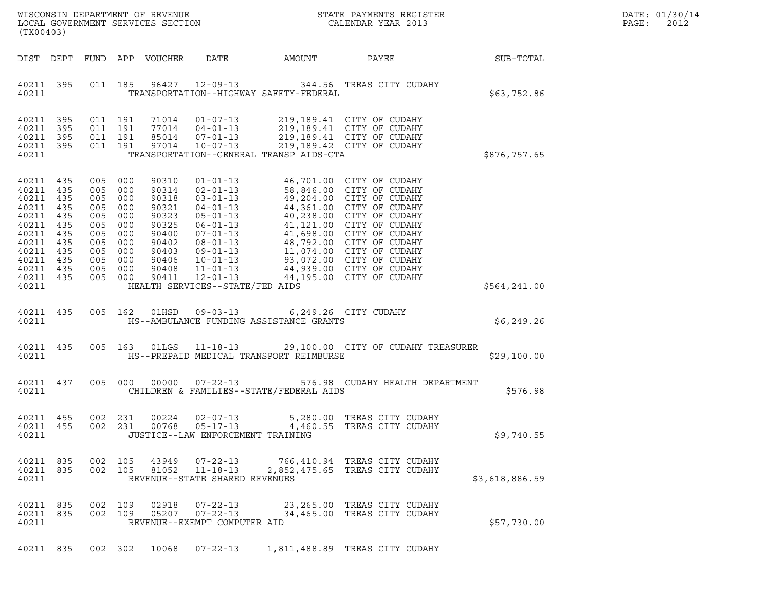WISCONSIN DEPARTMENT OF REVENUE
LOCAL GOVERNMENT SERVICES SECTION
(TX00403)

STATE PAYMENTS REGISTER
CALENDAR YEAR 2013

DATE: 01/30/14
PAGE: 2012

| DIST | DEPT | FUND | APP | VOUCHER | DATE | AMOUNT | PAYEE | SUB-TOTAL |
|---|---|---|---|---|---|---|---|---|
| 40211 | 395 | 011 | 185 | 96427 | 12-09-13 | 344.56 | TREAS CITY CUDAHY | |
| 40211 | | | | | TRANSPORTATION--HIGHWAY SAFETY-FEDERAL | | | $63,752.86 |
| 40211 | 395 | 011 | 191 | 71014 | 01-07-13 | 219,189.41 | CITY OF CUDAHY | |
| 40211 | 395 | 011 | 191 | 77014 | 04-01-13 | 219,189.41 | CITY OF CUDAHY | |
| 40211 | 395 | 011 | 191 | 85014 | 07-01-13 | 219,189.41 | CITY OF CUDAHY | |
| 40211 | 395 | 011 | 191 | 97014 | 10-07-13 | 219,189.42 | CITY OF CUDAHY | |
| 40211 | | | | | TRANSPORTATION--GENERAL TRANSP AIDS-GTA | | | $876,757.65 |
| 40211 | 435 | 005 | 000 | 90310 | 01-01-13 | 46,701.00 | CITY OF CUDAHY | |
| 40211 | 435 | 005 | 000 | 90314 | 02-01-13 | 58,846.00 | CITY OF CUDAHY | |
| 40211 | 435 | 005 | 000 | 90318 | 03-01-13 | 49,204.00 | CITY OF CUDAHY | |
| 40211 | 435 | 005 | 000 | 90321 | 04-01-13 | 44,361.00 | CITY OF CUDAHY | |
| 40211 | 435 | 005 | 000 | 90323 | 05-01-13 | 40,238.00 | CITY OF CUDAHY | |
| 40211 | 435 | 005 | 000 | 90325 | 06-01-13 | 41,121.00 | CITY OF CUDAHY | |
| 40211 | 435 | 005 | 000 | 90400 | 07-01-13 | 41,698.00 | CITY OF CUDAHY | |
| 40211 | 435 | 005 | 000 | 90402 | 08-01-13 | 48,792.00 | CITY OF CUDAHY | |
| 40211 | 435 | 005 | 000 | 90403 | 09-01-13 | 11,074.00 | CITY OF CUDAHY | |
| 40211 | 435 | 005 | 000 | 90406 | 10-01-13 | 93,072.00 | CITY OF CUDAHY | |
| 40211 | 435 | 005 | 000 | 90408 | 11-01-13 | 44,939.00 | CITY OF CUDAHY | |
| 40211 | 435 | 005 | 000 | 90411 | 12-01-13 | 44,195.00 | CITY OF CUDAHY | |
| 40211 | | | | | HEALTH SERVICES--STATE/FED AIDS | | | $564,241.00 |
| 40211 | 435 | 005 | 162 | 01HSD | 09-03-13 | 6,249.26 | CITY CUDAHY | |
| 40211 | | | | | HS--AMBULANCE FUNDING ASSISTANCE GRANTS | | | $6,249.26 |
| 40211 | 435 | 005 | 163 | 01LGS | 11-18-13 | 29,100.00 | CITY OF CUDAHY TREASURER | |
| 40211 | | | | | HS--PREPAID MEDICAL TRANSPORT REIMBURSE | | | $29,100.00 |
| 40211 | 437 | 005 | 000 | 00000 | 07-22-13 | 576.98 | CUDAHY HEALTH DEPARTMENT | |
| 40211 | | | | | CHILDREN & FAMILIES--STATE/FEDERAL AIDS | | | $576.98 |
| 40211 | 455 | 002 | 231 | 00224 | 02-07-13 | 5,280.00 | TREAS CITY CUDAHY | |
| 40211 | 455 | 002 | 231 | 00768 | 05-17-13 | 4,460.55 | TREAS CITY CUDAHY | |
| 40211 | | | | | JUSTICE--LAW ENFORCEMENT TRAINING | | | $9,740.55 |
| 40211 | 835 | 002 | 105 | 43949 | 07-22-13 | 766,410.94 | TREAS CITY CUDAHY | |
| 40211 | 835 | 002 | 105 | 81052 | 11-18-13 | 2,852,475.65 | TREAS CITY CUDAHY | |
| 40211 | | | | | REVENUE--STATE SHARED REVENUES | | | $3,618,886.59 |
| 40211 | 835 | 002 | 109 | 02918 | 07-22-13 | 23,265.00 | TREAS CITY CUDAHY | |
| 40211 | 835 | 002 | 109 | 05207 | 07-22-13 | 34,465.00 | TREAS CITY CUDAHY | |
| 40211 | | | | | REVENUE--EXEMPT COMPUTER AID | | | $57,730.00 |
| 40211 | 835 | 002 | 302 | 10068 | 07-22-13 | 1,811,488.89 | TREAS CITY CUDAHY | |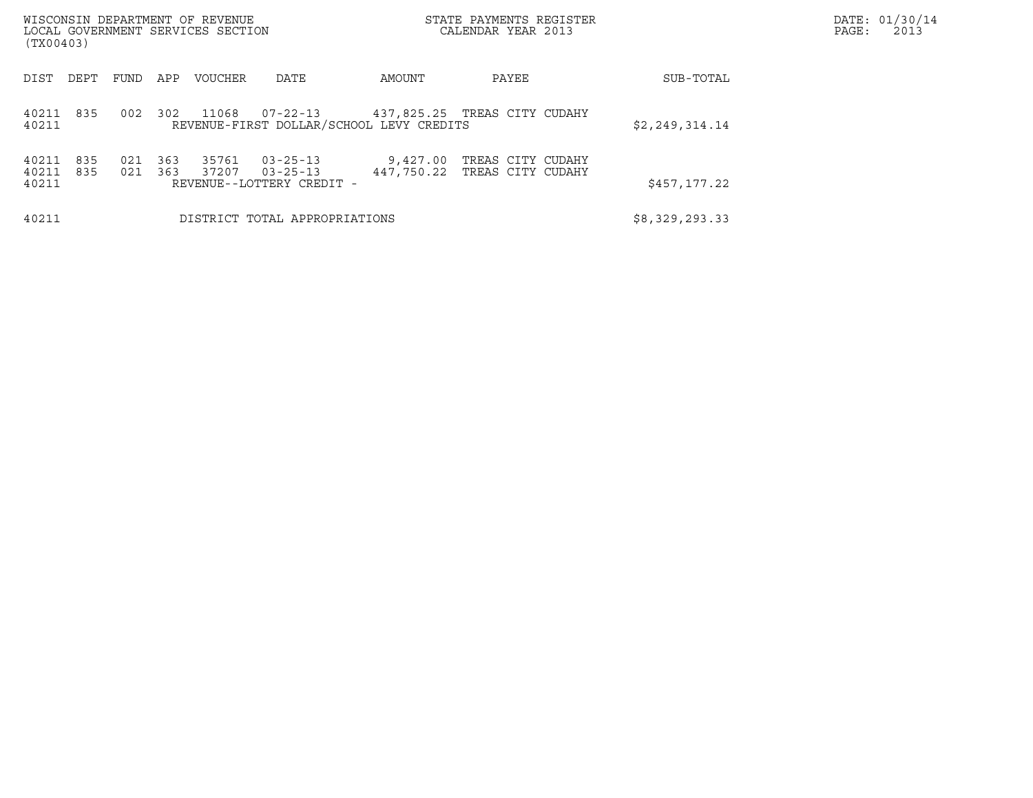WISCONSIN DEPARTMENT OF REVENUE
LOCAL GOVERNMENT SERVICES SECTION
(TX00403)

STATE PAYMENTS REGISTER
CALENDAR YEAR 2013

DATE: 01/30/14

| DIST | DEPT | FUND | APP | VOUCHER | DATE | AMOUNT | PAYEE | SUB-TOTAL |
|---|---|---|---|---|---|---|---|---|
| 40211 | 835 | 002 | 302 | 11068 | 07-22-13 | 437,825.25 | TREAS CITY CUDAHY | |
| 40211 | | | | REVENUE-FIRST DOLLAR/SCHOOL LEVY CREDITS | | | | $2,249,314.14 |
| 40211 | 835 | 021 | 363 | 35761 | 03-25-13 | 9,427.00 | TREAS CITY CUDAHY | |
| 40211 | 835 | 021 | 363 | 37207 | 03-25-13 | 447,750.22 | TREAS CITY CUDAHY | |
| 40211 | | | | REVENUE--LOTTERY CREDIT - | | | | $457,177.22 |
| 40211 | | | | DISTRICT TOTAL APPROPRIATIONS | | | | $8,329,293.33 |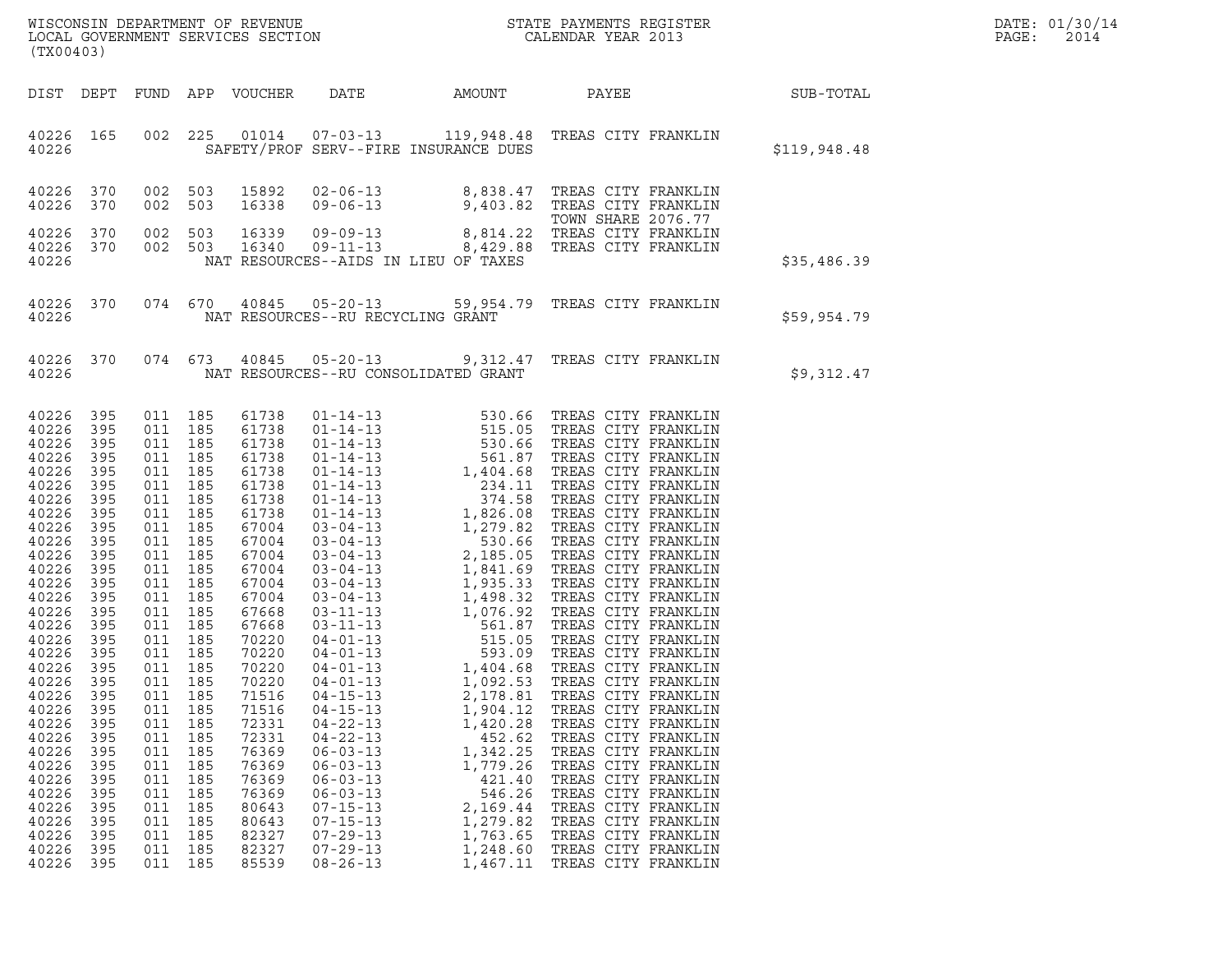WISCONSIN DEPARTMENT OF REVENUE
LOCAL GOVERNMENT SERVICES SECTION
(TX00403)

STATE PAYMENTS REGISTER
CALENDAR YEAR 2013

DATE: 01/30/14

| DIST | DEPT | FUND | APP | VOUCHER | DATE | AMOUNT | PAYEE | SUB-TOTAL |
|---|---|---|---|---|---|---|---|---|
| 40226 | 165 | 002 | 225 | 01014 | 07-03-13 | 119,948.48 | TREAS CITY FRANKLIN | |
| 40226 | | | | | SAFETY/PROF SERV--FIRE INSURANCE DUES | | | $119,948.48 |
| 40226 | 370 | 002 | 503 | 15892 | 02-06-13 | 8,838.47 | TREAS CITY FRANKLIN | |
| 40226 | 370 | 002 | 503 | 16338 | 09-06-13 | 9,403.82 | TREAS CITY FRANKLIN TOWN SHARE 2076.77 | |
| 40226 | 370 | 002 | 503 | 16339 | 09-09-13 | 8,814.22 | TREAS CITY FRANKLIN | |
| 40226 | 370 | 002 | 503 | 16340 | 09-11-13 | 8,429.88 | TREAS CITY FRANKLIN | |
| 40226 | | | | | NAT RESOURCES--AIDS IN LIEU OF TAXES | | | $35,486.39 |
| 40226 | 370 | 074 | 670 | 40845 | 05-20-13 | 59,954.79 | TREAS CITY FRANKLIN | |
| 40226 | | | | | NAT RESOURCES--RU RECYCLING GRANT | | | $59,954.79 |
| 40226 | 370 | 074 | 673 | 40845 | 05-20-13 | 9,312.47 | TREAS CITY FRANKLIN | |
| 40226 | | | | | NAT RESOURCES--RU CONSOLIDATED GRANT | | | $9,312.47 |
| 40226 | 395 | 011 | 185 | 61738 | 01-14-13 | 530.66 | TREAS CITY FRANKLIN | |
| 40226 | 395 | 011 | 185 | 61738 | 01-14-13 | 515.05 | TREAS CITY FRANKLIN | |
| 40226 | 395 | 011 | 185 | 61738 | 01-14-13 | 530.66 | TREAS CITY FRANKLIN | |
| 40226 | 395 | 011 | 185 | 61738 | 01-14-13 | 561.87 | TREAS CITY FRANKLIN | |
| 40226 | 395 | 011 | 185 | 61738 | 01-14-13 | 1,404.68 | TREAS CITY FRANKLIN | |
| 40226 | 395 | 011 | 185 | 61738 | 01-14-13 | 234.11 | TREAS CITY FRANKLIN | |
| 40226 | 395 | 011 | 185 | 61738 | 01-14-13 | 374.58 | TREAS CITY FRANKLIN | |
| 40226 | 395 | 011 | 185 | 61738 | 01-14-13 | 1,826.08 | TREAS CITY FRANKLIN | |
| 40226 | 395 | 011 | 185 | 67004 | 03-04-13 | 1,279.82 | TREAS CITY FRANKLIN | |
| 40226 | 395 | 011 | 185 | 67004 | 03-04-13 | 530.66 | TREAS CITY FRANKLIN | |
| 40226 | 395 | 011 | 185 | 67004 | 03-04-13 | 2,185.05 | TREAS CITY FRANKLIN | |
| 40226 | 395 | 011 | 185 | 67004 | 03-04-13 | 1,841.69 | TREAS CITY FRANKLIN | |
| 40226 | 395 | 011 | 185 | 67004 | 03-04-13 | 1,935.33 | TREAS CITY FRANKLIN | |
| 40226 | 395 | 011 | 185 | 67004 | 03-04-13 | 1,498.32 | TREAS CITY FRANKLIN | |
| 40226 | 395 | 011 | 185 | 67668 | 03-11-13 | 1,076.92 | TREAS CITY FRANKLIN | |
| 40226 | 395 | 011 | 185 | 67668 | 03-11-13 | 561.87 | TREAS CITY FRANKLIN | |
| 40226 | 395 | 011 | 185 | 70220 | 04-01-13 | 515.05 | TREAS CITY FRANKLIN | |
| 40226 | 395 | 011 | 185 | 70220 | 04-01-13 | 593.09 | TREAS CITY FRANKLIN | |
| 40226 | 395 | 011 | 185 | 70220 | 04-01-13 | 1,404.68 | TREAS CITY FRANKLIN | |
| 40226 | 395 | 011 | 185 | 70220 | 04-01-13 | 1,092.53 | TREAS CITY FRANKLIN | |
| 40226 | 395 | 011 | 185 | 71516 | 04-15-13 | 2,178.81 | TREAS CITY FRANKLIN | |
| 40226 | 395 | 011 | 185 | 71516 | 04-15-13 | 1,904.12 | TREAS CITY FRANKLIN | |
| 40226 | 395 | 011 | 185 | 72331 | 04-22-13 | 1,420.28 | TREAS CITY FRANKLIN | |
| 40226 | 395 | 011 | 185 | 72331 | 04-22-13 | 452.62 | TREAS CITY FRANKLIN | |
| 40226 | 395 | 011 | 185 | 76369 | 06-03-13 | 1,342.25 | TREAS CITY FRANKLIN | |
| 40226 | 395 | 011 | 185 | 76369 | 06-03-13 | 1,779.26 | TREAS CITY FRANKLIN | |
| 40226 | 395 | 011 | 185 | 76369 | 06-03-13 | 421.40 | TREAS CITY FRANKLIN | |
| 40226 | 395 | 011 | 185 | 76369 | 06-03-13 | 546.26 | TREAS CITY FRANKLIN | |
| 40226 | 395 | 011 | 185 | 80643 | 07-15-13 | 2,169.44 | TREAS CITY FRANKLIN | |
| 40226 | 395 | 011 | 185 | 80643 | 07-15-13 | 1,279.82 | TREAS CITY FRANKLIN | |
| 40226 | 395 | 011 | 185 | 82327 | 07-29-13 | 1,763.65 | TREAS CITY FRANKLIN | |
| 40226 | 395 | 011 | 185 | 82327 | 07-29-13 | 1,248.60 | TREAS CITY FRANKLIN | |
| 40226 | 395 | 011 | 185 | 85539 | 08-26-13 | 1,467.11 | TREAS CITY FRANKLIN | |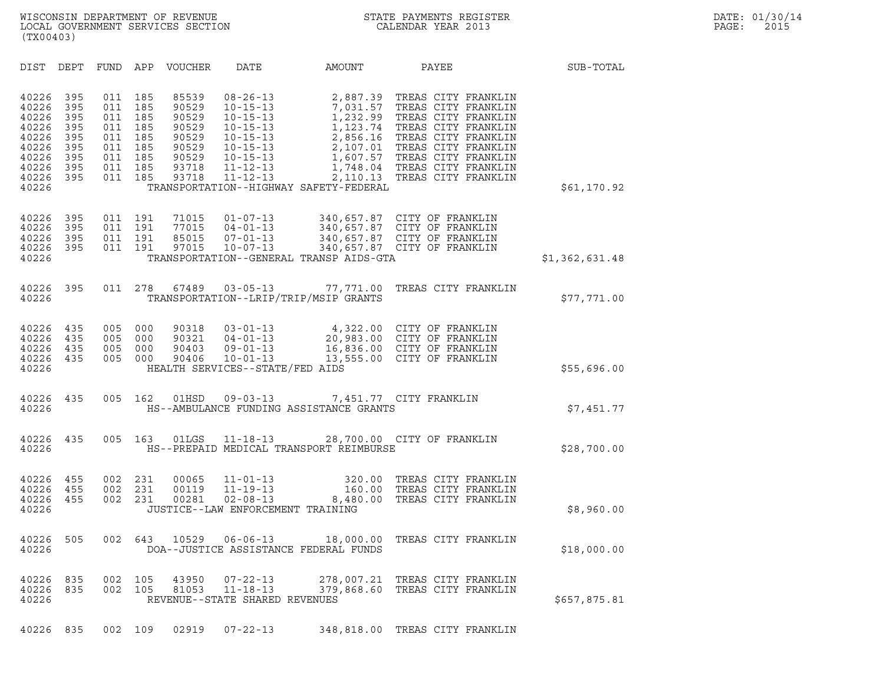WISCONSIN DEPARTMENT OF REVENUE
LOCAL GOVERNMENT SERVICES SECTION
(TX00403)

STATE PAYMENTS REGISTER
CALENDAR YEAR 2013

DATE: 01/30/14
PAGE: 2015

| DIST | DEPT | FUND | APP | VOUCHER | DATE | AMOUNT | PAYEE | SUB-TOTAL |
|---|---|---|---|---|---|---|---|---|
| 40226 | 395 | 011 | 185 | 85539 | 08-26-13 | 2,887.39 | TREAS CITY FRANKLIN | |
| 40226 | 395 | 011 | 185 | 90529 | 10-15-13 | 7,031.57 | TREAS CITY FRANKLIN | |
| 40226 | 395 | 011 | 185 | 90529 | 10-15-13 | 1,232.99 | TREAS CITY FRANKLIN | |
| 40226 | 395 | 011 | 185 | 90529 | 10-15-13 | 1,123.74 | TREAS CITY FRANKLIN | |
| 40226 | 395 | 011 | 185 | 90529 | 10-15-13 | 2,856.16 | TREAS CITY FRANKLIN | |
| 40226 | 395 | 011 | 185 | 90529 | 10-15-13 | 2,107.01 | TREAS CITY FRANKLIN | |
| 40226 | 395 | 011 | 185 | 90529 | 10-15-13 | 1,607.57 | TREAS CITY FRANKLIN | |
| 40226 | 395 | 011 | 185 | 93718 | 11-12-13 | 1,748.04 | TREAS CITY FRANKLIN | |
| 40226 | 395 | 011 | 185 | 93718 | 11-12-13 | 2,110.13 | TREAS CITY FRANKLIN | |
| 40226 | | | | | TRANSPORTATION--HIGHWAY SAFETY-FEDERAL | | | $61,170.92 |
| 40226 | 395 | 011 | 191 | 71015 | 01-07-13 | 340,657.87 | CITY OF FRANKLIN | |
| 40226 | 395 | 011 | 191 | 77015 | 04-01-13 | 340,657.87 | CITY OF FRANKLIN | |
| 40226 | 395 | 011 | 191 | 85015 | 07-01-13 | 340,657.87 | CITY OF FRANKLIN | |
| 40226 | 395 | 011 | 191 | 97015 | 10-07-13 | 340,657.87 | CITY OF FRANKLIN | |
| 40226 | | | | | TRANSPORTATION--GENERAL TRANSP AIDS-GTA | | | $1,362,631.48 |
| 40226 | 395 | 011 | 278 | 67489 | 03-05-13 | 77,771.00 | TREAS CITY FRANKLIN | |
| 40226 | | | | | TRANSPORTATION--LRIP/TRIP/MSIP GRANTS | | | $77,771.00 |
| 40226 | 435 | 005 | 000 | 90318 | 03-01-13 | 4,322.00 | CITY OF FRANKLIN | |
| 40226 | 435 | 005 | 000 | 90321 | 04-01-13 | 20,983.00 | CITY OF FRANKLIN | |
| 40226 | 435 | 005 | 000 | 90403 | 09-01-13 | 16,836.00 | CITY OF FRANKLIN | |
| 40226 | 435 | 005 | 000 | 90406 | 10-01-13 | 13,555.00 | CITY OF FRANKLIN | |
| 40226 | | | | | HEALTH SERVICES--STATE/FED AIDS | | | $55,696.00 |
| 40226 | 435 | 005 | 162 | 01HSD | 09-03-13 | 7,451.77 | CITY FRANKLIN | |
| 40226 | | | | | HS--AMBULANCE FUNDING ASSISTANCE GRANTS | | | $7,451.77 |
| 40226 | 435 | 005 | 163 | 01LGS | 11-18-13 | 28,700.00 | CITY OF FRANKLIN | |
| 40226 | | | | | HS--PREPAID MEDICAL TRANSPORT REIMBURSE | | | $28,700.00 |
| 40226 | 455 | 002 | 231 | 00065 | 11-01-13 | 320.00 | TREAS CITY FRANKLIN | |
| 40226 | 455 | 002 | 231 | 00119 | 11-19-13 | 160.00 | TREAS CITY FRANKLIN | |
| 40226 | 455 | 002 | 231 | 00281 | 02-08-13 | 8,480.00 | TREAS CITY FRANKLIN | |
| 40226 | | | | | JUSTICE--LAW ENFORCEMENT TRAINING | | | $8,960.00 |
| 40226 | 505 | 002 | 643 | 10529 | 06-06-13 | 18,000.00 | TREAS CITY FRANKLIN | |
| 40226 | | | | | DOA--JUSTICE ASSISTANCE FEDERAL FUNDS | | | $18,000.00 |
| 40226 | 835 | 002 | 105 | 43950 | 07-22-13 | 278,007.21 | TREAS CITY FRANKLIN | |
| 40226 | 835 | 002 | 105 | 81053 | 11-18-13 | 379,868.60 | TREAS CITY FRANKLIN | |
| 40226 | | | | | REVENUE--STATE SHARED REVENUES | | | $657,875.81 |
| 40226 | 835 | 002 | 109 | 02919 | 07-22-13 | 348,818.00 | TREAS CITY FRANKLIN | |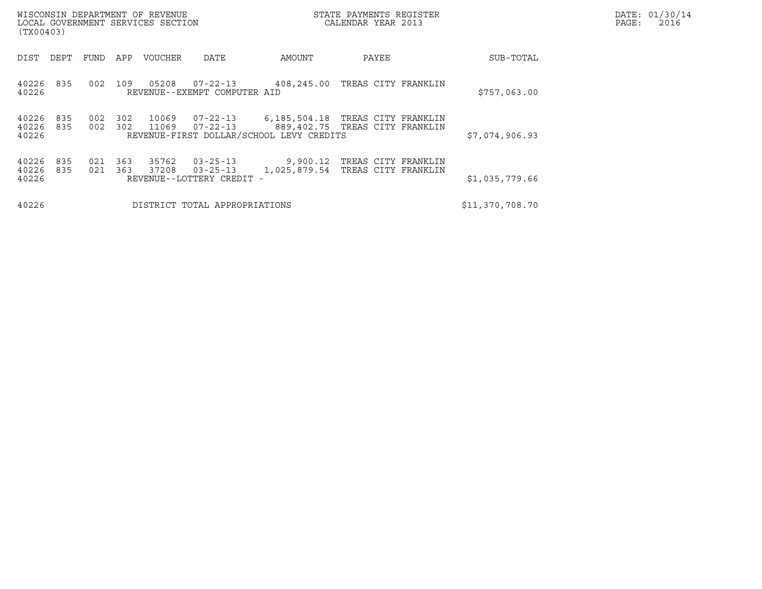WISCONSIN DEPARTMENT OF REVENUE
LOCAL GOVERNMENT SERVICES SECTION
(TX00403)

STATE PAYMENTS REGISTER
CALENDAR YEAR 2013

DATE: 01/30/14
PAGE: 2016

| DIST | DEPT | FUND | APP | VOUCHER | DATE | AMOUNT | PAYEE | SUB-TOTAL |
|---|---|---|---|---|---|---|---|---|
| 40226 | 835 | 002 | 109 | 05208 | 07-22-13 | 408,245.00 | TREAS CITY FRANKLIN | |
| 40226 | | | | REVENUE--EXEMPT COMPUTER AID | | | | $757,063.00 |
| 40226 | 835 | 002 | 302 | 10069 | 07-22-13 | 6,185,504.18 | TREAS CITY FRANKLIN | |
| 40226 | 835 | 002 | 302 | 11069 | 07-22-13 | 889,402.75 | TREAS CITY FRANKLIN | |
| 40226 | | | | REVENUE-FIRST DOLLAR/SCHOOL LEVY CREDITS | | | | $7,074,906.93 |
| 40226 | 835 | 021 | 363 | 35762 | 03-25-13 | 9,900.12 | TREAS CITY FRANKLIN | |
| 40226 | 835 | 021 | 363 | 37208 | 03-25-13 | 1,025,879.54 | TREAS CITY FRANKLIN | |
| 40226 | | | | REVENUE--LOTTERY CREDIT - | | | | $1,035,779.66 |
| 40226 | | | | DISTRICT TOTAL APPROPRIATIONS | | | | $11,370,708.70 |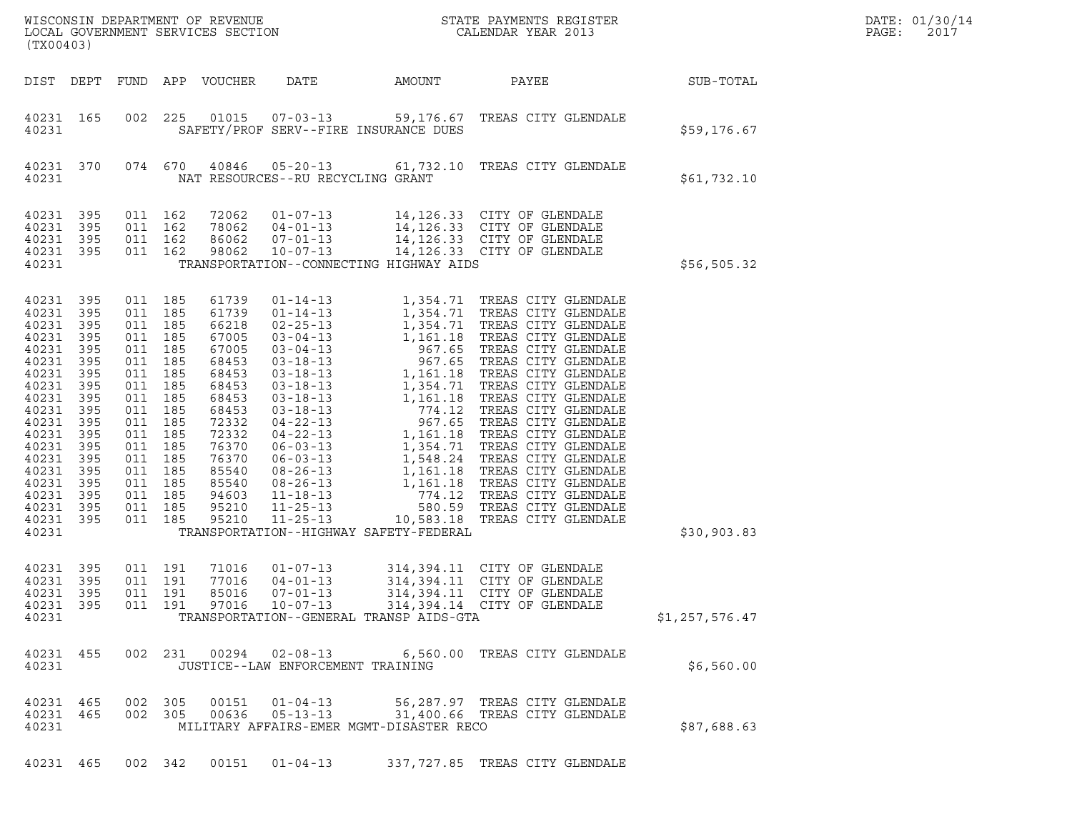WISCONSIN DEPARTMENT OF REVENUE
LOCAL GOVERNMENT SERVICES SECTION
(TX00403)

STATE PAYMENTS REGISTER
CALENDAR YEAR 2013

DATE: 01/30/14
PAGE: 2017

| DIST | DEPT | FUND | APP | VOUCHER | DATE | AMOUNT | PAYEE | SUB-TOTAL |
|---|---|---|---|---|---|---|---|---|
| 40231 | 165 | 002 | 225 | 01015 | 07-03-13 | 59,176.67 | TREAS CITY GLENDALE | |
| 40231 | | | | | SAFETY/PROF SERV--FIRE INSURANCE DUES | | | $59,176.67 |
| 40231 | 370 | 074 | 670 | 40846 | 05-20-13 | 61,732.10 | TREAS CITY GLENDALE | |
| 40231 | | | | | NAT RESOURCES--RU RECYCLING GRANT | | | $61,732.10 |
| 40231 | 395 | 011 | 162 | 72062 | 01-07-13 | 14,126.33 | CITY OF GLENDALE | |
| 40231 | 395 | 011 | 162 | 78062 | 04-01-13 | 14,126.33 | CITY OF GLENDALE | |
| 40231 | 395 | 011 | 162 | 86062 | 07-01-13 | 14,126.33 | CITY OF GLENDALE | |
| 40231 | 395 | 011 | 162 | 98062 | 10-07-13 | 14,126.33 | CITY OF GLENDALE | |
| 40231 | | | | | TRANSPORTATION--CONNECTING HIGHWAY AIDS | | | $56,505.32 |
| 40231 | 395 | 011 | 185 | 61739 | 01-14-13 | 1,354.71 | TREAS CITY GLENDALE | |
| 40231 | 395 | 011 | 185 | 61739 | 01-14-13 | 1,354.71 | TREAS CITY GLENDALE | |
| 40231 | 395 | 011 | 185 | 66218 | 02-25-13 | 1,354.71 | TREAS CITY GLENDALE | |
| 40231 | 395 | 011 | 185 | 67005 | 03-04-13 | 1,161.18 | TREAS CITY GLENDALE | |
| 40231 | 395 | 011 | 185 | 67005 | 03-04-13 | 967.65 | TREAS CITY GLENDALE | |
| 40231 | 395 | 011 | 185 | 68453 | 03-18-13 | 967.65 | TREAS CITY GLENDALE | |
| 40231 | 395 | 011 | 185 | 68453 | 03-18-13 | 1,161.18 | TREAS CITY GLENDALE | |
| 40231 | 395 | 011 | 185 | 68453 | 03-18-13 | 1,354.71 | TREAS CITY GLENDALE | |
| 40231 | 395 | 011 | 185 | 68453 | 03-18-13 | 1,161.18 | TREAS CITY GLENDALE | |
| 40231 | 395 | 011 | 185 | 68453 | 03-18-13 | 774.12 | TREAS CITY GLENDALE | |
| 40231 | 395 | 011 | 185 | 72332 | 04-22-13 | 967.65 | TREAS CITY GLENDALE | |
| 40231 | 395 | 011 | 185 | 72332 | 04-22-13 | 1,161.18 | TREAS CITY GLENDALE | |
| 40231 | 395 | 011 | 185 | 76370 | 06-03-13 | 1,354.71 | TREAS CITY GLENDALE | |
| 40231 | 395 | 011 | 185 | 76370 | 06-03-13 | 1,548.24 | TREAS CITY GLENDALE | |
| 40231 | 395 | 011 | 185 | 85540 | 08-26-13 | 1,161.18 | TREAS CITY GLENDALE | |
| 40231 | 395 | 011 | 185 | 85540 | 08-26-13 | 1,161.18 | TREAS CITY GLENDALE | |
| 40231 | 395 | 011 | 185 | 94603 | 11-18-13 | 774.12 | TREAS CITY GLENDALE | |
| 40231 | 395 | 011 | 185 | 95210 | 11-25-13 | 580.59 | TREAS CITY GLENDALE | |
| 40231 | 395 | 011 | 185 | 95210 | 11-25-13 | 10,583.18 | TREAS CITY GLENDALE | |
| 40231 | | | | | TRANSPORTATION--HIGHWAY SAFETY-FEDERAL | | | $30,903.83 |
| 40231 | 395 | 011 | 191 | 71016 | 01-07-13 | 314,394.11 | CITY OF GLENDALE | |
| 40231 | 395 | 011 | 191 | 77016 | 04-01-13 | 314,394.11 | CITY OF GLENDALE | |
| 40231 | 395 | 011 | 191 | 85016 | 07-01-13 | 314,394.11 | CITY OF GLENDALE | |
| 40231 | 395 | 011 | 191 | 97016 | 10-07-13 | 314,394.14 | CITY OF GLENDALE | |
| 40231 | | | | | TRANSPORTATION--GENERAL TRANSP AIDS-GTA | | | $1,257,576.47 |
| 40231 | 455 | 002 | 231 | 00294 | 02-08-13 | 6,560.00 | TREAS CITY GLENDALE | |
| 40231 | | | | | JUSTICE--LAW ENFORCEMENT TRAINING | | | $6,560.00 |
| 40231 | 465 | 002 | 305 | 00151 | 01-04-13 | 56,287.97 | TREAS CITY GLENDALE | |
| 40231 | 465 | 002 | 305 | 00636 | 05-13-13 | 31,400.66 | TREAS CITY GLENDALE | |
| 40231 | | | | | MILITARY AFFAIRS-EMER MGMT-DISASTER RECO | | | $87,688.63 |
| 40231 | 465 | 002 | 342 | 00151 | 01-04-13 | 337,727.85 | TREAS CITY GLENDALE | |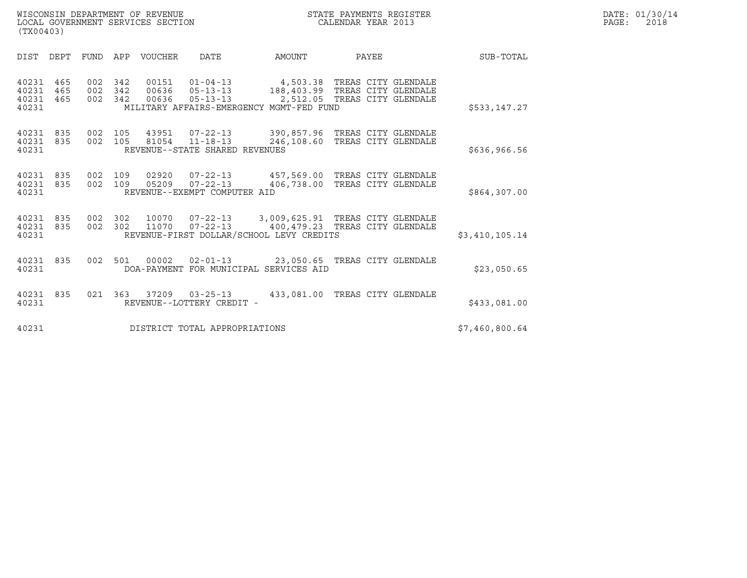WISCONSIN DEPARTMENT OF REVENUE
LOCAL GOVERNMENT SERVICES SECTION
(TX00403)

STATE PAYMENTS REGISTER
CALENDAR YEAR 2013

DATE: 01/30/14
PAGE: 2018

| DIST | DEPT | FUND | APP | VOUCHER | DATE | AMOUNT | PAYEE | SUB-TOTAL |
|---|---|---|---|---|---|---|---|---|
| 40231 | 465 | 002 | 342 | 00151 | 01-04-13 | 4,503.38 | TREAS CITY GLENDALE | |
| 40231 | 465 | 002 | 342 | 00636 | 05-13-13 | 188,403.99 | TREAS CITY GLENDALE | |
| 40231 | 465 | 002 | 342 | 00636 | 05-13-13 | 2,512.05 | TREAS CITY GLENDALE | |
| 40231 | | | | MILITARY AFFAIRS-EMERGENCY MGMT-FED FUND | | | | $533,147.27 |
| 40231 | 835 | 002 | 105 | 43951 | 07-22-13 | 390,857.96 | TREAS CITY GLENDALE | |
| 40231 | 835 | 002 | 105 | 81054 | 11-18-13 | 246,108.60 | TREAS CITY GLENDALE | |
| 40231 | | | | REVENUE--STATE SHARED REVENUES | | | | $636,966.56 |
| 40231 | 835 | 002 | 109 | 02920 | 07-22-13 | 457,569.00 | TREAS CITY GLENDALE | |
| 40231 | 835 | 002 | 109 | 05209 | 07-22-13 | 406,738.00 | TREAS CITY GLENDALE | |
| 40231 | | | | REVENUE--EXEMPT COMPUTER AID | | | | $864,307.00 |
| 40231 | 835 | 002 | 302 | 10070 | 07-22-13 | 3,009,625.91 | TREAS CITY GLENDALE | |
| 40231 | 835 | 002 | 302 | 11070 | 07-22-13 | 400,479.23 | TREAS CITY GLENDALE | |
| 40231 | | | | REVENUE-FIRST DOLLAR/SCHOOL LEVY CREDITS | | | | $3,410,105.14 |
| 40231 | 835 | 002 | 501 | 00002 | 02-01-13 | 23,050.65 | TREAS CITY GLENDALE | |
| 40231 | | | | DOA-PAYMENT FOR MUNICIPAL SERVICES AID | | | | $23,050.65 |
| 40231 | 835 | 021 | 363 | 37209 | 03-25-13 | 433,081.00 | TREAS CITY GLENDALE | |
| 40231 | | | | REVENUE--LOTTERY CREDIT - | | | | $433,081.00 |
| 40231 | | | | DISTRICT TOTAL APPROPRIATIONS | | | | $7,460,800.64 |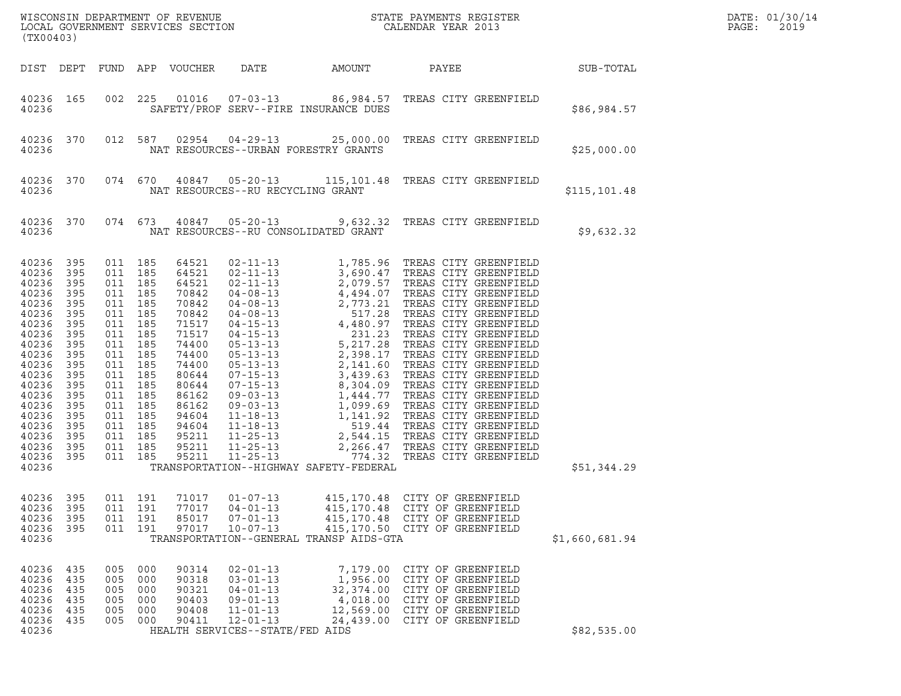WISCONSIN DEPARTMENT OF REVENUE
LOCAL GOVERNMENT SERVICES SECTION
(TX00403)

STATE PAYMENTS REGISTER
CALENDAR YEAR 2013

DATE: 01/30/14

| DIST | DEPT | FUND | APP | VOUCHER | DATE | AMOUNT | PAYEE | SUB-TOTAL |
|---|---|---|---|---|---|---|---|---|
| 40236 | 165 | 002 | 225 | 01016 | 07-03-13 | 86,984.57 | TREAS CITY GREENFIELD | |
| 40236 | | | | SAFETY/PROF SERV--FIRE INSURANCE DUES | | | | $86,984.57 |
| 40236 | 370 | 012 | 587 | 02954 | 04-29-13 | 25,000.00 | TREAS CITY GREENFIELD | |
| 40236 | | | | NAT RESOURCES--URBAN FORESTRY GRANTS | | | | $25,000.00 |
| 40236 | 370 | 074 | 670 | 40847 | 05-20-13 | 115,101.48 | TREAS CITY GREENFIELD | |
| 40236 | | | | NAT RESOURCES--RU RECYCLING GRANT | | | | $115,101.48 |
| 40236 | 370 | 074 | 673 | 40847 | 05-20-13 | 9,632.32 | TREAS CITY GREENFIELD | |
| 40236 | | | | NAT RESOURCES--RU CONSOLIDATED GRANT | | | | $9,632.32 |
| 40236 | 395 | 011 | 185 | 64521 | 02-11-13 | 1,785.96 | TREAS CITY GREENFIELD | |
| 40236 | 395 | 011 | 185 | 64521 | 02-11-13 | 3,690.47 | TREAS CITY GREENFIELD | |
| 40236 | 395 | 011 | 185 | 64521 | 02-11-13 | 2,079.57 | TREAS CITY GREENFIELD | |
| 40236 | 395 | 011 | 185 | 70842 | 04-08-13 | 4,494.07 | TREAS CITY GREENFIELD | |
| 40236 | 395 | 011 | 185 | 70842 | 04-08-13 | 2,773.21 | TREAS CITY GREENFIELD | |
| 40236 | 395 | 011 | 185 | 70842 | 04-08-13 | 517.28 | TREAS CITY GREENFIELD | |
| 40236 | 395 | 011 | 185 | 71517 | 04-15-13 | 4,480.97 | TREAS CITY GREENFIELD | |
| 40236 | 395 | 011 | 185 | 71517 | 04-15-13 | 231.23 | TREAS CITY GREENFIELD | |
| 40236 | 395 | 011 | 185 | 74400 | 05-13-13 | 5,217.28 | TREAS CITY GREENFIELD | |
| 40236 | 395 | 011 | 185 | 74400 | 05-13-13 | 2,398.17 | TREAS CITY GREENFIELD | |
| 40236 | 395 | 011 | 185 | 74400 | 05-13-13 | 2,141.60 | TREAS CITY GREENFIELD | |
| 40236 | 395 | 011 | 185 | 80644 | 07-15-13 | 3,439.63 | TREAS CITY GREENFIELD | |
| 40236 | 395 | 011 | 185 | 80644 | 07-15-13 | 8,304.09 | TREAS CITY GREENFIELD | |
| 40236 | 395 | 011 | 185 | 86162 | 09-03-13 | 1,444.77 | TREAS CITY GREENFIELD | |
| 40236 | 395 | 011 | 185 | 86162 | 09-03-13 | 1,099.69 | TREAS CITY GREENFIELD | |
| 40236 | 395 | 011 | 185 | 94604 | 11-18-13 | 1,141.92 | TREAS CITY GREENFIELD | |
| 40236 | 395 | 011 | 185 | 94604 | 11-18-13 | 519.44 | TREAS CITY GREENFIELD | |
| 40236 | 395 | 011 | 185 | 95211 | 11-25-13 | 2,544.15 | TREAS CITY GREENFIELD | |
| 40236 | 395 | 011 | 185 | 95211 | 11-25-13 | 2,266.47 | TREAS CITY GREENFIELD | |
| 40236 | 395 | 011 | 185 | 95211 | 11-25-13 | 774.32 | TREAS CITY GREENFIELD | |
| 40236 | | | | TRANSPORTATION--HIGHWAY SAFETY-FEDERAL | | | | $51,344.29 |
| 40236 | 395 | 011 | 191 | 71017 | 01-07-13 | 415,170.48 | CITY OF GREENFIELD | |
| 40236 | 395 | 011 | 191 | 77017 | 04-01-13 | 415,170.48 | CITY OF GREENFIELD | |
| 40236 | 395 | 011 | 191 | 85017 | 07-01-13 | 415,170.48 | CITY OF GREENFIELD | |
| 40236 | 395 | 011 | 191 | 97017 | 10-07-13 | 415,170.50 | CITY OF GREENFIELD | |
| 40236 | | | | TRANSPORTATION--GENERAL TRANSP AIDS-GTA | | | | $1,660,681.94 |
| 40236 | 435 | 005 | 000 | 90314 | 02-01-13 | 7,179.00 | CITY OF GREENFIELD | |
| 40236 | 435 | 005 | 000 | 90318 | 03-01-13 | 1,956.00 | CITY OF GREENFIELD | |
| 40236 | 435 | 005 | 000 | 90321 | 04-01-13 | 32,374.00 | CITY OF GREENFIELD | |
| 40236 | 435 | 005 | 000 | 90403 | 09-01-13 | 4,018.00 | CITY OF GREENFIELD | |
| 40236 | 435 | 005 | 000 | 90408 | 11-01-13 | 12,569.00 | CITY OF GREENFIELD | |
| 40236 | 435 | 005 | 000 | 90411 | 12-01-13 | 24,439.00 | CITY OF GREENFIELD | |
| 40236 | | | | HEALTH SERVICES--STATE/FED AIDS | | | | $82,535.00 |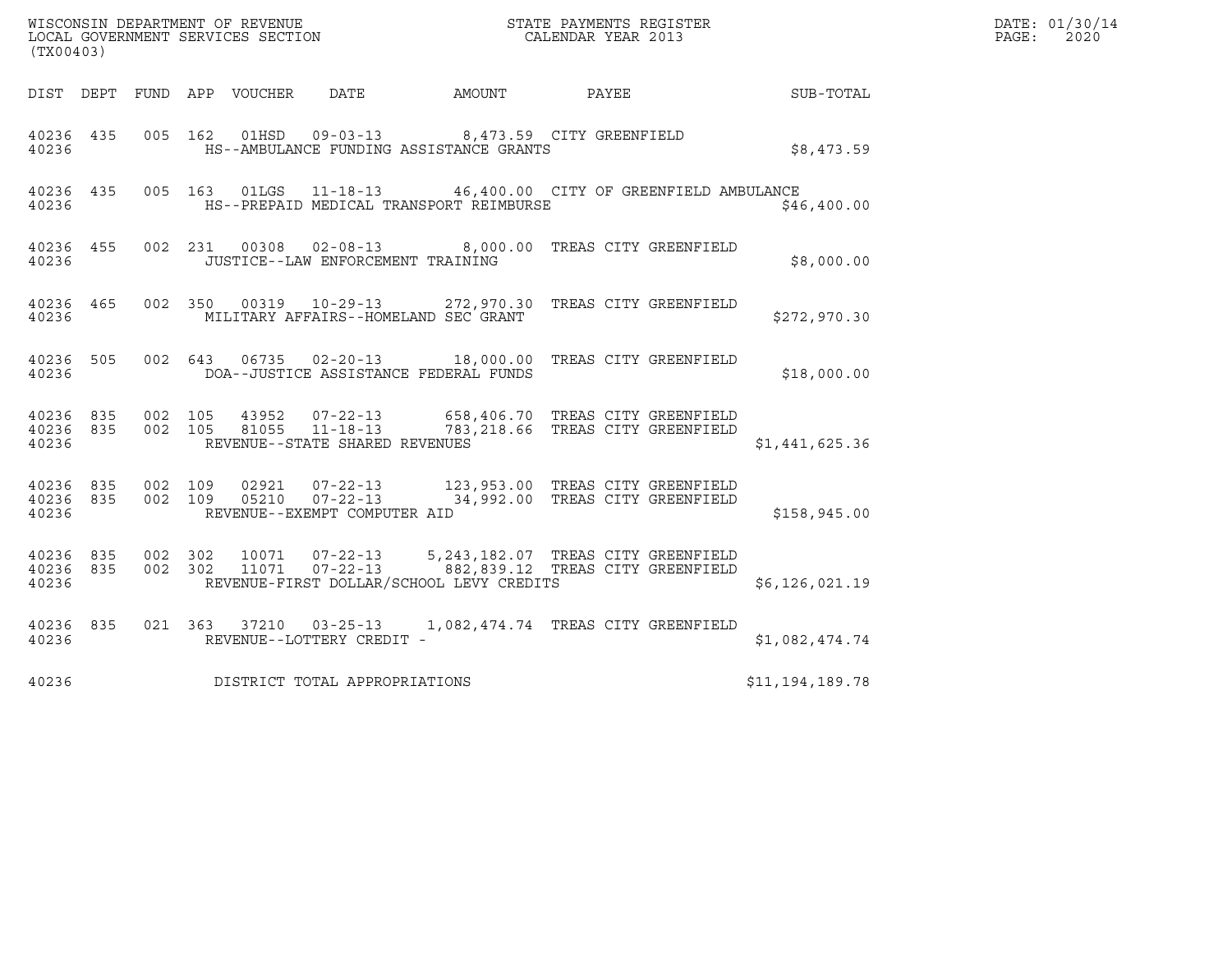WISCONSIN DEPARTMENT OF REVENUE
LOCAL GOVERNMENT SERVICES SECTION
(TX00403)

STATE PAYMENTS REGISTER
CALENDAR YEAR 2013

DATE: 01/30/14

| DIST | DEPT | FUND | APP | VOUCHER | DATE | AMOUNT | PAYEE | SUB-TOTAL |
|---|---|---|---|---|---|---|---|---|
| 40236 | 435 | 005 | 162 | 01HSD | 09-03-13 | 8,473.59 | CITY GREENFIELD | |
| 40236 | | | | HS--AMBULANCE FUNDING ASSISTANCE GRANTS | | | | $8,473.59 |
| 40236 | 435 | 005 | 163 | 01LGS | 11-18-13 | 46,400.00 | CITY OF GREENFIELD AMBULANCE | |
| 40236 | | | | HS--PREPAID MEDICAL TRANSPORT REIMBURSE | | | | $46,400.00 |
| 40236 | 455 | 002 | 231 | 00308 | 02-08-13 | 8,000.00 | TREAS CITY GREENFIELD | |
| 40236 | | | | JUSTICE--LAW ENFORCEMENT TRAINING | | | | $8,000.00 |
| 40236 | 465 | 002 | 350 | 00319 | 10-29-13 | 272,970.30 | TREAS CITY GREENFIELD | |
| 40236 | | | | MILITARY AFFAIRS--HOMELAND SEC GRANT | | | | $272,970.30 |
| 40236 | 505 | 002 | 643 | 06735 | 02-20-13 | 18,000.00 | TREAS CITY GREENFIELD | |
| 40236 | | | | DOA--JUSTICE ASSISTANCE FEDERAL FUNDS | | | | $18,000.00 |
| 40236 | 835 | 002 | 105 | 43952 | 07-22-13 | 658,406.70 | TREAS CITY GREENFIELD | |
| 40236 | 835 | 002 | 105 | 81055 | 11-18-13 | 783,218.66 | TREAS CITY GREENFIELD | |
| 40236 | | | | REVENUE--STATE SHARED REVENUES | | | | $1,441,625.36 |
| 40236 | 835 | 002 | 109 | 02921 | 07-22-13 | 123,953.00 | TREAS CITY GREENFIELD | |
| 40236 | 835 | 002 | 109 | 05210 | 07-22-13 | 34,992.00 | TREAS CITY GREENFIELD | |
| 40236 | | | | REVENUE--EXEMPT COMPUTER AID | | | | $158,945.00 |
| 40236 | 835 | 002 | 302 | 10071 | 07-22-13 | 5,243,182.07 | TREAS CITY GREENFIELD | |
| 40236 | 835 | 002 | 302 | 11071 | 07-22-13 | 882,839.12 | TREAS CITY GREENFIELD | |
| 40236 | | | | REVENUE-FIRST DOLLAR/SCHOOL LEVY CREDITS | | | | $6,126,021.19 |
| 40236 | 835 | 021 | 363 | 37210 | 03-25-13 | 1,082,474.74 | TREAS CITY GREENFIELD | |
| 40236 | | | | REVENUE--LOTTERY CREDIT - | | | | $1,082,474.74 |
| 40236 | | | | DISTRICT TOTAL APPROPRIATIONS | | | | $11,194,189.78 |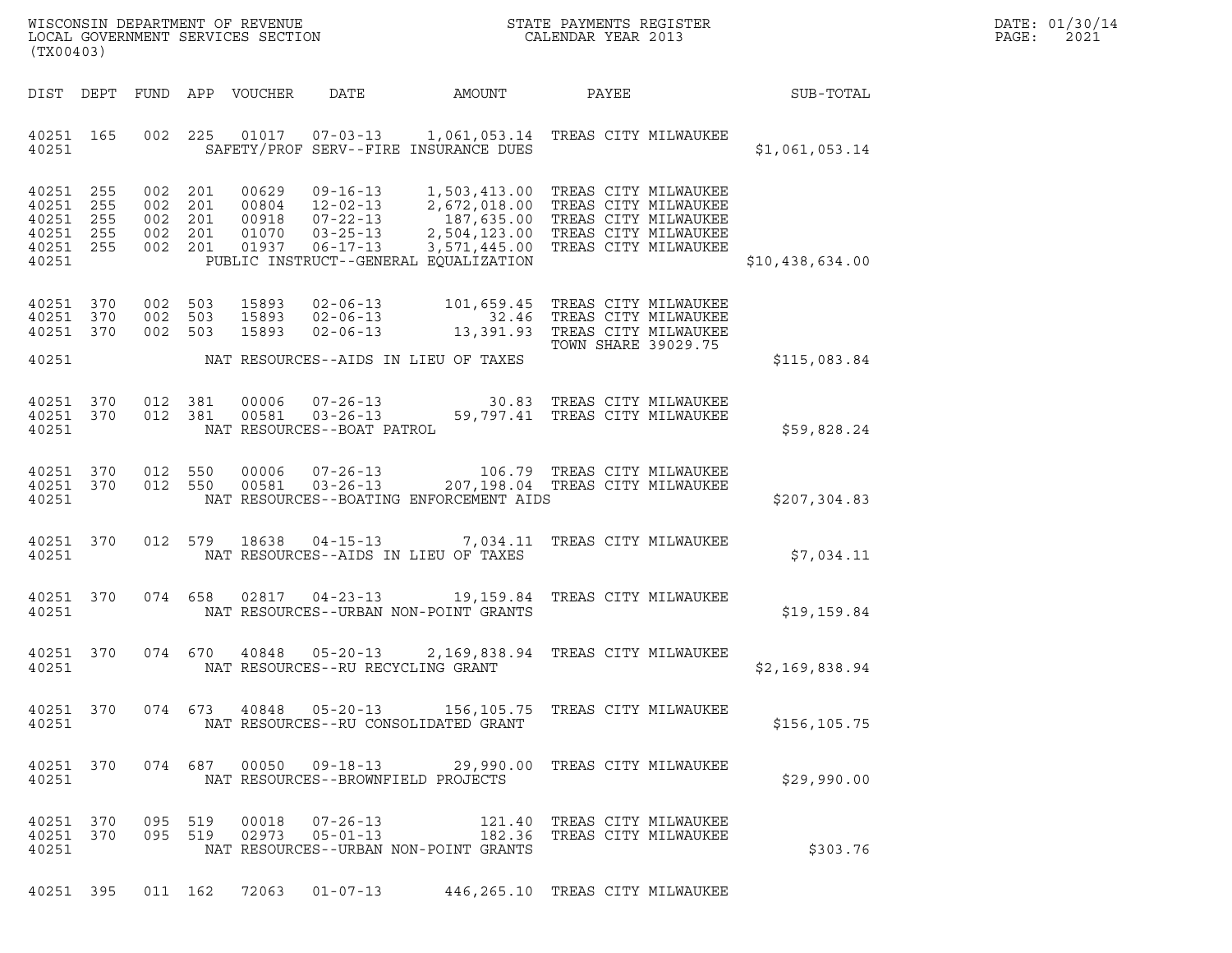WISCONSIN DEPARTMENT OF REVENUE
LOCAL GOVERNMENT SERVICES SECTION
(TX00403)

STATE PAYMENTS REGISTER
CALENDAR YEAR 2013

| DIST | DEPT | FUND | APP | VOUCHER | DATE | AMOUNT | PAYEE | SUB-TOTAL |
|---|---|---|---|---|---|---|---|---|
| 40251 | 165 | 002 | 225 | 01017 | 07-03-13 | 1,061,053.14 | TREAS CITY MILWAUKEE | |
| 40251 | | | | | SAFETY/PROF SERV--FIRE INSURANCE DUES | | | $1,061,053.14 |
| 40251 | 255 | 002 | 201 | 00629 | 09-16-13 | 1,503,413.00 | TREAS CITY MILWAUKEE | |
| 40251 | 255 | 002 | 201 | 00804 | 12-02-13 | 2,672,018.00 | TREAS CITY MILWAUKEE | |
| 40251 | 255 | 002 | 201 | 00918 | 07-22-13 | 187,635.00 | TREAS CITY MILWAUKEE | |
| 40251 | 255 | 002 | 201 | 01070 | 03-25-13 | 2,504,123.00 | TREAS CITY MILWAUKEE | |
| 40251 | 255 | 002 | 201 | 01937 | 06-17-13 | 3,571,445.00 | TREAS CITY MILWAUKEE | |
| 40251 | | | | | PUBLIC INSTRUCT--GENERAL EQUALIZATION | | | $10,438,634.00 |
| 40251 | 370 | 002 | 503 | 15893 | 02-06-13 | 101,659.45 | TREAS CITY MILWAUKEE | |
| 40251 | 370 | 002 | 503 | 15893 | 02-06-13 | 32.46 | TREAS CITY MILWAUKEE | |
| 40251 | 370 | 002 | 503 | 15893 | 02-06-13 | 13,391.93 | TREAS CITY MILWAUKEE TOWN SHARE 39029.75 | |
| 40251 | | | | | NAT RESOURCES--AIDS IN LIEU OF TAXES | | | $115,083.84 |
| 40251 | 370 | 012 | 381 | 00006 | 07-26-13 | 30.83 | TREAS CITY MILWAUKEE | |
| 40251 | 370 | 012 | 381 | 00581 | 03-26-13 | 59,797.41 | TREAS CITY MILWAUKEE | |
| 40251 | | | | | NAT RESOURCES--BOAT PATROL | | | $59,828.24 |
| 40251 | 370 | 012 | 550 | 00006 | 07-26-13 | 106.79 | TREAS CITY MILWAUKEE | |
| 40251 | 370 | 012 | 550 | 00581 | 03-26-13 | 207,198.04 | TREAS CITY MILWAUKEE | |
| 40251 | | | | | NAT RESOURCES--BOATING ENFORCEMENT AIDS | | | $207,304.83 |
| 40251 | 370 | 012 | 579 | 18638 | 04-15-13 | 7,034.11 | TREAS CITY MILWAUKEE | |
| 40251 | | | | | NAT RESOURCES--AIDS IN LIEU OF TAXES | | | $7,034.11 |
| 40251 | 370 | 074 | 658 | 02817 | 04-23-13 | 19,159.84 | TREAS CITY MILWAUKEE | |
| 40251 | | | | | NAT RESOURCES--URBAN NON-POINT GRANTS | | | $19,159.84 |
| 40251 | 370 | 074 | 670 | 40848 | 05-20-13 | 2,169,838.94 | TREAS CITY MILWAUKEE | |
| 40251 | | | | | NAT RESOURCES--RU RECYCLING GRANT | | | $2,169,838.94 |
| 40251 | 370 | 074 | 673 | 40848 | 05-20-13 | 156,105.75 | TREAS CITY MILWAUKEE | |
| 40251 | | | | | NAT RESOURCES--RU CONSOLIDATED GRANT | | | $156,105.75 |
| 40251 | 370 | 074 | 687 | 00050 | 09-18-13 | 29,990.00 | TREAS CITY MILWAUKEE | |
| 40251 | | | | | NAT RESOURCES--BROWNFIELD PROJECTS | | | $29,990.00 |
| 40251 | 370 | 095 | 519 | 00018 | 07-26-13 | 121.40 | TREAS CITY MILWAUKEE | |
| 40251 | 370 | 095 | 519 | 02973 | 05-01-13 | 182.36 | TREAS CITY MILWAUKEE | |
| 40251 | | | | | NAT RESOURCES--URBAN NON-POINT GRANTS | | | $303.76 |
| 40251 | 395 | 011 | 162 | 72063 | 01-07-13 | 446,265.10 | TREAS CITY MILWAUKEE | |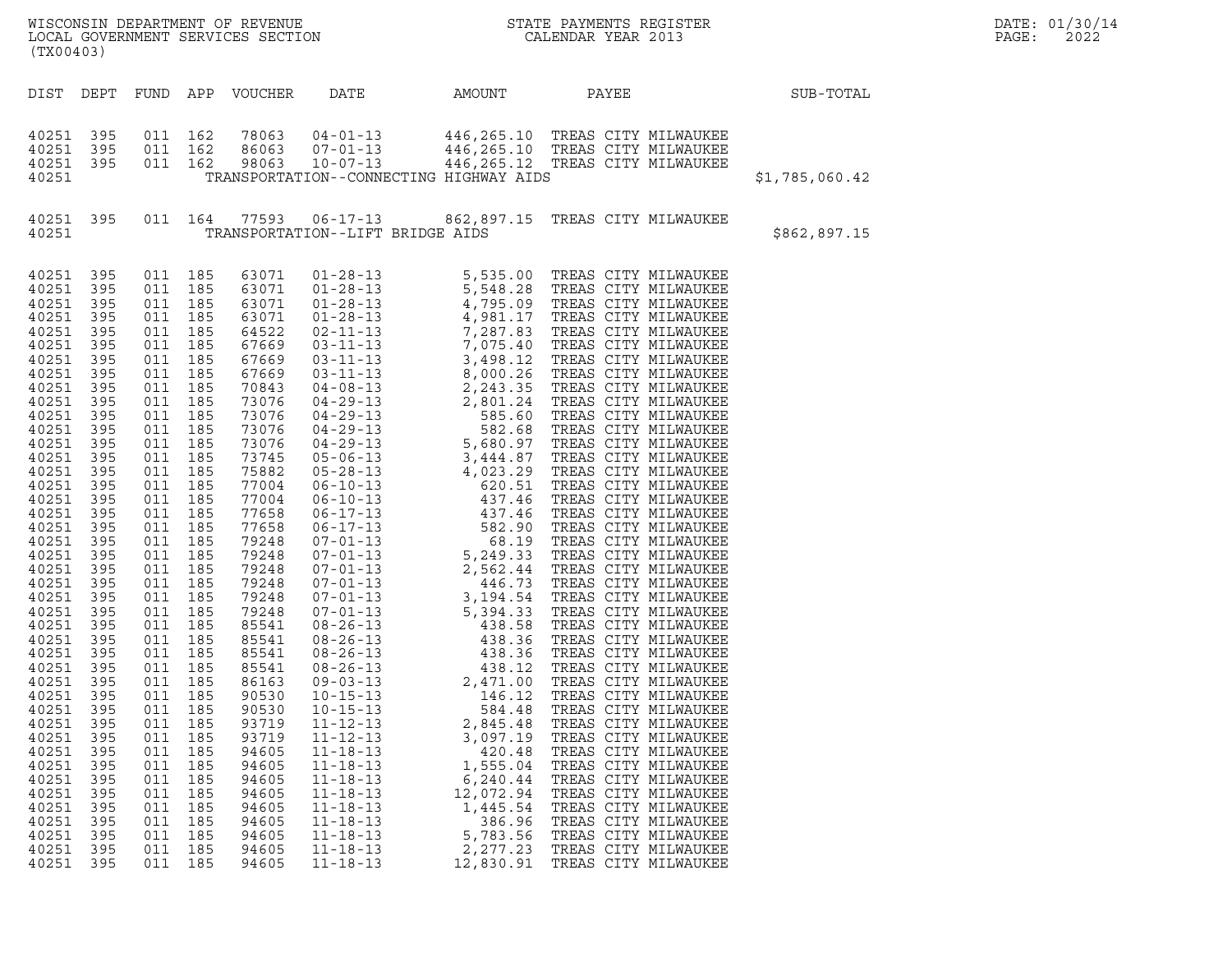WISCONSIN DEPARTMENT OF REVENUE
LOCAL GOVERNMENT SERVICES SECTION
(TX00403)

STATE PAYMENTS REGISTER
CALENDAR YEAR 2013

| DIST | DEPT | FUND | APP | VOUCHER | DATE | AMOUNT | PAYEE | SUB-TOTAL |
|---|---|---|---|---|---|---|---|---|
| 40251 | 395 | 011 | 162 | 78063 | 04-01-13 | 446,265.10 | TREAS CITY MILWAUKEE | |
| 40251 | 395 | 011 | 162 | 86063 | 07-01-13 | 446,265.10 | TREAS CITY MILWAUKEE | |
| 40251 | 395 | 011 | 162 | 98063 | 10-07-13 | 446,265.12 | TREAS CITY MILWAUKEE | |
| 40251 | | | | TRANSPORTATION--CONNECTING HIGHWAY AIDS | | | | $1,785,060.42 |
| 40251 | 395 | 011 | 164 | 77593 | 06-17-13 | 862,897.15 | TREAS CITY MILWAUKEE | |
| 40251 | | | | TRANSPORTATION--LIFT BRIDGE AIDS | | | | $862,897.15 |
| 40251 | 395 | 011 | 185 | 63071 | 01-28-13 | 5,535.00 | TREAS CITY MILWAUKEE | |
| 40251 | 395 | 011 | 185 | 63071 | 01-28-13 | 5,548.28 | TREAS CITY MILWAUKEE | |
| 40251 | 395 | 011 | 185 | 63071 | 01-28-13 | 4,795.09 | TREAS CITY MILWAUKEE | |
| 40251 | 395 | 011 | 185 | 63071 | 01-28-13 | 4,981.17 | TREAS CITY MILWAUKEE | |
| 40251 | 395 | 011 | 185 | 64522 | 02-11-13 | 7,287.83 | TREAS CITY MILWAUKEE | |
| 40251 | 395 | 011 | 185 | 67669 | 03-11-13 | 7,075.40 | TREAS CITY MILWAUKEE | |
| 40251 | 395 | 011 | 185 | 67669 | 03-11-13 | 3,498.12 | TREAS CITY MILWAUKEE | |
| 40251 | 395 | 011 | 185 | 67669 | 03-11-13 | 8,000.26 | TREAS CITY MILWAUKEE | |
| 40251 | 395 | 011 | 185 | 70843 | 04-08-13 | 2,243.35 | TREAS CITY MILWAUKEE | |
| 40251 | 395 | 011 | 185 | 73076 | 04-29-13 | 2,801.24 | TREAS CITY MILWAUKEE | |
| 40251 | 395 | 011 | 185 | 73076 | 04-29-13 | 585.60 | TREAS CITY MILWAUKEE | |
| 40251 | 395 | 011 | 185 | 73076 | 04-29-13 | 582.68 | TREAS CITY MILWAUKEE | |
| 40251 | 395 | 011 | 185 | 73076 | 04-29-13 | 5,680.97 | TREAS CITY MILWAUKEE | |
| 40251 | 395 | 011 | 185 | 73745 | 05-06-13 | 3,444.87 | TREAS CITY MILWAUKEE | |
| 40251 | 395 | 011 | 185 | 75882 | 05-28-13 | 4,023.29 | TREAS CITY MILWAUKEE | |
| 40251 | 395 | 011 | 185 | 77004 | 06-10-13 | 620.51 | TREAS CITY MILWAUKEE | |
| 40251 | 395 | 011 | 185 | 77004 | 06-10-13 | 437.46 | TREAS CITY MILWAUKEE | |
| 40251 | 395 | 011 | 185 | 77658 | 06-17-13 | 437.46 | TREAS CITY MILWAUKEE | |
| 40251 | 395 | 011 | 185 | 77658 | 06-17-13 | 582.90 | TREAS CITY MILWAUKEE | |
| 40251 | 395 | 011 | 185 | 79248 | 07-01-13 | 68.19 | TREAS CITY MILWAUKEE | |
| 40251 | 395 | 011 | 185 | 79248 | 07-01-13 | 5,249.33 | TREAS CITY MILWAUKEE | |
| 40251 | 395 | 011 | 185 | 79248 | 07-01-13 | 2,562.44 | TREAS CITY MILWAUKEE | |
| 40251 | 395 | 011 | 185 | 79248 | 07-01-13 | 446.73 | TREAS CITY MILWAUKEE | |
| 40251 | 395 | 011 | 185 | 79248 | 07-01-13 | 3,194.54 | TREAS CITY MILWAUKEE | |
| 40251 | 395 | 011 | 185 | 79248 | 07-01-13 | 5,394.33 | TREAS CITY MILWAUKEE | |
| 40251 | 395 | 011 | 185 | 85541 | 08-26-13 | 438.58 | TREAS CITY MILWAUKEE | |
| 40251 | 395 | 011 | 185 | 85541 | 08-26-13 | 438.36 | TREAS CITY MILWAUKEE | |
| 40251 | 395 | 011 | 185 | 85541 | 08-26-13 | 438.36 | TREAS CITY MILWAUKEE | |
| 40251 | 395 | 011 | 185 | 85541 | 08-26-13 | 438.12 | TREAS CITY MILWAUKEE | |
| 40251 | 395 | 011 | 185 | 86163 | 09-03-13 | 2,471.00 | TREAS CITY MILWAUKEE | |
| 40251 | 395 | 011 | 185 | 90530 | 10-15-13 | 146.12 | TREAS CITY MILWAUKEE | |
| 40251 | 395 | 011 | 185 | 90530 | 10-15-13 | 584.48 | TREAS CITY MILWAUKEE | |
| 40251 | 395 | 011 | 185 | 93719 | 11-12-13 | 2,845.48 | TREAS CITY MILWAUKEE | |
| 40251 | 395 | 011 | 185 | 93719 | 11-12-13 | 3,097.19 | TREAS CITY MILWAUKEE | |
| 40251 | 395 | 011 | 185 | 94605 | 11-18-13 | 420.48 | TREAS CITY MILWAUKEE | |
| 40251 | 395 | 011 | 185 | 94605 | 11-18-13 | 1,555.04 | TREAS CITY MILWAUKEE | |
| 40251 | 395 | 011 | 185 | 94605 | 11-18-13 | 6,240.44 | TREAS CITY MILWAUKEE | |
| 40251 | 395 | 011 | 185 | 94605 | 11-18-13 | 12,072.94 | TREAS CITY MILWAUKEE | |
| 40251 | 395 | 011 | 185 | 94605 | 11-18-13 | 1,445.54 | TREAS CITY MILWAUKEE | |
| 40251 | 395 | 011 | 185 | 94605 | 11-18-13 | 386.96 | TREAS CITY MILWAUKEE | |
| 40251 | 395 | 011 | 185 | 94605 | 11-18-13 | 5,783.56 | TREAS CITY MILWAUKEE | |
| 40251 | 395 | 011 | 185 | 94605 | 11-18-13 | 2,277.23 | TREAS CITY MILWAUKEE | |
| 40251 | 395 | 011 | 185 | 94605 | 11-18-13 | 12,830.91 | TREAS CITY MILWAUKEE | |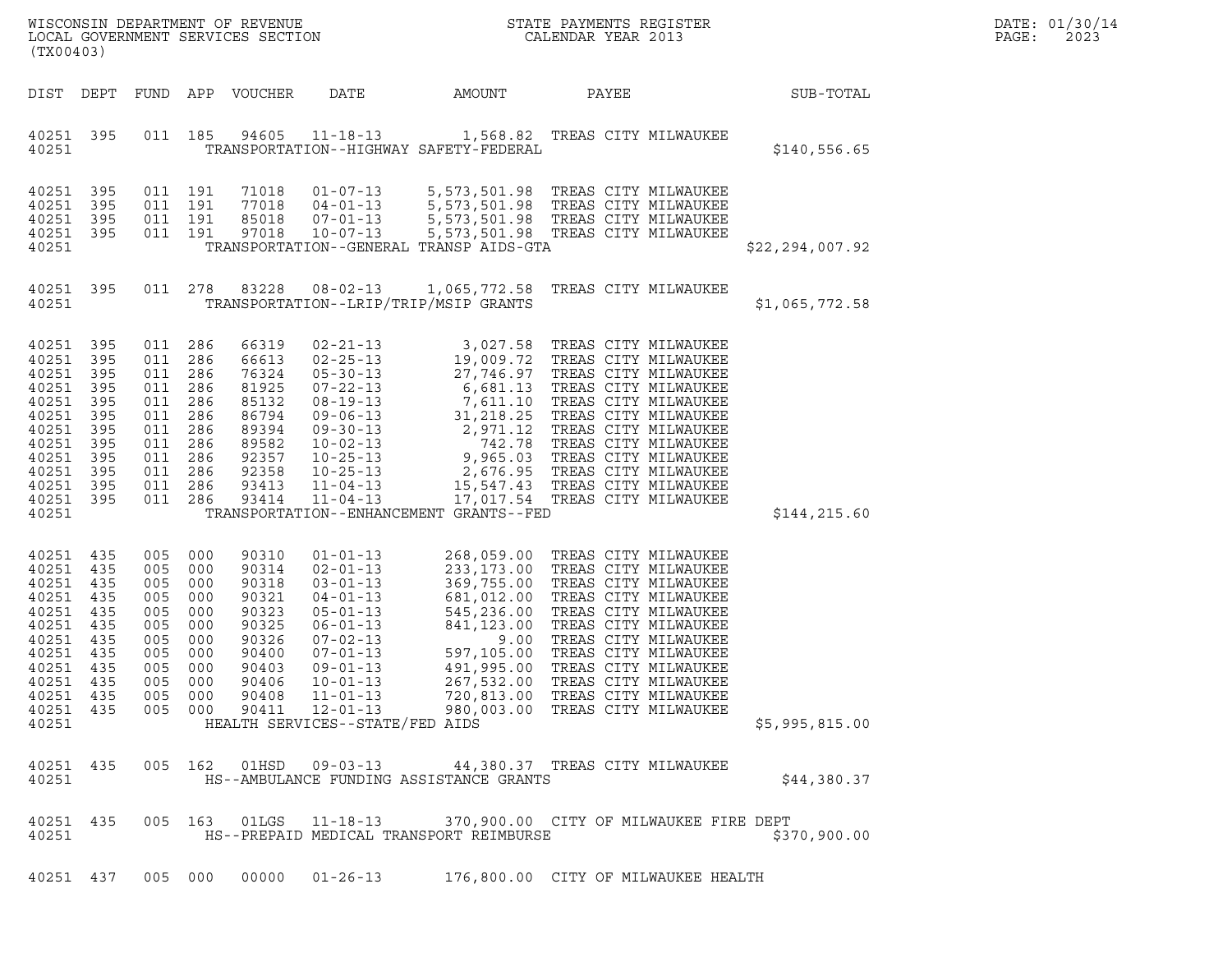WISCONSIN DEPARTMENT OF REVENUE
LOCAL GOVERNMENT SERVICES SECTION
(TX00403)

STATE PAYMENTS REGISTER
CALENDAR YEAR 2013

DATE: 01/30/14

| DIST | DEPT | FUND | APP | VOUCHER | DATE | AMOUNT | PAYEE | SUB-TOTAL |
|---|---|---|---|---|---|---|---|---|
| 40251 | 395 | 011 | 185 | 94605 | 11-18-13 | 1,568.82 | TREAS CITY MILWAUKEE | |
| 40251 | | | | | TRANSPORTATION--HIGHWAY SAFETY-FEDERAL | | | $140,556.65 |
| 40251 | 395 | 011 | 191 | 71018 | 01-07-13 | 5,573,501.98 | TREAS CITY MILWAUKEE | |
| 40251 | 395 | 011 | 191 | 77018 | 04-01-13 | 5,573,501.98 | TREAS CITY MILWAUKEE | |
| 40251 | 395 | 011 | 191 | 85018 | 07-01-13 | 5,573,501.98 | TREAS CITY MILWAUKEE | |
| 40251 | 395 | 011 | 191 | 97018 | 10-07-13 | 5,573,501.98 | TREAS CITY MILWAUKEE | |
| 40251 | | | | | TRANSPORTATION--GENERAL TRANSP AIDS-GTA | | | $22,294,007.92 |
| 40251 | 395 | 011 | 278 | 83228 | 08-02-13 | 1,065,772.58 | TREAS CITY MILWAUKEE | |
| 40251 | | | | | TRANSPORTATION--LRIP/TRIP/MSIP GRANTS | | | $1,065,772.58 |
| 40251 | 395 | 011 | 286 | 66319 | 02-21-13 | 3,027.58 | TREAS CITY MILWAUKEE | |
| 40251 | 395 | 011 | 286 | 66613 | 02-25-13 | 19,009.72 | TREAS CITY MILWAUKEE | |
| 40251 | 395 | 011 | 286 | 76324 | 05-30-13 | 27,746.97 | TREAS CITY MILWAUKEE | |
| 40251 | 395 | 011 | 286 | 81925 | 07-22-13 | 6,681.13 | TREAS CITY MILWAUKEE | |
| 40251 | 395 | 011 | 286 | 85132 | 08-19-13 | 7,611.10 | TREAS CITY MILWAUKEE | |
| 40251 | 395 | 011 | 286 | 86794 | 09-06-13 | 31,218.25 | TREAS CITY MILWAUKEE | |
| 40251 | 395 | 011 | 286 | 89394 | 09-30-13 | 2,971.12 | TREAS CITY MILWAUKEE | |
| 40251 | 395 | 011 | 286 | 89582 | 10-02-13 | 742.78 | TREAS CITY MILWAUKEE | |
| 40251 | 395 | 011 | 286 | 92357 | 10-25-13 | 9,965.03 | TREAS CITY MILWAUKEE | |
| 40251 | 395 | 011 | 286 | 92358 | 10-25-13 | 2,676.95 | TREAS CITY MILWAUKEE | |
| 40251 | 395 | 011 | 286 | 93413 | 11-04-13 | 15,547.43 | TREAS CITY MILWAUKEE | |
| 40251 | 395 | 011 | 286 | 93414 | 11-04-13 | 17,017.54 | TREAS CITY MILWAUKEE | |
| 40251 | | | | | TRANSPORTATION--ENHANCEMENT GRANTS--FED | | | $144,215.60 |
| 40251 | 435 | 005 | 000 | 90310 | 01-01-13 | 268,059.00 | TREAS CITY MILWAUKEE | |
| 40251 | 435 | 005 | 000 | 90314 | 02-01-13 | 233,173.00 | TREAS CITY MILWAUKEE | |
| 40251 | 435 | 005 | 000 | 90318 | 03-01-13 | 369,755.00 | TREAS CITY MILWAUKEE | |
| 40251 | 435 | 005 | 000 | 90321 | 04-01-13 | 681,012.00 | TREAS CITY MILWAUKEE | |
| 40251 | 435 | 005 | 000 | 90323 | 05-01-13 | 545,236.00 | TREAS CITY MILWAUKEE | |
| 40251 | 435 | 005 | 000 | 90325 | 06-01-13 | 841,123.00 | TREAS CITY MILWAUKEE | |
| 40251 | 435 | 005 | 000 | 90326 | 07-02-13 | 9.00 | TREAS CITY MILWAUKEE | |
| 40251 | 435 | 005 | 000 | 90400 | 07-01-13 | 597,105.00 | TREAS CITY MILWAUKEE | |
| 40251 | 435 | 005 | 000 | 90403 | 09-01-13 | 491,995.00 | TREAS CITY MILWAUKEE | |
| 40251 | 435 | 005 | 000 | 90406 | 10-01-13 | 267,532.00 | TREAS CITY MILWAUKEE | |
| 40251 | 435 | 005 | 000 | 90408 | 11-01-13 | 720,813.00 | TREAS CITY MILWAUKEE | |
| 40251 | 435 | 005 | 000 | 90411 | 12-01-13 | 980,003.00 | TREAS CITY MILWAUKEE | |
| 40251 | | | | | HEALTH SERVICES--STATE/FED AIDS | | | $5,995,815.00 |
| 40251 | 435 | 005 | 162 | 01HSD | 09-03-13 | 44,380.37 | TREAS CITY MILWAUKEE | |
| 40251 | | | | | HS--AMBULANCE FUNDING ASSISTANCE GRANTS | | | $44,380.37 |
| 40251 | 435 | 005 | 163 | 01LGS | 11-18-13 | 370,900.00 | CITY OF MILWAUKEE FIRE DEPT | |
| 40251 | | | | | HS--PREPAID MEDICAL TRANSPORT REIMBURSE | | | $370,900.00 |
| 40251 | 437 | 005 | 000 | 00000 | 01-26-13 | 176,800.00 | CITY OF MILWAUKEE HEALTH | |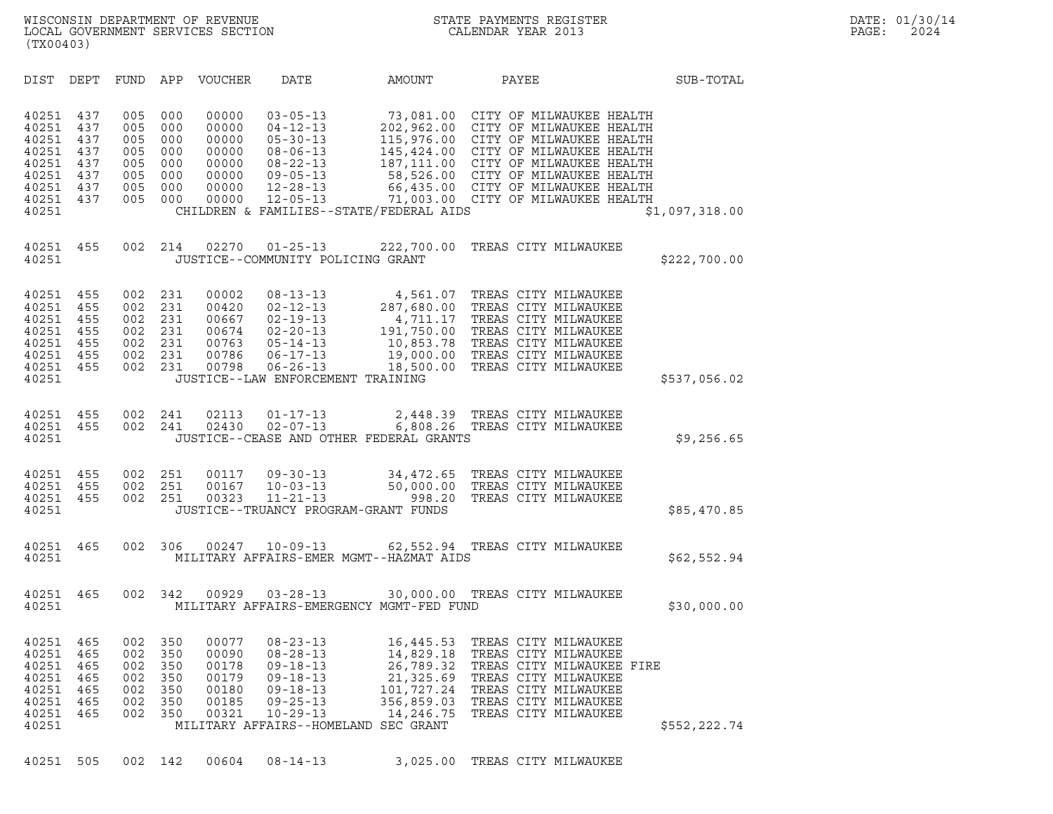WISCONSIN DEPARTMENT OF REVENUE
LOCAL GOVERNMENT SERVICES SECTION
(TX00403)

STATE PAYMENTS REGISTER
CALENDAR YEAR 2013

DATE: 01/30/14
PAGE: 2024

| DIST | DEPT | FUND | APP | VOUCHER | DATE | AMOUNT | PAYEE | SUB-TOTAL |
|---|---|---|---|---|---|---|---|---|
| 40251 | 437 | 005 | 000 | 00000 | 03-05-13 | 73,081.00 | CITY OF MILWAUKEE HEALTH | |
| 40251 | 437 | 005 | 000 | 00000 | 04-12-13 | 202,962.00 | CITY OF MILWAUKEE HEALTH | |
| 40251 | 437 | 005 | 000 | 00000 | 05-30-13 | 115,976.00 | CITY OF MILWAUKEE HEALTH | |
| 40251 | 437 | 005 | 000 | 00000 | 08-06-13 | 145,424.00 | CITY OF MILWAUKEE HEALTH | |
| 40251 | 437 | 005 | 000 | 00000 | 08-22-13 | 187,111.00 | CITY OF MILWAUKEE HEALTH | |
| 40251 | 437 | 005 | 000 | 00000 | 09-05-13 | 58,526.00 | CITY OF MILWAUKEE HEALTH | |
| 40251 | 437 | 005 | 000 | 00000 | 12-28-13 | 66,435.00 | CITY OF MILWAUKEE HEALTH | |
| 40251 | 437 | 005 | 000 | 00000 | 12-05-13 | 71,003.00 | CITY OF MILWAUKEE HEALTH | |
| 40251 | | | | CHILDREN & FAMILIES--STATE/FEDERAL AIDS | | | | $1,097,318.00 |
| 40251 | 455 | 002 | 214 | 02270 | 01-25-13 | 222,700.00 | TREAS CITY MILWAUKEE | |
| 40251 | | | | JUSTICE--COMMUNITY POLICING GRANT | | | | $222,700.00 |
| 40251 | 455 | 002 | 231 | 00002 | 08-13-13 | 4,561.07 | TREAS CITY MILWAUKEE | |
| 40251 | 455 | 002 | 231 | 00420 | 02-12-13 | 287,680.00 | TREAS CITY MILWAUKEE | |
| 40251 | 455 | 002 | 231 | 00667 | 02-19-13 | 4,711.17 | TREAS CITY MILWAUKEE | |
| 40251 | 455 | 002 | 231 | 00674 | 02-20-13 | 191,750.00 | TREAS CITY MILWAUKEE | |
| 40251 | 455 | 002 | 231 | 00763 | 05-14-13 | 10,853.78 | TREAS CITY MILWAUKEE | |
| 40251 | 455 | 002 | 231 | 00786 | 06-17-13 | 19,000.00 | TREAS CITY MILWAUKEE | |
| 40251 | 455 | 002 | 231 | 00798 | 06-26-13 | 18,500.00 | TREAS CITY MILWAUKEE | |
| 40251 | | | | JUSTICE--LAW ENFORCEMENT TRAINING | | | | $537,056.02 |
| 40251 | 455 | 002 | 241 | 02113 | 01-17-13 | 2,448.39 | TREAS CITY MILWAUKEE | |
| 40251 | 455 | 002 | 241 | 02430 | 02-07-13 | 6,808.26 | TREAS CITY MILWAUKEE | |
| 40251 | | | | JUSTICE--CEASE AND OTHER FEDERAL GRANTS | | | | $9,256.65 |
| 40251 | 455 | 002 | 251 | 00117 | 09-30-13 | 34,472.65 | TREAS CITY MILWAUKEE | |
| 40251 | 455 | 002 | 251 | 00167 | 10-03-13 | 50,000.00 | TREAS CITY MILWAUKEE | |
| 40251 | 455 | 002 | 251 | 00323 | 11-21-13 | 998.20 | TREAS CITY MILWAUKEE | |
| 40251 | | | | JUSTICE--TRUANCY PROGRAM-GRANT FUNDS | | | | $85,470.85 |
| 40251 | 465 | 002 | 306 | 00247 | 10-09-13 | 62,552.94 | TREAS CITY MILWAUKEE | |
| 40251 | | | | MILITARY AFFAIRS-EMER MGMT--HAZMAT AIDS | | | | $62,552.94 |
| 40251 | 465 | 002 | 342 | 00929 | 03-28-13 | 30,000.00 | TREAS CITY MILWAUKEE | |
| 40251 | | | | MILITARY AFFAIRS-EMERGENCY MGMT-FED FUND | | | | $30,000.00 |
| 40251 | 465 | 002 | 350 | 00077 | 08-23-13 | 16,445.53 | TREAS CITY MILWAUKEE | |
| 40251 | 465 | 002 | 350 | 00090 | 08-28-13 | 14,829.18 | TREAS CITY MILWAUKEE | |
| 40251 | 465 | 002 | 350 | 00178 | 09-18-13 | 26,789.32 | TREAS CITY MILWAUKEE FIRE | |
| 40251 | 465 | 002 | 350 | 00179 | 09-18-13 | 21,325.69 | TREAS CITY MILWAUKEE | |
| 40251 | 465 | 002 | 350 | 00180 | 09-18-13 | 101,727.24 | TREAS CITY MILWAUKEE | |
| 40251 | 465 | 002 | 350 | 00185 | 09-25-13 | 356,859.03 | TREAS CITY MILWAUKEE | |
| 40251 | 465 | 002 | 350 | 00321 | 10-29-13 | 14,246.75 | TREAS CITY MILWAUKEE | |
| 40251 | | | | MILITARY AFFAIRS--HOMELAND SEC GRANT | | | | $552,222.74 |
| 40251 | 505 | 002 | 142 | 00604 | 08-14-13 | 3,025.00 | TREAS CITY MILWAUKEE | |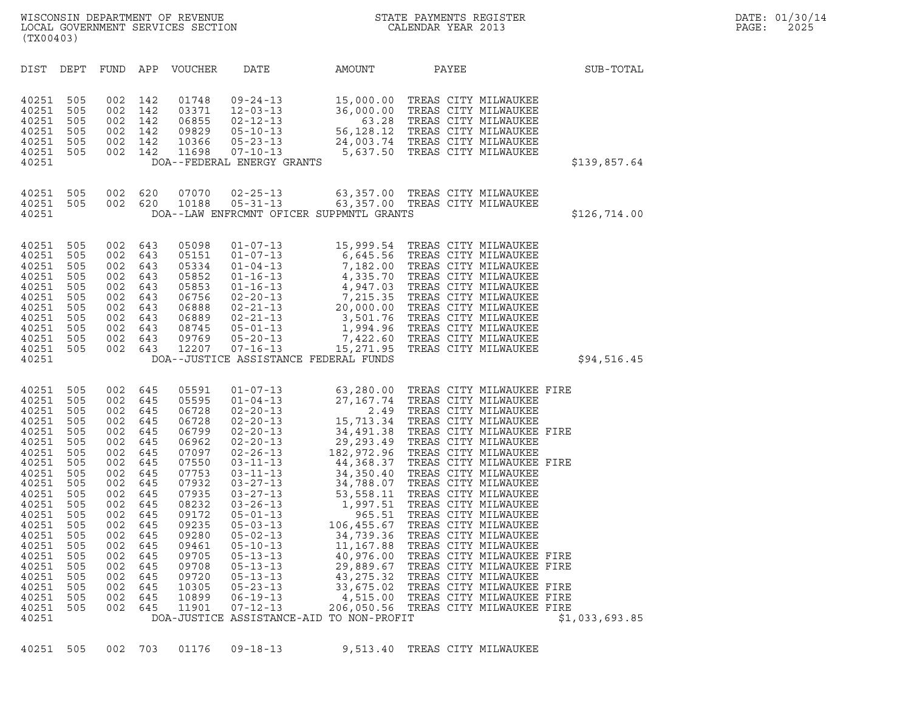WISCONSIN DEPARTMENT OF REVENUE
LOCAL GOVERNMENT SERVICES SECTION
(TX00403)

STATE PAYMENTS REGISTER
CALENDAR YEAR 2013

DATE: 01/30/14
PAGE: 2025

| DIST | DEPT | FUND | APP | VOUCHER | DATE | AMOUNT | PAYEE | SUB-TOTAL |
|---|---|---|---|---|---|---|---|---|
| 40251 | 505 | 002 | 142 | 01748 | 09-24-13 | 15,000.00 | TREAS CITY MILWAUKEE | |
| 40251 | 505 | 002 | 142 | 03371 | 12-03-13 | 36,000.00 | TREAS CITY MILWAUKEE | |
| 40251 | 505 | 002 | 142 | 06855 | 02-12-13 | 63.28 | TREAS CITY MILWAUKEE | |
| 40251 | 505 | 002 | 142 | 09829 | 05-10-13 | 56,128.12 | TREAS CITY MILWAUKEE | |
| 40251 | 505 | 002 | 142 | 10366 | 05-23-13 | 24,003.74 | TREAS CITY MILWAUKEE | |
| 40251 | 505 | 002 | 142 | 11698 | 07-10-13 | 5,637.50 | TREAS CITY MILWAUKEE | |
| 40251 | | | | DOA--FEDERAL ENERGY GRANTS | | | | $139,857.64 |
| 40251 | 505 | 002 | 620 | 07070 | 02-25-13 | 63,357.00 | TREAS CITY MILWAUKEE | |
| 40251 | 505 | 002 | 620 | 10188 | 05-31-13 | 63,357.00 | TREAS CITY MILWAUKEE | |
| 40251 | | | | DOA--LAW ENFRCMNT OFICER SUPPMNTL GRANTS | | | | $126,714.00 |
| 40251 | 505 | 002 | 643 | 05098 | 01-07-13 | 15,999.54 | TREAS CITY MILWAUKEE | |
| 40251 | 505 | 002 | 643 | 05151 | 01-07-13 | 6,645.56 | TREAS CITY MILWAUKEE | |
| 40251 | 505 | 002 | 643 | 05334 | 01-04-13 | 7,182.00 | TREAS CITY MILWAUKEE | |
| 40251 | 505 | 002 | 643 | 05852 | 01-16-13 | 4,335.70 | TREAS CITY MILWAUKEE | |
| 40251 | 505 | 002 | 643 | 05853 | 01-16-13 | 4,947.03 | TREAS CITY MILWAUKEE | |
| 40251 | 505 | 002 | 643 | 06756 | 02-20-13 | 7,215.35 | TREAS CITY MILWAUKEE | |
| 40251 | 505 | 002 | 643 | 06888 | 02-21-13 | 20,000.00 | TREAS CITY MILWAUKEE | |
| 40251 | 505 | 002 | 643 | 06889 | 02-21-13 | 3,501.76 | TREAS CITY MILWAUKEE | |
| 40251 | 505 | 002 | 643 | 08745 | 05-01-13 | 1,994.96 | TREAS CITY MILWAUKEE | |
| 40251 | 505 | 002 | 643 | 09769 | 05-20-13 | 7,422.60 | TREAS CITY MILWAUKEE | |
| 40251 | 505 | 002 | 643 | 12207 | 07-16-13 | 15,271.95 | TREAS CITY MILWAUKEE | |
| 40251 | | | | DOA--JUSTICE ASSISTANCE FEDERAL FUNDS | | | | $94,516.45 |
| 40251 | 505 | 002 | 645 | 05591 | 01-07-13 | 63,280.00 | TREAS CITY MILWAUKEE FIRE | |
| 40251 | 505 | 002 | 645 | 05595 | 01-04-13 | 27,167.74 | TREAS CITY MILWAUKEE | |
| 40251 | 505 | 002 | 645 | 06728 | 02-20-13 | 2.49 | TREAS CITY MILWAUKEE | |
| 40251 | 505 | 002 | 645 | 06728 | 02-20-13 | 15,713.34 | TREAS CITY MILWAUKEE | |
| 40251 | 505 | 002 | 645 | 06799 | 02-20-13 | 34,491.38 | TREAS CITY MILWAUKEE FIRE | |
| 40251 | 505 | 002 | 645 | 06962 | 02-20-13 | 29,293.49 | TREAS CITY MILWAUKEE | |
| 40251 | 505 | 002 | 645 | 07097 | 02-26-13 | 182,972.96 | TREAS CITY MILWAUKEE | |
| 40251 | 505 | 002 | 645 | 07550 | 03-11-13 | 44,368.37 | TREAS CITY MILWAUKEE FIRE | |
| 40251 | 505 | 002 | 645 | 07753 | 03-11-13 | 34,350.40 | TREAS CITY MILWAUKEE | |
| 40251 | 505 | 002 | 645 | 07932 | 03-27-13 | 34,788.07 | TREAS CITY MILWAUKEE | |
| 40251 | 505 | 002 | 645 | 07935 | 03-27-13 | 53,558.11 | TREAS CITY MILWAUKEE | |
| 40251 | 505 | 002 | 645 | 08232 | 03-26-13 | 1,997.51 | TREAS CITY MILWAUKEE | |
| 40251 | 505 | 002 | 645 | 09172 | 05-01-13 | 965.51 | TREAS CITY MILWAUKEE | |
| 40251 | 505 | 002 | 645 | 09235 | 05-03-13 | 106,455.67 | TREAS CITY MILWAUKEE | |
| 40251 | 505 | 002 | 645 | 09280 | 05-02-13 | 34,739.36 | TREAS CITY MILWAUKEE | |
| 40251 | 505 | 002 | 645 | 09461 | 05-10-13 | 11,167.88 | TREAS CITY MILWAUKEE | |
| 40251 | 505 | 002 | 645 | 09705 | 05-13-13 | 40,976.00 | TREAS CITY MILWAUKEE FIRE | |
| 40251 | 505 | 002 | 645 | 09708 | 05-13-13 | 29,889.67 | TREAS CITY MILWAUKEE FIRE | |
| 40251 | 505 | 002 | 645 | 09720 | 05-13-13 | 43,275.32 | TREAS CITY MILWAUKEE | |
| 40251 | 505 | 002 | 645 | 10305 | 05-23-13 | 33,675.02 | TREAS CITY MILWAUKEE FIRE | |
| 40251 | 505 | 002 | 645 | 10899 | 06-19-13 | 4,515.00 | TREAS CITY MILWAUKEE FIRE | |
| 40251 | 505 | 002 | 645 | 11901 | 07-12-13 | 206,050.56 | TREAS CITY MILWAUKEE FIRE | |
| 40251 | | | | DOA-JUSTICE ASSISTANCE-AID TO NON-PROFIT | | | | $1,033,693.85 |
| 40251 | 505 | 002 | 703 | 01176 | 09-18-13 | 9,513.40 | TREAS CITY MILWAUKEE | |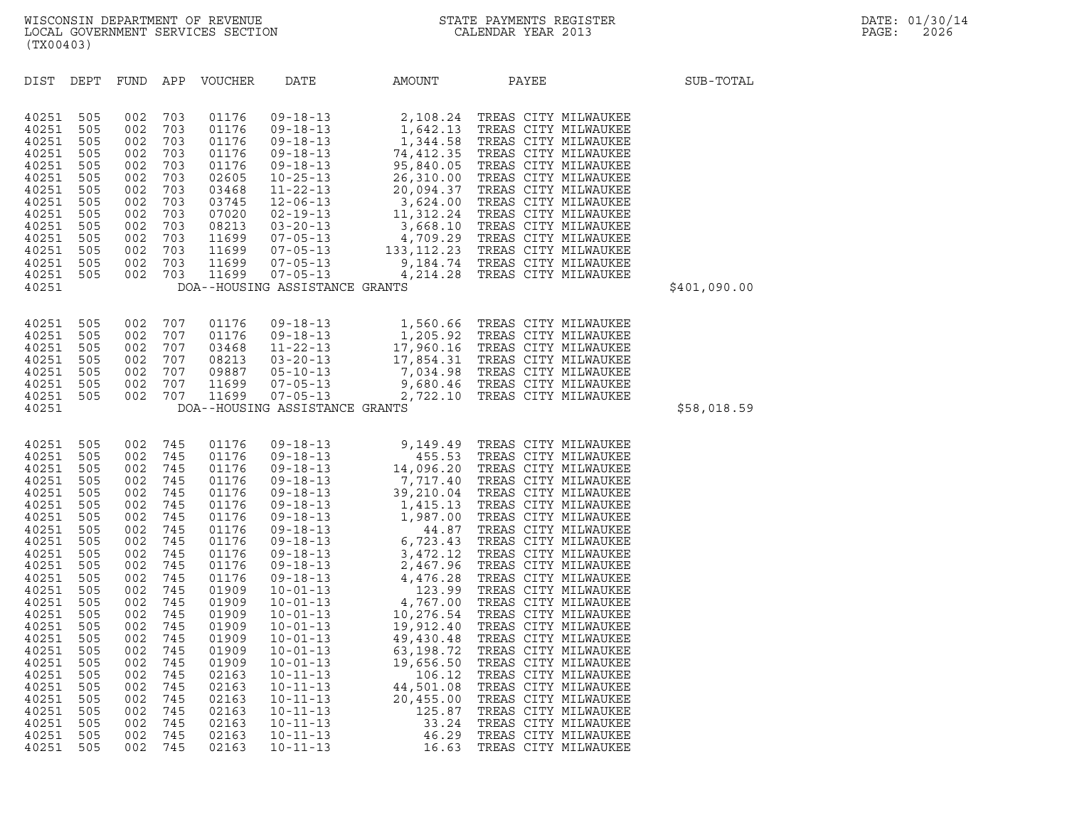WISCONSIN DEPARTMENT OF REVENUE
LOCAL GOVERNMENT SERVICES SECTION
(TX00403)

STATE PAYMENTS REGISTER
CALENDAR YEAR 2013

DATE: 01/30/14

| DIST | DEPT | FUND | APP | VOUCHER | DATE | AMOUNT | PAYEE | SUB-TOTAL |
|---|---|---|---|---|---|---|---|---|
| 40251 | 505 | 002 | 703 | 01176 | 09-18-13 | 2,108.24 | TREAS CITY MILWAUKEE | |
| 40251 | 505 | 002 | 703 | 01176 | 09-18-13 | 1,642.13 | TREAS CITY MILWAUKEE | |
| 40251 | 505 | 002 | 703 | 01176 | 09-18-13 | 1,344.58 | TREAS CITY MILWAUKEE | |
| 40251 | 505 | 002 | 703 | 01176 | 09-18-13 | 74,412.35 | TREAS CITY MILWAUKEE | |
| 40251 | 505 | 002 | 703 | 01176 | 09-18-13 | 95,840.05 | TREAS CITY MILWAUKEE | |
| 40251 | 505 | 002 | 703 | 02605 | 10-25-13 | 26,310.00 | TREAS CITY MILWAUKEE | |
| 40251 | 505 | 002 | 703 | 03468 | 11-22-13 | 20,094.37 | TREAS CITY MILWAUKEE | |
| 40251 | 505 | 002 | 703 | 03745 | 12-06-13 | 3,624.00 | TREAS CITY MILWAUKEE | |
| 40251 | 505 | 002 | 703 | 07020 | 02-19-13 | 11,312.24 | TREAS CITY MILWAUKEE | |
| 40251 | 505 | 002 | 703 | 08213 | 03-20-13 | 3,668.10 | TREAS CITY MILWAUKEE | |
| 40251 | 505 | 002 | 703 | 11699 | 07-05-13 | 4,709.29 | TREAS CITY MILWAUKEE | |
| 40251 | 505 | 002 | 703 | 11699 | 07-05-13 | 133,112.23 | TREAS CITY MILWAUKEE | |
| 40251 | 505 | 002 | 703 | 11699 | 07-05-13 | 9,184.74 | TREAS CITY MILWAUKEE | |
| 40251 | 505 | 002 | 703 | 11699 | 07-05-13 | 4,214.28 | TREAS CITY MILWAUKEE | |
| 40251 | | | | DOA--HOUSING ASSISTANCE GRANTS | | | | $401,090.00 |
| 40251 | 505 | 002 | 707 | 01176 | 09-18-13 | 1,560.66 | TREAS CITY MILWAUKEE | |
| 40251 | 505 | 002 | 707 | 01176 | 09-18-13 | 1,205.92 | TREAS CITY MILWAUKEE | |
| 40251 | 505 | 002 | 707 | 03468 | 11-22-13 | 17,960.16 | TREAS CITY MILWAUKEE | |
| 40251 | 505 | 002 | 707 | 08213 | 03-20-13 | 17,854.31 | TREAS CITY MILWAUKEE | |
| 40251 | 505 | 002 | 707 | 09887 | 05-10-13 | 7,034.98 | TREAS CITY MILWAUKEE | |
| 40251 | 505 | 002 | 707 | 11699 | 07-05-13 | 9,680.46 | TREAS CITY MILWAUKEE | |
| 40251 | 505 | 002 | 707 | 11699 | 07-05-13 | 2,722.10 | TREAS CITY MILWAUKEE | |
| 40251 | | | | DOA--HOUSING ASSISTANCE GRANTS | | | | $58,018.59 |
| 40251 | 505 | 002 | 745 | 01176 | 09-18-13 | 9,149.49 | TREAS CITY MILWAUKEE | |
| 40251 | 505 | 002 | 745 | 01176 | 09-18-13 | 455.53 | TREAS CITY MILWAUKEE | |
| 40251 | 505 | 002 | 745 | 01176 | 09-18-13 | 14,096.20 | TREAS CITY MILWAUKEE | |
| 40251 | 505 | 002 | 745 | 01176 | 09-18-13 | 7,717.40 | TREAS CITY MILWAUKEE | |
| 40251 | 505 | 002 | 745 | 01176 | 09-18-13 | 39,210.04 | TREAS CITY MILWAUKEE | |
| 40251 | 505 | 002 | 745 | 01176 | 09-18-13 | 1,415.13 | TREAS CITY MILWAUKEE | |
| 40251 | 505 | 002 | 745 | 01176 | 09-18-13 | 1,987.00 | TREAS CITY MILWAUKEE | |
| 40251 | 505 | 002 | 745 | 01176 | 09-18-13 | 44.87 | TREAS CITY MILWAUKEE | |
| 40251 | 505 | 002 | 745 | 01176 | 09-18-13 | 6,723.43 | TREAS CITY MILWAUKEE | |
| 40251 | 505 | 002 | 745 | 01176 | 09-18-13 | 3,472.12 | TREAS CITY MILWAUKEE | |
| 40251 | 505 | 002 | 745 | 01176 | 09-18-13 | 2,467.96 | TREAS CITY MILWAUKEE | |
| 40251 | 505 | 002 | 745 | 01176 | 09-18-13 | 4,476.28 | TREAS CITY MILWAUKEE | |
| 40251 | 505 | 002 | 745 | 01909 | 10-01-13 | 123.99 | TREAS CITY MILWAUKEE | |
| 40251 | 505 | 002 | 745 | 01909 | 10-01-13 | 4,767.00 | TREAS CITY MILWAUKEE | |
| 40251 | 505 | 002 | 745 | 01909 | 10-01-13 | 10,276.54 | TREAS CITY MILWAUKEE | |
| 40251 | 505 | 002 | 745 | 01909 | 10-01-13 | 19,912.40 | TREAS CITY MILWAUKEE | |
| 40251 | 505 | 002 | 745 | 01909 | 10-01-13 | 49,430.48 | TREAS CITY MILWAUKEE | |
| 40251 | 505 | 002 | 745 | 01909 | 10-01-13 | 63,198.72 | TREAS CITY MILWAUKEE | |
| 40251 | 505 | 002 | 745 | 01909 | 10-01-13 | 19,656.50 | TREAS CITY MILWAUKEE | |
| 40251 | 505 | 002 | 745 | 02163 | 10-11-13 | 106.12 | TREAS CITY MILWAUKEE | |
| 40251 | 505 | 002 | 745 | 02163 | 10-11-13 | 44,501.08 | TREAS CITY MILWAUKEE | |
| 40251 | 505 | 002 | 745 | 02163 | 10-11-13 | 20,455.00 | TREAS CITY MILWAUKEE | |
| 40251 | 505 | 002 | 745 | 02163 | 10-11-13 | 125.87 | TREAS CITY MILWAUKEE | |
| 40251 | 505 | 002 | 745 | 02163 | 10-11-13 | 33.24 | TREAS CITY MILWAUKEE | |
| 40251 | 505 | 002 | 745 | 02163 | 10-11-13 | 46.29 | TREAS CITY MILWAUKEE | |
| 40251 | 505 | 002 | 745 | 02163 | 10-11-13 | 16.63 | TREAS CITY MILWAUKEE | |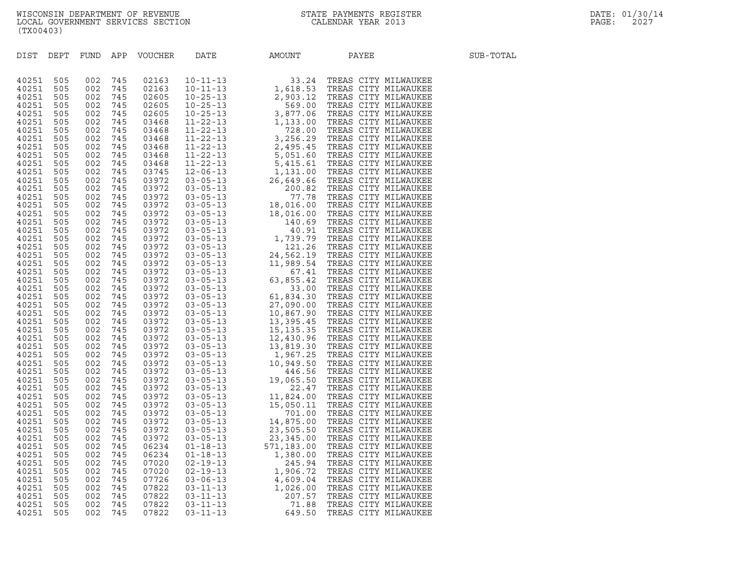WISCONSIN DEPARTMENT OF REVENUE
LOCAL GOVERNMENT SERVICES SECTION
(TX00403)

STATE PAYMENTS REGISTER
CALENDAR YEAR 2013

| DIST | DEPT | FUND | APP | VOUCHER | DATE | AMOUNT | PAYEE | SUB-TOTAL |
|---|---|---|---|---|---|---|---|---|
| 40251 | 505 | 002 | 745 | 02163 | 10-11-13 | 33.24 | TREAS CITY MILWAUKEE | |
| 40251 | 505 | 002 | 745 | 02163 | 10-11-13 | 1,618.53 | TREAS CITY MILWAUKEE | |
| 40251 | 505 | 002 | 745 | 02605 | 10-25-13 | 2,903.12 | TREAS CITY MILWAUKEE | |
| 40251 | 505 | 002 | 745 | 02605 | 10-25-13 | 569.00 | TREAS CITY MILWAUKEE | |
| 40251 | 505 | 002 | 745 | 02605 | 10-25-13 | 3,877.06 | TREAS CITY MILWAUKEE | |
| 40251 | 505 | 002 | 745 | 03468 | 11-22-13 | 1,133.00 | TREAS CITY MILWAUKEE | |
| 40251 | 505 | 002 | 745 | 03468 | 11-22-13 | 728.00 | TREAS CITY MILWAUKEE | |
| 40251 | 505 | 002 | 745 | 03468 | 11-22-13 | 3,256.29 | TREAS CITY MILWAUKEE | |
| 40251 | 505 | 002 | 745 | 03468 | 11-22-13 | 2,495.45 | TREAS CITY MILWAUKEE | |
| 40251 | 505 | 002 | 745 | 03468 | 11-22-13 | 5,051.60 | TREAS CITY MILWAUKEE | |
| 40251 | 505 | 002 | 745 | 03468 | 11-22-13 | 5,415.61 | TREAS CITY MILWAUKEE | |
| 40251 | 505 | 002 | 745 | 03745 | 12-06-13 | 1,131.00 | TREAS CITY MILWAUKEE | |
| 40251 | 505 | 002 | 745 | 03972 | 03-05-13 | 26,649.66 | TREAS CITY MILWAUKEE | |
| 40251 | 505 | 002 | 745 | 03972 | 03-05-13 | 200.82 | TREAS CITY MILWAUKEE | |
| 40251 | 505 | 002 | 745 | 03972 | 03-05-13 | 77.78 | TREAS CITY MILWAUKEE | |
| 40251 | 505 | 002 | 745 | 03972 | 03-05-13 | 18,016.00 | TREAS CITY MILWAUKEE | |
| 40251 | 505 | 002 | 745 | 03972 | 03-05-13 | 18,016.00 | TREAS CITY MILWAUKEE | |
| 40251 | 505 | 002 | 745 | 03972 | 03-05-13 | 140.69 | TREAS CITY MILWAUKEE | |
| 40251 | 505 | 002 | 745 | 03972 | 03-05-13 | 40.91 | TREAS CITY MILWAUKEE | |
| 40251 | 505 | 002 | 745 | 03972 | 03-05-13 | 1,739.79 | TREAS CITY MILWAUKEE | |
| 40251 | 505 | 002 | 745 | 03972 | 03-05-13 | 121.26 | TREAS CITY MILWAUKEE | |
| 40251 | 505 | 002 | 745 | 03972 | 03-05-13 | 24,562.19 | TREAS CITY MILWAUKEE | |
| 40251 | 505 | 002 | 745 | 03972 | 03-05-13 | 11,989.54 | TREAS CITY MILWAUKEE | |
| 40251 | 505 | 002 | 745 | 03972 | 03-05-13 | 67.41 | TREAS CITY MILWAUKEE | |
| 40251 | 505 | 002 | 745 | 03972 | 03-05-13 | 63,855.42 | TREAS CITY MILWAUKEE | |
| 40251 | 505 | 002 | 745 | 03972 | 03-05-13 | 33.00 | TREAS CITY MILWAUKEE | |
| 40251 | 505 | 002 | 745 | 03972 | 03-05-13 | 61,834.30 | TREAS CITY MILWAUKEE | |
| 40251 | 505 | 002 | 745 | 03972 | 03-05-13 | 27,090.00 | TREAS CITY MILWAUKEE | |
| 40251 | 505 | 002 | 745 | 03972 | 03-05-13 | 10,867.90 | TREAS CITY MILWAUKEE | |
| 40251 | 505 | 002 | 745 | 03972 | 03-05-13 | 13,395.45 | TREAS CITY MILWAUKEE | |
| 40251 | 505 | 002 | 745 | 03972 | 03-05-13 | 15,135.35 | TREAS CITY MILWAUKEE | |
| 40251 | 505 | 002 | 745 | 03972 | 03-05-13 | 12,430.96 | TREAS CITY MILWAUKEE | |
| 40251 | 505 | 002 | 745 | 03972 | 03-05-13 | 13,819.30 | TREAS CITY MILWAUKEE | |
| 40251 | 505 | 002 | 745 | 03972 | 03-05-13 | 1,967.25 | TREAS CITY MILWAUKEE | |
| 40251 | 505 | 002 | 745 | 03972 | 03-05-13 | 10,949.50 | TREAS CITY MILWAUKEE | |
| 40251 | 505 | 002 | 745 | 03972 | 03-05-13 | 446.56 | TREAS CITY MILWAUKEE | |
| 40251 | 505 | 002 | 745 | 03972 | 03-05-13 | 19,065.50 | TREAS CITY MILWAUKEE | |
| 40251 | 505 | 002 | 745 | 03972 | 03-05-13 | 22.47 | TREAS CITY MILWAUKEE | |
| 40251 | 505 | 002 | 745 | 03972 | 03-05-13 | 11,824.00 | TREAS CITY MILWAUKEE | |
| 40251 | 505 | 002 | 745 | 03972 | 03-05-13 | 15,050.11 | TREAS CITY MILWAUKEE | |
| 40251 | 505 | 002 | 745 | 03972 | 03-05-13 | 701.00 | TREAS CITY MILWAUKEE | |
| 40251 | 505 | 002 | 745 | 03972 | 03-05-13 | 14,875.00 | TREAS CITY MILWAUKEE | |
| 40251 | 505 | 002 | 745 | 03972 | 03-05-13 | 23,505.50 | TREAS CITY MILWAUKEE | |
| 40251 | 505 | 002 | 745 | 03972 | 03-05-13 | 23,345.00 | TREAS CITY MILWAUKEE | |
| 40251 | 505 | 002 | 745 | 06234 | 01-18-13 | 571,183.00 | TREAS CITY MILWAUKEE | |
| 40251 | 505 | 002 | 745 | 06234 | 01-18-13 | 1,380.00 | TREAS CITY MILWAUKEE | |
| 40251 | 505 | 002 | 745 | 07020 | 02-19-13 | 245.94 | TREAS CITY MILWAUKEE | |
| 40251 | 505 | 002 | 745 | 07020 | 02-19-13 | 1,906.72 | TREAS CITY MILWAUKEE | |
| 40251 | 505 | 002 | 745 | 07726 | 03-06-13 | 4,609.04 | TREAS CITY MILWAUKEE | |
| 40251 | 505 | 002 | 745 | 07822 | 03-11-13 | 1,026.00 | TREAS CITY MILWAUKEE | |
| 40251 | 505 | 002 | 745 | 07822 | 03-11-13 | 207.57 | TREAS CITY MILWAUKEE | |
| 40251 | 505 | 002 | 745 | 07822 | 03-11-13 | 71.88 | TREAS CITY MILWAUKEE | |
| 40251 | 505 | 002 | 745 | 07822 | 03-11-13 | 649.50 | TREAS CITY MILWAUKEE | |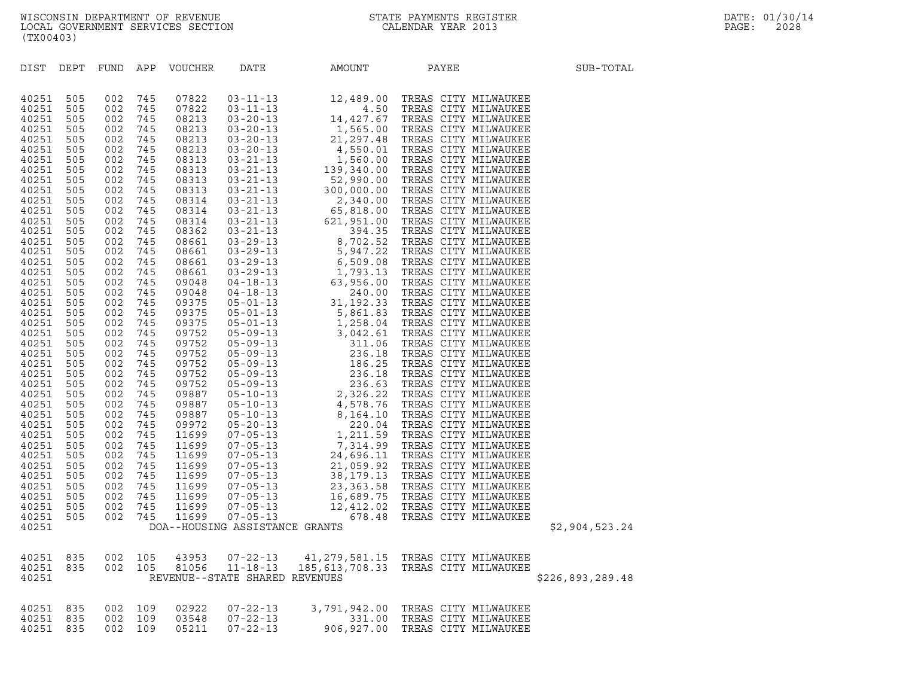WISCONSIN DEPARTMENT OF REVENUE
LOCAL GOVERNMENT SERVICES SECTION
(TX00403)

STATE PAYMENTS REGISTER
CALENDAR YEAR 2013

DATE: 01/30/14

| DIST | DEPT | FUND | APP | VOUCHER | DATE | AMOUNT | PAYEE | SUB-TOTAL |
|---|---|---|---|---|---|---|---|---|
| 40251 | 505 | 002 | 745 | 07822 | 03-11-13 | 12,489.00 | TREAS CITY MILWAUKEE | |
| 40251 | 505 | 002 | 745 | 07822 | 03-11-13 | 4.50 | TREAS CITY MILWAUKEE | |
| 40251 | 505 | 002 | 745 | 08213 | 03-20-13 | 14,427.67 | TREAS CITY MILWAUKEE | |
| 40251 | 505 | 002 | 745 | 08213 | 03-20-13 | 1,565.00 | TREAS CITY MILWAUKEE | |
| 40251 | 505 | 002 | 745 | 08213 | 03-20-13 | 21,297.48 | TREAS CITY MILWAUKEE | |
| 40251 | 505 | 002 | 745 | 08213 | 03-20-13 | 4,550.01 | TREAS CITY MILWAUKEE | |
| 40251 | 505 | 002 | 745 | 08313 | 03-21-13 | 1,560.00 | TREAS CITY MILWAUKEE | |
| 40251 | 505 | 002 | 745 | 08313 | 03-21-13 | 139,340.00 | TREAS CITY MILWAUKEE | |
| 40251 | 505 | 002 | 745 | 08313 | 03-21-13 | 52,990.00 | TREAS CITY MILWAUKEE | |
| 40251 | 505 | 002 | 745 | 08313 | 03-21-13 | 300,000.00 | TREAS CITY MILWAUKEE | |
| 40251 | 505 | 002 | 745 | 08314 | 03-21-13 | 2,340.00 | TREAS CITY MILWAUKEE | |
| 40251 | 505 | 002 | 745 | 08314 | 03-21-13 | 65,818.00 | TREAS CITY MILWAUKEE | |
| 40251 | 505 | 002 | 745 | 08314 | 03-21-13 | 621,951.00 | TREAS CITY MILWAUKEE | |
| 40251 | 505 | 002 | 745 | 08362 | 03-21-13 | 394.35 | TREAS CITY MILWAUKEE | |
| 40251 | 505 | 002 | 745 | 08661 | 03-29-13 | 8,702.52 | TREAS CITY MILWAUKEE | |
| 40251 | 505 | 002 | 745 | 08661 | 03-29-13 | 5,947.22 | TREAS CITY MILWAUKEE | |
| 40251 | 505 | 002 | 745 | 08661 | 03-29-13 | 6,509.08 | TREAS CITY MILWAUKEE | |
| 40251 | 505 | 002 | 745 | 08661 | 03-29-13 | 1,793.13 | TREAS CITY MILWAUKEE | |
| 40251 | 505 | 002 | 745 | 09048 | 04-18-13 | 63,956.00 | TREAS CITY MILWAUKEE | |
| 40251 | 505 | 002 | 745 | 09048 | 04-18-13 | 240.00 | TREAS CITY MILWAUKEE | |
| 40251 | 505 | 002 | 745 | 09375 | 05-01-13 | 31,192.33 | TREAS CITY MILWAUKEE | |
| 40251 | 505 | 002 | 745 | 09375 | 05-01-13 | 5,861.83 | TREAS CITY MILWAUKEE | |
| 40251 | 505 | 002 | 745 | 09375 | 05-01-13 | 1,258.04 | TREAS CITY MILWAUKEE | |
| 40251 | 505 | 002 | 745 | 09752 | 05-09-13 | 3,042.61 | TREAS CITY MILWAUKEE | |
| 40251 | 505 | 002 | 745 | 09752 | 05-09-13 | 311.06 | TREAS CITY MILWAUKEE | |
| 40251 | 505 | 002 | 745 | 09752 | 05-09-13 | 236.18 | TREAS CITY MILWAUKEE | |
| 40251 | 505 | 002 | 745 | 09752 | 05-09-13 | 186.25 | TREAS CITY MILWAUKEE | |
| 40251 | 505 | 002 | 745 | 09752 | 05-09-13 | 236.18 | TREAS CITY MILWAUKEE | |
| 40251 | 505 | 002 | 745 | 09752 | 05-09-13 | 236.63 | TREAS CITY MILWAUKEE | |
| 40251 | 505 | 002 | 745 | 09887 | 05-10-13 | 2,326.22 | TREAS CITY MILWAUKEE | |
| 40251 | 505 | 002 | 745 | 09887 | 05-10-13 | 4,578.76 | TREAS CITY MILWAUKEE | |
| 40251 | 505 | 002 | 745 | 09887 | 05-10-13 | 8,164.10 | TREAS CITY MILWAUKEE | |
| 40251 | 505 | 002 | 745 | 09972 | 05-20-13 | 220.04 | TREAS CITY MILWAUKEE | |
| 40251 | 505 | 002 | 745 | 11699 | 07-05-13 | 1,211.59 | TREAS CITY MILWAUKEE | |
| 40251 | 505 | 002 | 745 | 11699 | 07-05-13 | 7,314.99 | TREAS CITY MILWAUKEE | |
| 40251 | 505 | 002 | 745 | 11699 | 07-05-13 | 24,696.11 | TREAS CITY MILWAUKEE | |
| 40251 | 505 | 002 | 745 | 11699 | 07-05-13 | 21,059.92 | TREAS CITY MILWAUKEE | |
| 40251 | 505 | 002 | 745 | 11699 | 07-05-13 | 38,179.13 | TREAS CITY MILWAUKEE | |
| 40251 | 505 | 002 | 745 | 11699 | 07-05-13 | 23,363.58 | TREAS CITY MILWAUKEE | |
| 40251 | 505 | 002 | 745 | 11699 | 07-05-13 | 16,689.75 | TREAS CITY MILWAUKEE | |
| 40251 | 505 | 002 | 745 | 11699 | 07-05-13 | 12,412.02 | TREAS CITY MILWAUKEE | |
| 40251 | 505 | 002 | 745 | 11699 | 07-05-13 | 678.48 | TREAS CITY MILWAUKEE | |
| 40251 | | | | DOA--HOUSING ASSISTANCE GRANTS | | | | $2,904,523.24 |
| 40251 | 835 | 002 | 105 | 43953 | 07-22-13 | 41,279,581.15 | TREAS CITY MILWAUKEE | |
| 40251 | 835 | 002 | 105 | 81056 | 11-18-13 | 185,613,708.33 | TREAS CITY MILWAUKEE | |
| 40251 | | | | REVENUE--STATE SHARED REVENUES | | | | $226,893,289.48 |
| 40251 | 835 | 002 | 109 | 02922 | 07-22-13 | 3,791,942.00 | TREAS CITY MILWAUKEE | |
| 40251 | 835 | 002 | 109 | 03548 | 07-22-13 | 331.00 | TREAS CITY MILWAUKEE | |
| 40251 | 835 | 002 | 109 | 05211 | 07-22-13 | 906,927.00 | TREAS CITY MILWAUKEE | |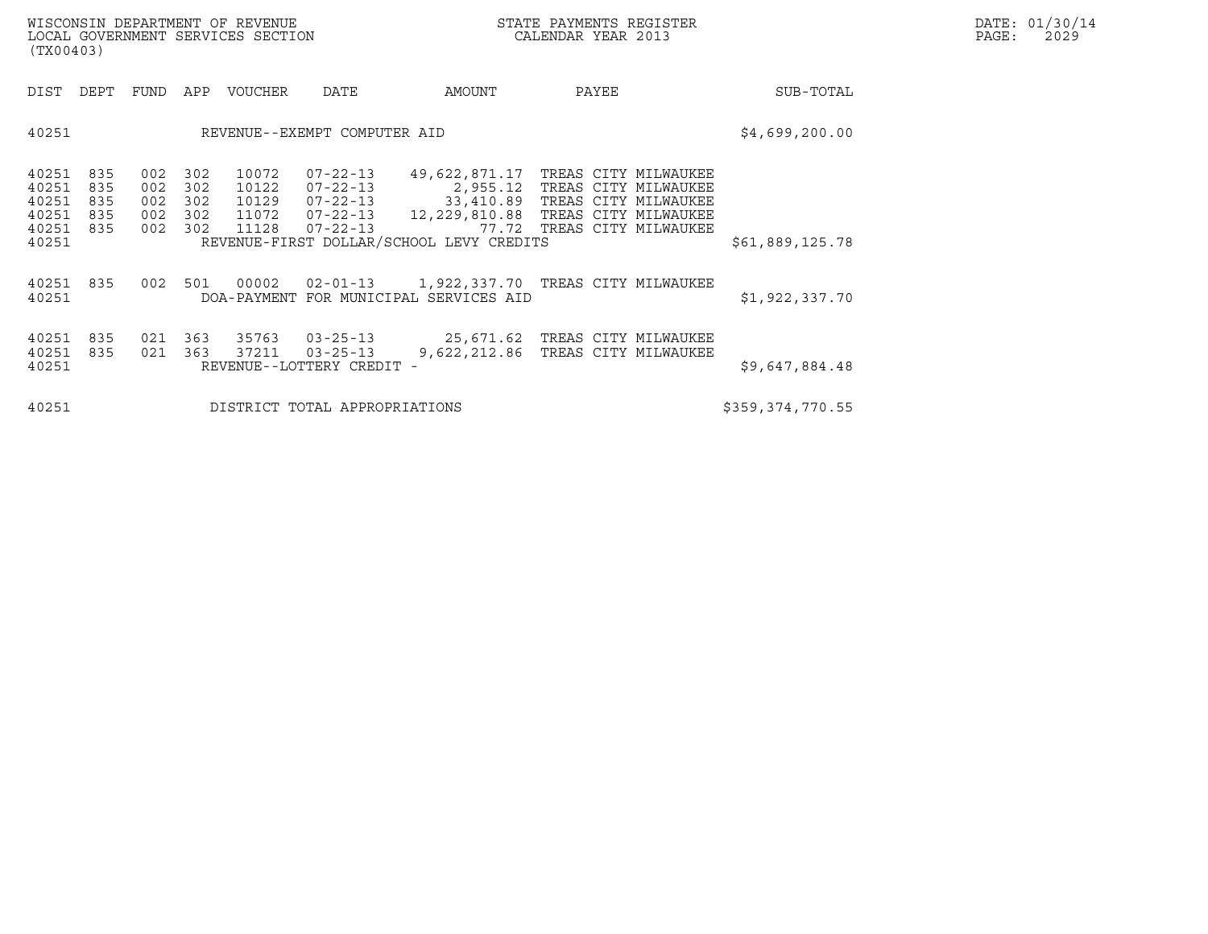| DIST | DEPT | FUND | APP | VOUCHER | DATE | AMOUNT | PAYEE | SUB-TOTAL |
|---|---|---|---|---|---|---|---|---|
| 40251 | | | | REVENUE--EXEMPT COMPUTER AID | | | | $4,699,200.00 |
| 40251 | 835 | 002 | 302 | 10072 | 07-22-13 | 49,622,871.17 | TREAS CITY MILWAUKEE | |
| 40251 | 835 | 002 | 302 | 10122 | 07-22-13 | 2,955.12 | TREAS CITY MILWAUKEE | |
| 40251 | 835 | 002 | 302 | 10129 | 07-22-13 | 33,410.89 | TREAS CITY MILWAUKEE | |
| 40251 | 835 | 002 | 302 | 11072 | 07-22-13 | 12,229,810.88 | TREAS CITY MILWAUKEE | |
| 40251 | 835 | 002 | 302 | 11128 | 07-22-13 | 77.72 | TREAS CITY MILWAUKEE | |
| 40251 | | | | REVENUE-FIRST DOLLAR/SCHOOL LEVY CREDITS | | | | $61,889,125.78 |
| 40251 | 835 | 002 | 501 | 00002 | 02-01-13 | 1,922,337.70 | TREAS CITY MILWAUKEE | |
| 40251 | | | | DOA-PAYMENT FOR MUNICIPAL SERVICES AID | | | | $1,922,337.70 |
| 40251 | 835 | 021 | 363 | 35763 | 03-25-13 | 25,671.62 | TREAS CITY MILWAUKEE | |
| 40251 | 835 | 021 | 363 | 37211 | 03-25-13 | 9,622,212.86 | TREAS CITY MILWAUKEE | |
| 40251 | | | | REVENUE--LOTTERY CREDIT - | | | | $9,647,884.48 |
| 40251 | | | | DISTRICT TOTAL APPROPRIATIONS | | | | $359,374,770.55 |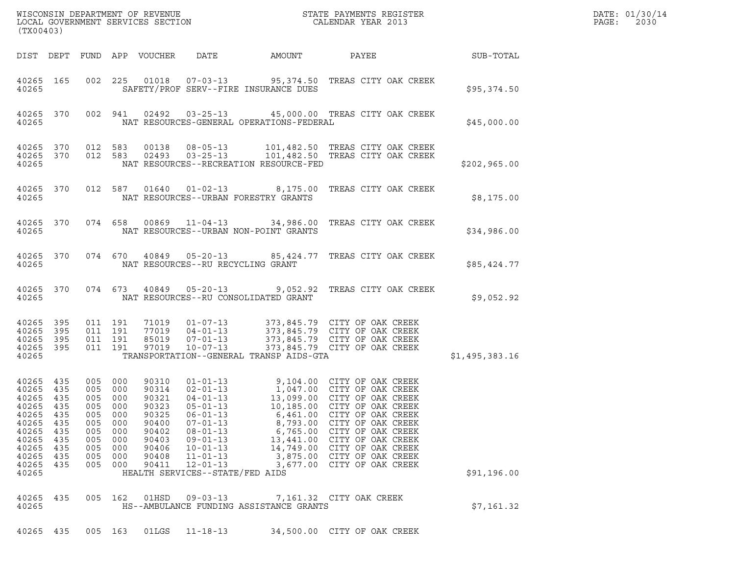WISCONSIN DEPARTMENT OF REVENUE
LOCAL GOVERNMENT SERVICES SECTION
(TX00403)

STATE PAYMENTS REGISTER
CALENDAR YEAR 2013

DATE: 01/30/14

| DIST | DEPT | FUND | APP | VOUCHER | DATE | AMOUNT | PAYEE | SUB-TOTAL |
|---|---|---|---|---|---|---|---|---|
| 40265 | 165 | 002 | 225 | 01018 | 07-03-13 | 95,374.50 | TREAS CITY OAK CREEK | |
| 40265 | | | | | SAFETY/PROF SERV--FIRE INSURANCE DUES | | | $95,374.50 |
| 40265 | 370 | 002 | 941 | 02492 | 03-25-13 | 45,000.00 | TREAS CITY OAK CREEK | |
| 40265 | | | | | NAT RESOURCES-GENERAL OPERATIONS-FEDERAL | | | $45,000.00 |
| 40265 | 370 | 012 | 583 | 00138 | 08-05-13 | 101,482.50 | TREAS CITY OAK CREEK | |
| 40265 | 370 | 012 | 583 | 02493 | 03-25-13 | 101,482.50 | TREAS CITY OAK CREEK | |
| 40265 | | | | | NAT RESOURCES--RECREATION RESOURCE-FED | | | $202,965.00 |
| 40265 | 370 | 012 | 587 | 01640 | 01-02-13 | 8,175.00 | TREAS CITY OAK CREEK | |
| 40265 | | | | | NAT RESOURCES--URBAN FORESTRY GRANTS | | | $8,175.00 |
| 40265 | 370 | 074 | 658 | 00869 | 11-04-13 | 34,986.00 | TREAS CITY OAK CREEK | |
| 40265 | | | | | NAT RESOURCES--URBAN NON-POINT GRANTS | | | $34,986.00 |
| 40265 | 370 | 074 | 670 | 40849 | 05-20-13 | 85,424.77 | TREAS CITY OAK CREEK | |
| 40265 | | | | | NAT RESOURCES--RU RECYCLING GRANT | | | $85,424.77 |
| 40265 | 370 | 074 | 673 | 40849 | 05-20-13 | 9,052.92 | TREAS CITY OAK CREEK | |
| 40265 | | | | | NAT RESOURCES--RU CONSOLIDATED GRANT | | | $9,052.92 |
| 40265 | 395 | 011 | 191 | 71019 | 01-07-13 | 373,845.79 | CITY OF OAK CREEK | |
| 40265 | 395 | 011 | 191 | 77019 | 04-01-13 | 373,845.79 | CITY OF OAK CREEK | |
| 40265 | 395 | 011 | 191 | 85019 | 07-01-13 | 373,845.79 | CITY OF OAK CREEK | |
| 40265 | 395 | 011 | 191 | 97019 | 10-07-13 | 373,845.79 | CITY OF OAK CREEK | |
| 40265 | | | | | TRANSPORTATION--GENERAL TRANSP AIDS-GTA | | | $1,495,383.16 |
| 40265 | 435 | 005 | 000 | 90310 | 01-01-13 | 9,104.00 | CITY OF OAK CREEK | |
| 40265 | 435 | 005 | 000 | 90314 | 02-01-13 | 1,047.00 | CITY OF OAK CREEK | |
| 40265 | 435 | 005 | 000 | 90321 | 04-01-13 | 13,099.00 | CITY OF OAK CREEK | |
| 40265 | 435 | 005 | 000 | 90323 | 05-01-13 | 10,185.00 | CITY OF OAK CREEK | |
| 40265 | 435 | 005 | 000 | 90325 | 06-01-13 | 6,461.00 | CITY OF OAK CREEK | |
| 40265 | 435 | 005 | 000 | 90400 | 07-01-13 | 8,793.00 | CITY OF OAK CREEK | |
| 40265 | 435 | 005 | 000 | 90402 | 08-01-13 | 6,765.00 | CITY OF OAK CREEK | |
| 40265 | 435 | 005 | 000 | 90403 | 09-01-13 | 13,441.00 | CITY OF OAK CREEK | |
| 40265 | 435 | 005 | 000 | 90406 | 10-01-13 | 14,749.00 | CITY OF OAK CREEK | |
| 40265 | 435 | 005 | 000 | 90408 | 11-01-13 | 3,875.00 | CITY OF OAK CREEK | |
| 40265 | 435 | 005 | 000 | 90411 | 12-01-13 | 3,677.00 | CITY OF OAK CREEK | |
| 40265 | | | | | HEALTH SERVICES--STATE/FED AIDS | | | $91,196.00 |
| 40265 | 435 | 005 | 162 | 01HSD | 09-03-13 | 7,161.32 | CITY OAK CREEK | |
| 40265 | | | | | HS--AMBULANCE FUNDING ASSISTANCE GRANTS | | | $7,161.32 |
| 40265 | 435 | 005 | 163 | 01LGS | 11-18-13 | 34,500.00 | CITY OF OAK CREEK | |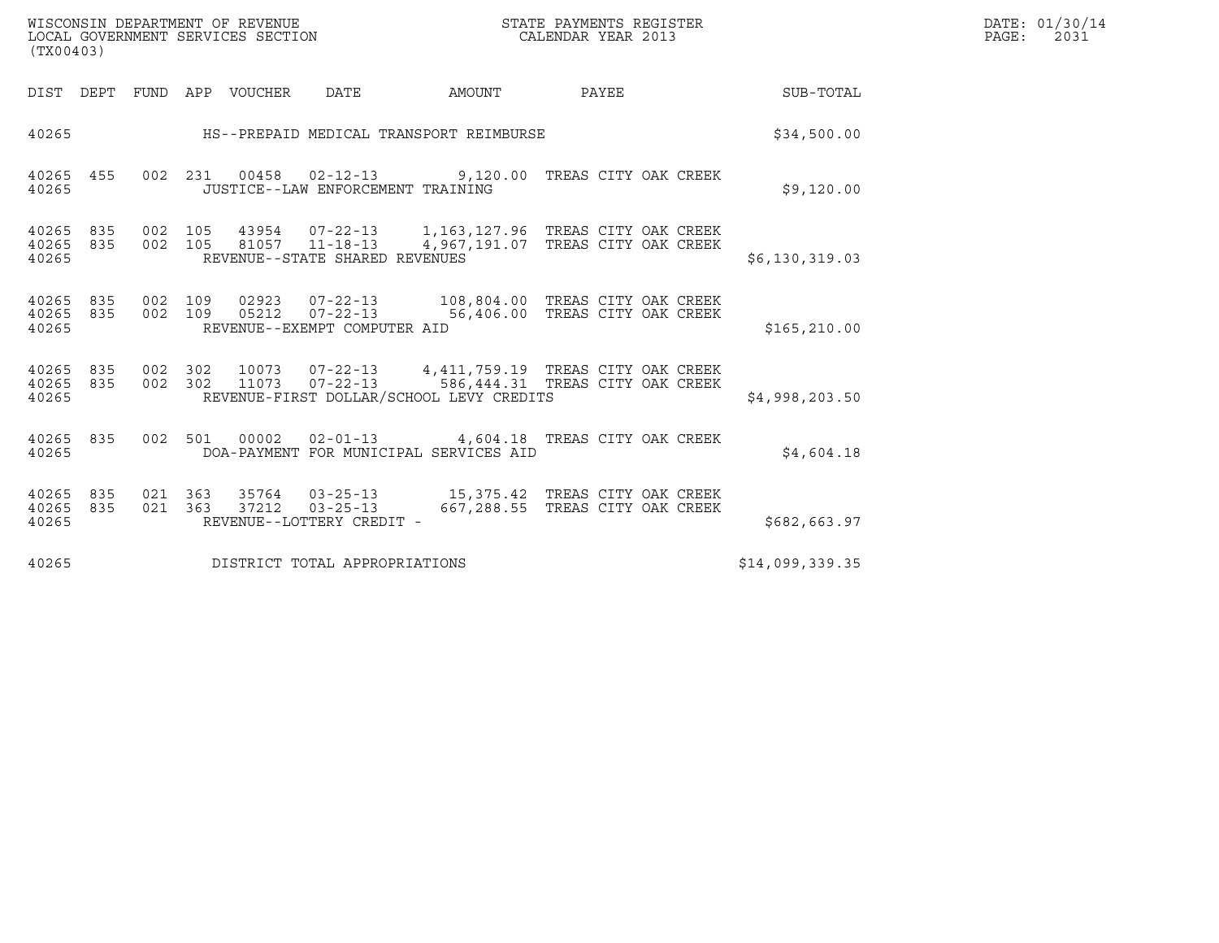WISCONSIN DEPARTMENT OF REVENUE
LOCAL GOVERNMENT SERVICES SECTION
(TX00403)

STATE PAYMENTS REGISTER
CALENDAR YEAR 2013

| DIST | DEPT | FUND | APP | VOUCHER | DATE | AMOUNT | PAYEE | SUB-TOTAL |
|---|---|---|---|---|---|---|---|---|
| 40265 | | | | | HS--PREPAID MEDICAL TRANSPORT REIMBURSE | | | $34,500.00 |
| 40265 | 455 | 002 | 231 | 00458 | 02-12-13 | 9,120.00 | TREAS CITY OAK CREEK | |
| 40265 | | | | | JUSTICE--LAW ENFORCEMENT TRAINING | | | $9,120.00 |
| 40265 | 835 | 002 | 105 | 43954 | 07-22-13 | 1,163,127.96 | TREAS CITY OAK CREEK | |
| 40265 | 835 | 002 | 105 | 81057 | 11-18-13 | 4,967,191.07 | TREAS CITY OAK CREEK | |
| 40265 | | | | | REVENUE--STATE SHARED REVENUES | | | $6,130,319.03 |
| 40265 | 835 | 002 | 109 | 02923 | 07-22-13 | 108,804.00 | TREAS CITY OAK CREEK | |
| 40265 | 835 | 002 | 109 | 05212 | 07-22-13 | 56,406.00 | TREAS CITY OAK CREEK | |
| 40265 | | | | | REVENUE--EXEMPT COMPUTER AID | | | $165,210.00 |
| 40265 | 835 | 002 | 302 | 10073 | 07-22-13 | 4,411,759.19 | TREAS CITY OAK CREEK | |
| 40265 | 835 | 002 | 302 | 11073 | 07-22-13 | 586,444.31 | TREAS CITY OAK CREEK | |
| 40265 | | | | | REVENUE-FIRST DOLLAR/SCHOOL LEVY CREDITS | | | $4,998,203.50 |
| 40265 | 835 | 002 | 501 | 00002 | 02-01-13 | 4,604.18 | TREAS CITY OAK CREEK | |
| 40265 | | | | | DOA-PAYMENT FOR MUNICIPAL SERVICES AID | | | $4,604.18 |
| 40265 | 835 | 021 | 363 | 35764 | 03-25-13 | 15,375.42 | TREAS CITY OAK CREEK | |
| 40265 | 835 | 021 | 363 | 37212 | 03-25-13 | 667,288.55 | TREAS CITY OAK CREEK | |
| 40265 | | | | | REVENUE--LOTTERY CREDIT - | | | $682,663.97 |
| 40265 | | | | | DISTRICT TOTAL APPROPRIATIONS | | | $14,099,339.35 |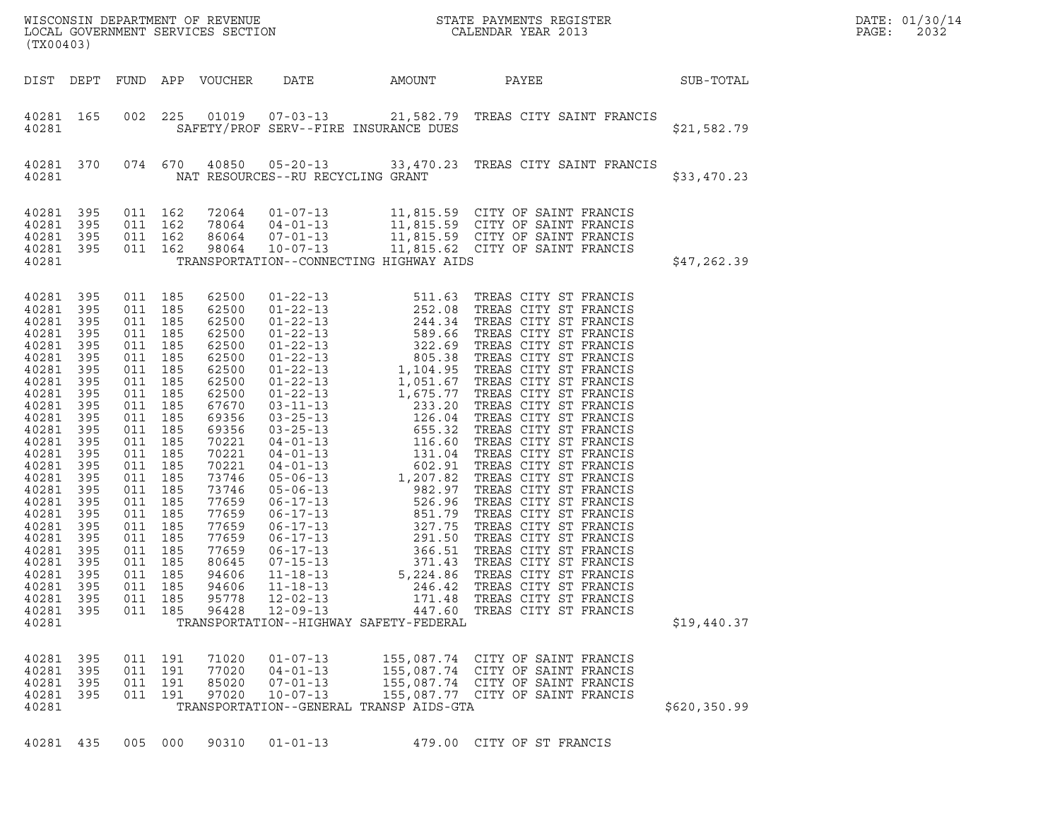| DIST | DEPT | FUND | APP | VOUCHER | DATE | AMOUNT | PAYEE | SUB-TOTAL |
|---|---|---|---|---|---|---|---|---|
| 40281 | 165 | 002 | 225 | 01019 | 07-03-13 | 21,582.79 | TREAS CITY SAINT FRANCIS | |
| 40281 | | | | | SAFETY/PROF SERV--FIRE INSURANCE DUES | | | $21,582.79 |
| 40281 | 370 | 074 | 670 | 40850 | 05-20-13 | 33,470.23 | TREAS CITY SAINT FRANCIS | |
| 40281 | | | | | NAT RESOURCES--RU RECYCLING GRANT | | | $33,470.23 |
| 40281 | 395 | 011 | 162 | 72064 | 01-07-13 | 11,815.59 | CITY OF SAINT FRANCIS | |
| 40281 | 395 | 011 | 162 | 78064 | 04-01-13 | 11,815.59 | CITY OF SAINT FRANCIS | |
| 40281 | 395 | 011 | 162 | 86064 | 07-01-13 | 11,815.59 | CITY OF SAINT FRANCIS | |
| 40281 | 395 | 011 | 162 | 98064 | 10-07-13 | 11,815.62 | CITY OF SAINT FRANCIS | |
| 40281 | | | | | TRANSPORTATION--CONNECTING HIGHWAY AIDS | | | $47,262.39 |
| 40281 | 395 | 011 | 185 | 62500 | 01-22-13 | 511.63 | TREAS CITY ST FRANCIS | |
| 40281 | 395 | 011 | 185 | 62500 | 01-22-13 | 252.08 | TREAS CITY ST FRANCIS | |
| 40281 | 395 | 011 | 185 | 62500 | 01-22-13 | 244.34 | TREAS CITY ST FRANCIS | |
| 40281 | 395 | 011 | 185 | 62500 | 01-22-13 | 589.66 | TREAS CITY ST FRANCIS | |
| 40281 | 395 | 011 | 185 | 62500 | 01-22-13 | 322.69 | TREAS CITY ST FRANCIS | |
| 40281 | 395 | 011 | 185 | 62500 | 01-22-13 | 805.38 | TREAS CITY ST FRANCIS | |
| 40281 | 395 | 011 | 185 | 62500 | 01-22-13 | 1,104.95 | TREAS CITY ST FRANCIS | |
| 40281 | 395 | 011 | 185 | 62500 | 01-22-13 | 1,051.67 | TREAS CITY ST FRANCIS | |
| 40281 | 395 | 011 | 185 | 62500 | 01-22-13 | 1,675.77 | TREAS CITY ST FRANCIS | |
| 40281 | 395 | 011 | 185 | 67670 | 03-11-13 | 233.20 | TREAS CITY ST FRANCIS | |
| 40281 | 395 | 011 | 185 | 69356 | 03-25-13 | 126.04 | TREAS CITY ST FRANCIS | |
| 40281 | 395 | 011 | 185 | 69356 | 03-25-13 | 655.32 | TREAS CITY ST FRANCIS | |
| 40281 | 395 | 011 | 185 | 70221 | 04-01-13 | 116.60 | TREAS CITY ST FRANCIS | |
| 40281 | 395 | 011 | 185 | 70221 | 04-01-13 | 131.04 | TREAS CITY ST FRANCIS | |
| 40281 | 395 | 011 | 185 | 70221 | 04-01-13 | 602.91 | TREAS CITY ST FRANCIS | |
| 40281 | 395 | 011 | 185 | 73746 | 05-06-13 | 1,207.82 | TREAS CITY ST FRANCIS | |
| 40281 | 395 | 011 | 185 | 73746 | 05-06-13 | 982.97 | TREAS CITY ST FRANCIS | |
| 40281 | 395 | 011 | 185 | 77659 | 06-17-13 | 526.96 | TREAS CITY ST FRANCIS | |
| 40281 | 395 | 011 | 185 | 77659 | 06-17-13 | 851.79 | TREAS CITY ST FRANCIS | |
| 40281 | 395 | 011 | 185 | 77659 | 06-17-13 | 327.75 | TREAS CITY ST FRANCIS | |
| 40281 | 395 | 011 | 185 | 77659 | 06-17-13 | 291.50 | TREAS CITY ST FRANCIS | |
| 40281 | 395 | 011 | 185 | 77659 | 06-17-13 | 366.51 | TREAS CITY ST FRANCIS | |
| 40281 | 395 | 011 | 185 | 80645 | 07-15-13 | 371.43 | TREAS CITY ST FRANCIS | |
| 40281 | 395 | 011 | 185 | 94606 | 11-18-13 | 5,224.86 | TREAS CITY ST FRANCIS | |
| 40281 | 395 | 011 | 185 | 94606 | 11-18-13 | 246.42 | TREAS CITY ST FRANCIS | |
| 40281 | 395 | 011 | 185 | 95778 | 12-02-13 | 171.48 | TREAS CITY ST FRANCIS | |
| 40281 | 395 | 011 | 185 | 96428 | 12-09-13 | 447.60 | TREAS CITY ST FRANCIS | |
| 40281 | | | | | TRANSPORTATION--HIGHWAY SAFETY-FEDERAL | | | $19,440.37 |
| 40281 | 395 | 011 | 191 | 71020 | 01-07-13 | 155,087.74 | CITY OF SAINT FRANCIS | |
| 40281 | 395 | 011 | 191 | 77020 | 04-01-13 | 155,087.74 | CITY OF SAINT FRANCIS | |
| 40281 | 395 | 011 | 191 | 85020 | 07-01-13 | 155,087.74 | CITY OF SAINT FRANCIS | |
| 40281 | 395 | 011 | 191 | 97020 | 10-07-13 | 155,087.77 | CITY OF SAINT FRANCIS | |
| 40281 | | | | | TRANSPORTATION--GENERAL TRANSP AIDS-GTA | | | $620,350.99 |
| 40281 | 435 | 005 | 000 | 90310 | 01-01-13 | 479.00 | CITY OF ST FRANCIS | |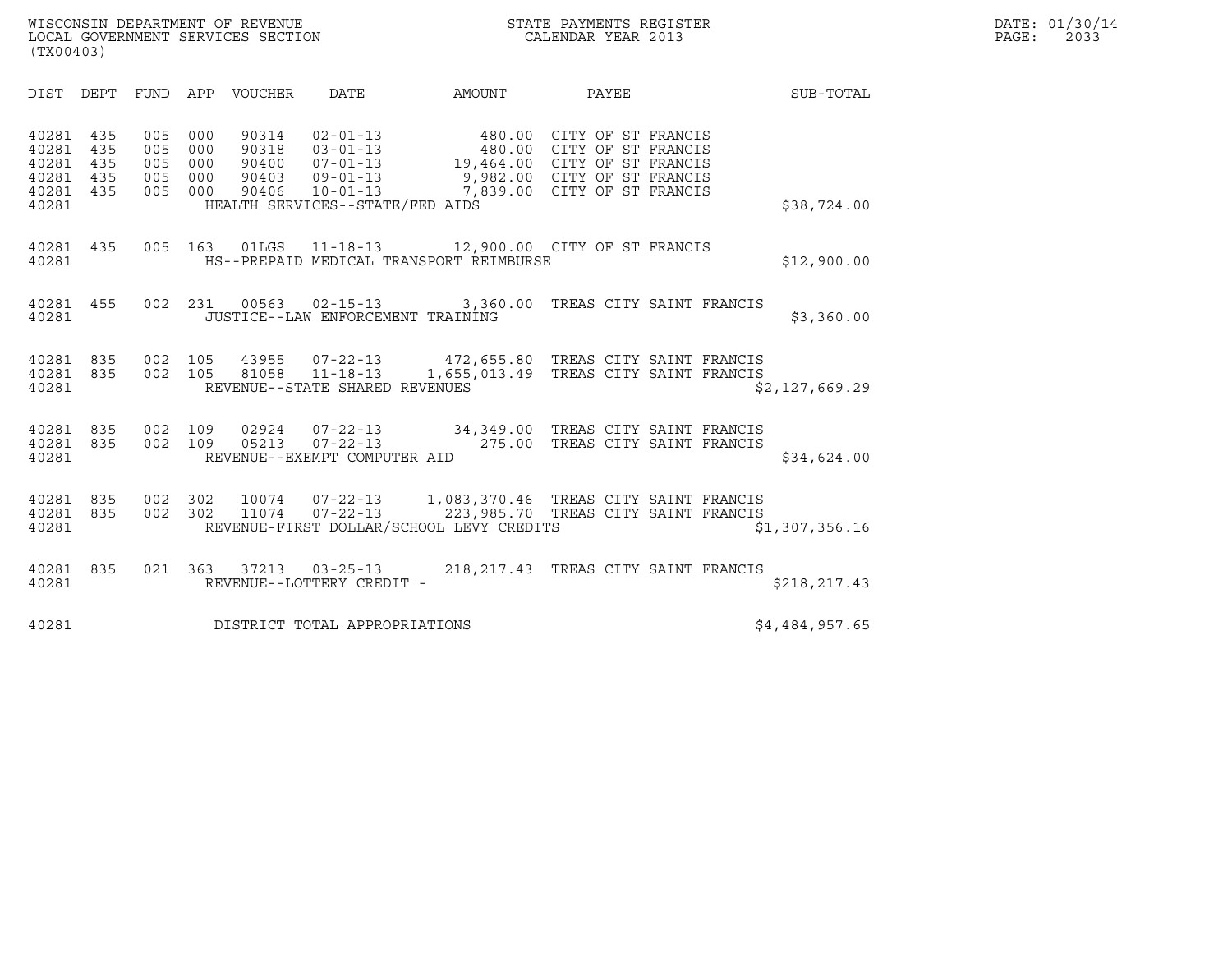WISCONSIN DEPARTMENT OF REVENUE
LOCAL GOVERNMENT SERVICES SECTION
(TX00403)

STATE PAYMENTS REGISTER
CALENDAR YEAR 2013

DATE: 01/30/14
PAGE: 2033

| DIST | DEPT | FUND | APP | VOUCHER | DATE | AMOUNT | PAYEE | SUB-TOTAL |
|---|---|---|---|---|---|---|---|---|
| 40281 | 435 | 005 | 000 | 90314 | 02-01-13 | 480.00 | CITY OF ST FRANCIS | |
| 40281 | 435 | 005 | 000 | 90318 | 03-01-13 | 480.00 | CITY OF ST FRANCIS | |
| 40281 | 435 | 005 | 000 | 90400 | 07-01-13 | 19,464.00 | CITY OF ST FRANCIS | |
| 40281 | 435 | 005 | 000 | 90403 | 09-01-13 | 9,982.00 | CITY OF ST FRANCIS | |
| 40281 | 435 | 005 | 000 | 90406 | 10-01-13 | 7,839.00 | CITY OF ST FRANCIS | |
| 40281 | | | | | HEALTH SERVICES--STATE/FED AIDS | | | $38,724.00 |
| 40281 | 435 | 005 | 163 | 01LGS | 11-18-13 | 12,900.00 | CITY OF ST FRANCIS | |
| 40281 | | | | | HS--PREPAID MEDICAL TRANSPORT REIMBURSE | | | $12,900.00 |
| 40281 | 455 | 002 | 231 | 00563 | 02-15-13 | 3,360.00 | TREAS CITY SAINT FRANCIS | |
| 40281 | | | | | JUSTICE--LAW ENFORCEMENT TRAINING | | | $3,360.00 |
| 40281 | 835 | 002 | 105 | 43955 | 07-22-13 | 472,655.80 | TREAS CITY SAINT FRANCIS | |
| 40281 | 835 | 002 | 105 | 81058 | 11-18-13 | 1,655,013.49 | TREAS CITY SAINT FRANCIS | |
| 40281 | | | | | REVENUE--STATE SHARED REVENUES | | | $2,127,669.29 |
| 40281 | 835 | 002 | 109 | 02924 | 07-22-13 | 34,349.00 | TREAS CITY SAINT FRANCIS | |
| 40281 | 835 | 002 | 109 | 05213 | 07-22-13 | 275.00 | TREAS CITY SAINT FRANCIS | |
| 40281 | | | | | REVENUE--EXEMPT COMPUTER AID | | | $34,624.00 |
| 40281 | 835 | 002 | 302 | 10074 | 07-22-13 | 1,083,370.46 | TREAS CITY SAINT FRANCIS | |
| 40281 | 835 | 002 | 302 | 11074 | 07-22-13 | 223,985.70 | TREAS CITY SAINT FRANCIS | |
| 40281 | | | | | REVENUE-FIRST DOLLAR/SCHOOL LEVY CREDITS | | | $1,307,356.16 |
| 40281 | 835 | 021 | 363 | 37213 | 03-25-13 | 218,217.43 | TREAS CITY SAINT FRANCIS | |
| 40281 | | | | | REVENUE--LOTTERY CREDIT - | | | $218,217.43 |
| 40281 | | | | | DISTRICT TOTAL APPROPRIATIONS | | | $4,484,957.65 |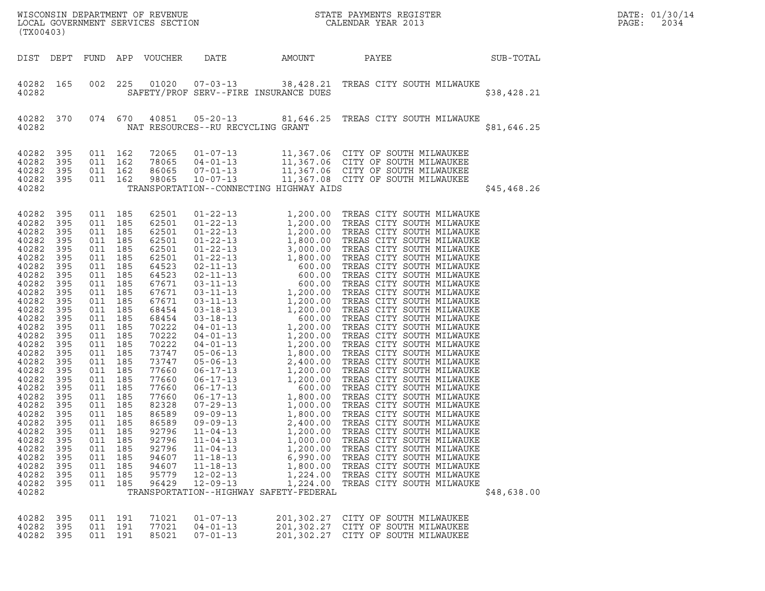WISCONSIN DEPARTMENT OF REVENUE
LOCAL GOVERNMENT SERVICES SECTION
(TX00403)

STATE PAYMENTS REGISTER
CALENDAR YEAR 2013

DATE: 01/30/14
PAGE: 2034

| DIST | DEPT | FUND | APP | VOUCHER | DATE | AMOUNT | PAYEE | SUB-TOTAL |
|---|---|---|---|---|---|---|---|---|
| 40282 | 165 | 002 | 225 | 01020 | 07-03-13 | 38,428.21 | TREAS CITY SOUTH MILWAUKE | |
| 40282 | | | | SAFETY/PROF SERV--FIRE INSURANCE DUES | | | | $38,428.21 |
| 40282 | 370 | 074 | 670 | 40851 | 05-20-13 | 81,646.25 | TREAS CITY SOUTH MILWAUKE | |
| 40282 | | | | NAT RESOURCES--RU RECYCLING GRANT | | | | $81,646.25 |
| 40282 | 395 | 011 | 162 | 72065 | 01-07-13 | 11,367.06 | CITY OF SOUTH MILWAUKEE | |
| 40282 | 395 | 011 | 162 | 78065 | 04-01-13 | 11,367.06 | CITY OF SOUTH MILWAUKEE | |
| 40282 | 395 | 011 | 162 | 86065 | 07-01-13 | 11,367.06 | CITY OF SOUTH MILWAUKEE | |
| 40282 | 395 | 011 | 162 | 98065 | 10-07-13 | 11,367.08 | CITY OF SOUTH MILWAUKEE | |
| 40282 | | | | TRANSPORTATION--CONNECTING HIGHWAY AIDS | | | | $45,468.26 |
| 40282 | 395 | 011 | 185 | 62501 | 01-22-13 | 1,200.00 | TREAS CITY SOUTH MILWAUKE | |
| 40282 | 395 | 011 | 185 | 62501 | 01-22-13 | 1,200.00 | TREAS CITY SOUTH MILWAUKE | |
| 40282 | 395 | 011 | 185 | 62501 | 01-22-13 | 1,200.00 | TREAS CITY SOUTH MILWAUKE | |
| 40282 | 395 | 011 | 185 | 62501 | 01-22-13 | 1,800.00 | TREAS CITY SOUTH MILWAUKE | |
| 40282 | 395 | 011 | 185 | 62501 | 01-22-13 | 3,000.00 | TREAS CITY SOUTH MILWAUKE | |
| 40282 | 395 | 011 | 185 | 62501 | 01-22-13 | 1,800.00 | TREAS CITY SOUTH MILWAUKE | |
| 40282 | 395 | 011 | 185 | 64523 | 02-11-13 | 600.00 | TREAS CITY SOUTH MILWAUKE | |
| 40282 | 395 | 011 | 185 | 64523 | 02-11-13 | 600.00 | TREAS CITY SOUTH MILWAUKE | |
| 40282 | 395 | 011 | 185 | 67671 | 03-11-13 | 600.00 | TREAS CITY SOUTH MILWAUKE | |
| 40282 | 395 | 011 | 185 | 67671 | 03-11-13 | 1,200.00 | TREAS CITY SOUTH MILWAUKE | |
| 40282 | 395 | 011 | 185 | 67671 | 03-11-13 | 1,200.00 | TREAS CITY SOUTH MILWAUKE | |
| 40282 | 395 | 011 | 185 | 68454 | 03-18-13 | 1,200.00 | TREAS CITY SOUTH MILWAUKE | |
| 40282 | 395 | 011 | 185 | 68454 | 03-18-13 | 600.00 | TREAS CITY SOUTH MILWAUKE | |
| 40282 | 395 | 011 | 185 | 70222 | 04-01-13 | 1,200.00 | TREAS CITY SOUTH MILWAUKE | |
| 40282 | 395 | 011 | 185 | 70222 | 04-01-13 | 1,200.00 | TREAS CITY SOUTH MILWAUKE | |
| 40282 | 395 | 011 | 185 | 70222 | 04-01-13 | 1,200.00 | TREAS CITY SOUTH MILWAUKE | |
| 40282 | 395 | 011 | 185 | 73747 | 05-06-13 | 1,800.00 | TREAS CITY SOUTH MILWAUKE | |
| 40282 | 395 | 011 | 185 | 73747 | 05-06-13 | 2,400.00 | TREAS CITY SOUTH MILWAUKE | |
| 40282 | 395 | 011 | 185 | 77660 | 06-17-13 | 1,200.00 | TREAS CITY SOUTH MILWAUKE | |
| 40282 | 395 | 011 | 185 | 77660 | 06-17-13 | 1,200.00 | TREAS CITY SOUTH MILWAUKE | |
| 40282 | 395 | 011 | 185 | 77660 | 06-17-13 | 600.00 | TREAS CITY SOUTH MILWAUKE | |
| 40282 | 395 | 011 | 185 | 77660 | 06-17-13 | 1,800.00 | TREAS CITY SOUTH MILWAUKE | |
| 40282 | 395 | 011 | 185 | 82328 | 07-29-13 | 1,000.00 | TREAS CITY SOUTH MILWAUKE | |
| 40282 | 395 | 011 | 185 | 86589 | 09-09-13 | 1,800.00 | TREAS CITY SOUTH MILWAUKE | |
| 40282 | 395 | 011 | 185 | 86589 | 09-09-13 | 2,400.00 | TREAS CITY SOUTH MILWAUKE | |
| 40282 | 395 | 011 | 185 | 92796 | 11-04-13 | 1,200.00 | TREAS CITY SOUTH MILWAUKE | |
| 40282 | 395 | 011 | 185 | 92796 | 11-04-13 | 1,000.00 | TREAS CITY SOUTH MILWAUKE | |
| 40282 | 395 | 011 | 185 | 92796 | 11-04-13 | 1,200.00 | TREAS CITY SOUTH MILWAUKE | |
| 40282 | 395 | 011 | 185 | 94607 | 11-18-13 | 6,990.00 | TREAS CITY SOUTH MILWAUKE | |
| 40282 | 395 | 011 | 185 | 94607 | 11-18-13 | 1,800.00 | TREAS CITY SOUTH MILWAUKE | |
| 40282 | 395 | 011 | 185 | 95779 | 12-02-13 | 1,224.00 | TREAS CITY SOUTH MILWAUKE | |
| 40282 | 395 | 011 | 185 | 96429 | 12-09-13 | 1,224.00 | TREAS CITY SOUTH MILWAUKE | |
| 40282 | | | | TRANSPORTATION--HIGHWAY SAFETY-FEDERAL | | | | $48,638.00 |
| 40282 | 395 | 011 | 191 | 71021 | 01-07-13 | 201,302.27 | CITY OF SOUTH MILWAUKEE | |
| 40282 | 395 | 011 | 191 | 77021 | 04-01-13 | 201,302.27 | CITY OF SOUTH MILWAUKEE | |
| 40282 | 395 | 011 | 191 | 85021 | 07-01-13 | 201,302.27 | CITY OF SOUTH MILWAUKEE | |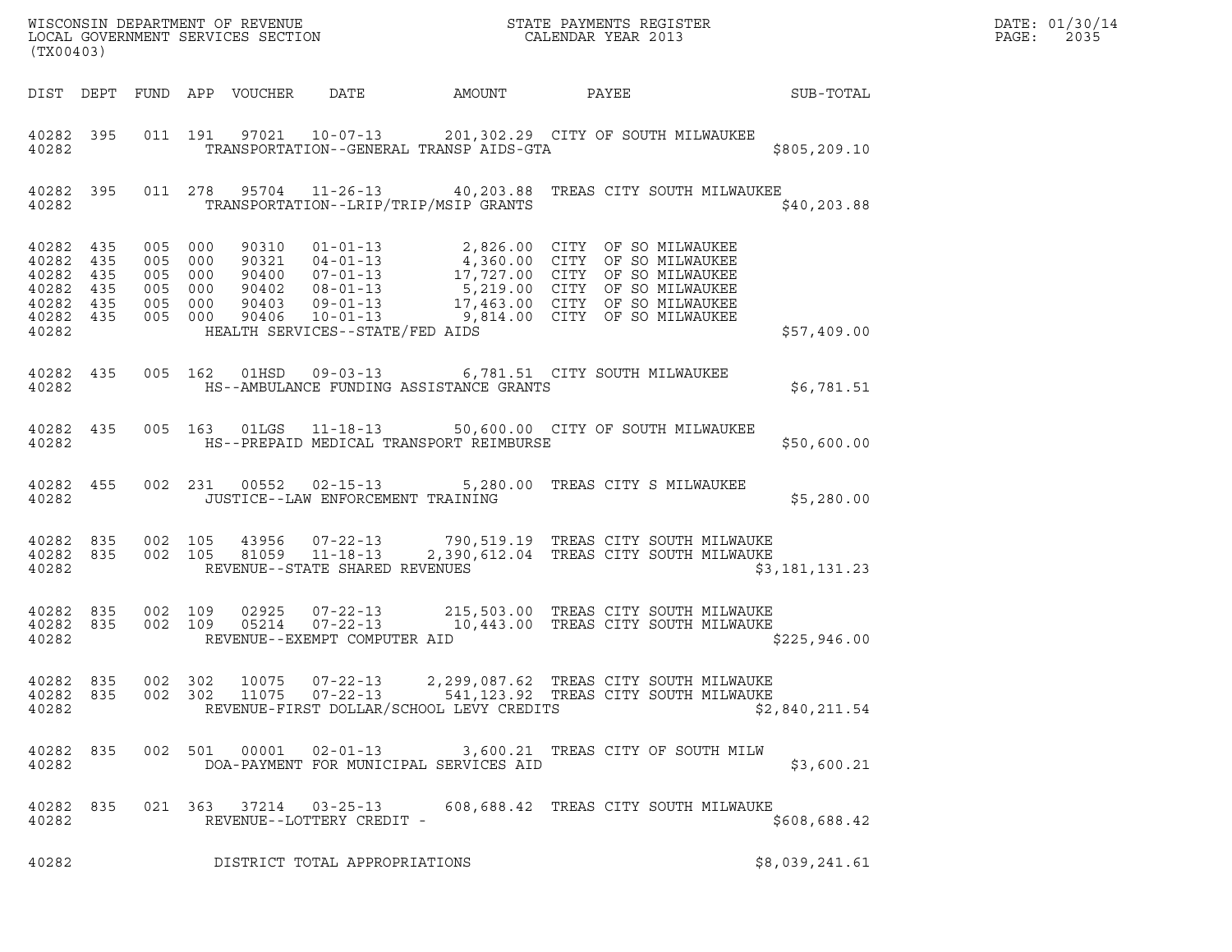WISCONSIN DEPARTMENT OF REVENUE
LOCAL GOVERNMENT SERVICES SECTION
(TX00403)

STATE PAYMENTS REGISTER
CALENDAR YEAR 2013

DATE: 01/30/14
PAGE: 2035

| DIST | DEPT | FUND | APP | VOUCHER | DATE | AMOUNT | PAYEE | SUB-TOTAL |
|---|---|---|---|---|---|---|---|---|
| 40282 | 395 | 011 | 191 | 97021 | 10-07-13 | 201,302.29 | CITY OF SOUTH MILWAUKEE | |
| 40282 | | | | | TRANSPORTATION--GENERAL TRANSP AIDS-GTA | | | $805,209.10 |
| 40282 | 395 | 011 | 278 | 95704 | 11-26-13 | 40,203.88 | TREAS CITY SOUTH MILWAUKEE | |
| 40282 | | | | | TRANSPORTATION--LRIP/TRIP/MSIP GRANTS | | | $40,203.88 |
| 40282 | 435 | 005 | 000 | 90310 | 01-01-13 | 2,826.00 | CITY OF SO MILWAUKEE | |
| 40282 | 435 | 005 | 000 | 90321 | 04-01-13 | 4,360.00 | CITY OF SO MILWAUKEE | |
| 40282 | 435 | 005 | 000 | 90400 | 07-01-13 | 17,727.00 | CITY OF SO MILWAUKEE | |
| 40282 | 435 | 005 | 000 | 90402 | 08-01-13 | 5,219.00 | CITY OF SO MILWAUKEE | |
| 40282 | 435 | 005 | 000 | 90403 | 09-01-13 | 17,463.00 | CITY OF SO MILWAUKEE | |
| 40282 | 435 | 005 | 000 | 90406 | 10-01-13 | 9,814.00 | CITY OF SO MILWAUKEE | |
| 40282 | | | | | HEALTH SERVICES--STATE/FED AIDS | | | $57,409.00 |
| 40282 | 435 | 005 | 162 | 01HSD | 09-03-13 | 6,781.51 | CITY SOUTH MILWAUKEE | |
| 40282 | | | | | HS--AMBULANCE FUNDING ASSISTANCE GRANTS | | | $6,781.51 |
| 40282 | 435 | 005 | 163 | 01LGS | 11-18-13 | 50,600.00 | CITY OF SOUTH MILWAUKEE | |
| 40282 | | | | | HS--PREPAID MEDICAL TRANSPORT REIMBURSE | | | $50,600.00 |
| 40282 | 455 | 002 | 231 | 00552 | 02-15-13 | 5,280.00 | TREAS CITY S MILWAUKEE | |
| 40282 | | | | | JUSTICE--LAW ENFORCEMENT TRAINING | | | $5,280.00 |
| 40282 | 835 | 002 | 105 | 43956 | 07-22-13 | 790,519.19 | TREAS CITY SOUTH MILWAUKE | |
| 40282 | 835 | 002 | 105 | 81059 | 11-18-13 | 2,390,612.04 | TREAS CITY SOUTH MILWAUKE | |
| 40282 | | | | | REVENUE--STATE SHARED REVENUES | | | $3,181,131.23 |
| 40282 | 835 | 002 | 109 | 02925 | 07-22-13 | 215,503.00 | TREAS CITY SOUTH MILWAUKE | |
| 40282 | 835 | 002 | 109 | 05214 | 07-22-13 | 10,443.00 | TREAS CITY SOUTH MILWAUKE | |
| 40282 | | | | | REVENUE--EXEMPT COMPUTER AID | | | $225,946.00 |
| 40282 | 835 | 002 | 302 | 10075 | 07-22-13 | 2,299,087.62 | TREAS CITY SOUTH MILWAUKE | |
| 40282 | 835 | 002 | 302 | 11075 | 07-22-13 | 541,123.92 | TREAS CITY SOUTH MILWAUKE | |
| 40282 | | | | | REVENUE-FIRST DOLLAR/SCHOOL LEVY CREDITS | | | $2,840,211.54 |
| 40282 | 835 | 002 | 501 | 00001 | 02-01-13 | 3,600.21 | TREAS CITY OF SOUTH MILW | |
| 40282 | | | | | DOA-PAYMENT FOR MUNICIPAL SERVICES AID | | | $3,600.21 |
| 40282 | 835 | 021 | 363 | 37214 | 03-25-13 | 608,688.42 | TREAS CITY SOUTH MILWAUKE | |
| 40282 | | | | | REVENUE--LOTTERY CREDIT - | | | $608,688.42 |
| 40282 | | | | | DISTRICT TOTAL APPROPRIATIONS | | | $8,039,241.61 |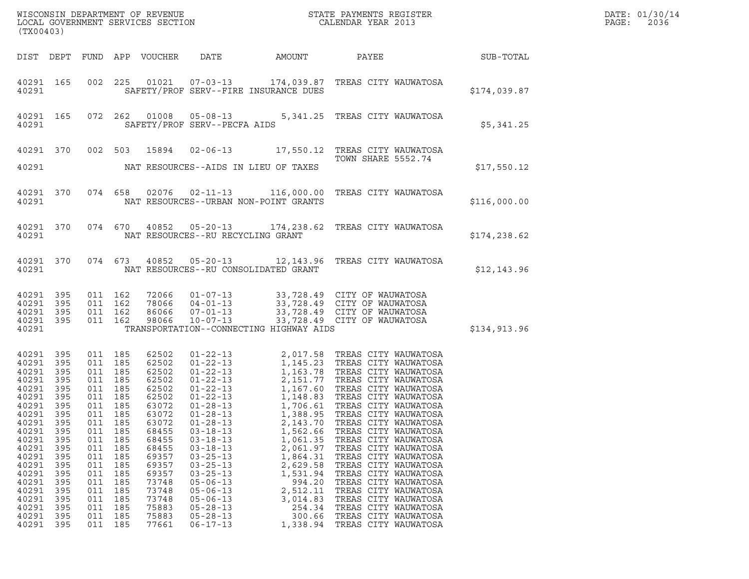WISCONSIN DEPARTMENT OF REVENUE
LOCAL GOVERNMENT SERVICES SECTION
(TX00403)

STATE PAYMENTS REGISTER
CALENDAR YEAR 2013

DATE: 01/30/14
PAGE: 2036

| DIST | DEPT | FUND | APP | VOUCHER | DATE | AMOUNT | PAYEE | SUB-TOTAL |
|---|---|---|---|---|---|---|---|---|
| 40291 | 165 | 002 | 225 | 01021 | 07-03-13 | 174,039.87 | TREAS CITY WAUWATOSA | |
| 40291 | | | | | SAFETY/PROF SERV--FIRE INSURANCE DUES | | | $174,039.87 |
| 40291 | 165 | 072 | 262 | 01008 | 05-08-13 | 5,341.25 | TREAS CITY WAUWATOSA | |
| 40291 | | | | | SAFETY/PROF SERV--PECFA AIDS | | | $5,341.25 |
| 40291 | 370 | 002 | 503 | 15894 | 02-06-13 | 17,550.12 | TREAS CITY WAUWATOSA TOWN SHARE 5552.74 | |
| 40291 | | | | | NAT RESOURCES--AIDS IN LIEU OF TAXES | | | $17,550.12 |
| 40291 | 370 | 074 | 658 | 02076 | 02-11-13 | 116,000.00 | TREAS CITY WAUWATOSA | |
| 40291 | | | | | NAT RESOURCES--URBAN NON-POINT GRANTS | | | $116,000.00 |
| 40291 | 370 | 074 | 670 | 40852 | 05-20-13 | 174,238.62 | TREAS CITY WAUWATOSA | |
| 40291 | | | | | NAT RESOURCES--RU RECYCLING GRANT | | | $174,238.62 |
| 40291 | 370 | 074 | 673 | 40852 | 05-20-13 | 12,143.96 | TREAS CITY WAUWATOSA | |
| 40291 | | | | | NAT RESOURCES--RU CONSOLIDATED GRANT | | | $12,143.96 |
| 40291 | 395 | 011 | 162 | 72066 | 01-07-13 | 33,728.49 | CITY OF WAUWATOSA | |
| 40291 | 395 | 011 | 162 | 78066 | 04-01-13 | 33,728.49 | CITY OF WAUWATOSA | |
| 40291 | 395 | 011 | 162 | 86066 | 07-01-13 | 33,728.49 | CITY OF WAUWATOSA | |
| 40291 | 395 | 011 | 162 | 98066 | 10-07-13 | 33,728.49 | CITY OF WAUWATOSA | |
| 40291 | | | | | TRANSPORTATION--CONNECTING HIGHWAY AIDS | | | $134,913.96 |
| 40291 | 395 | 011 | 185 | 62502 | 01-22-13 | 2,017.58 | TREAS CITY WAUWATOSA | |
| 40291 | 395 | 011 | 185 | 62502 | 01-22-13 | 1,145.23 | TREAS CITY WAUWATOSA | |
| 40291 | 395 | 011 | 185 | 62502 | 01-22-13 | 1,163.78 | TREAS CITY WAUWATOSA | |
| 40291 | 395 | 011 | 185 | 62502 | 01-22-13 | 2,151.77 | TREAS CITY WAUWATOSA | |
| 40291 | 395 | 011 | 185 | 62502 | 01-22-13 | 1,167.60 | TREAS CITY WAUWATOSA | |
| 40291 | 395 | 011 | 185 | 62502 | 01-22-13 | 1,148.83 | TREAS CITY WAUWATOSA | |
| 40291 | 395 | 011 | 185 | 63072 | 01-28-13 | 1,706.61 | TREAS CITY WAUWATOSA | |
| 40291 | 395 | 011 | 185 | 63072 | 01-28-13 | 1,388.95 | TREAS CITY WAUWATOSA | |
| 40291 | 395 | 011 | 185 | 63072 | 01-28-13 | 2,143.70 | TREAS CITY WAUWATOSA | |
| 40291 | 395 | 011 | 185 | 68455 | 03-18-13 | 1,562.66 | TREAS CITY WAUWATOSA | |
| 40291 | 395 | 011 | 185 | 68455 | 03-18-13 | 1,061.35 | TREAS CITY WAUWATOSA | |
| 40291 | 395 | 011 | 185 | 68455 | 03-18-13 | 2,061.97 | TREAS CITY WAUWATOSA | |
| 40291 | 395 | 011 | 185 | 69357 | 03-25-13 | 1,864.31 | TREAS CITY WAUWATOSA | |
| 40291 | 395 | 011 | 185 | 69357 | 03-25-13 | 2,629.58 | TREAS CITY WAUWATOSA | |
| 40291 | 395 | 011 | 185 | 69357 | 03-25-13 | 1,531.94 | TREAS CITY WAUWATOSA | |
| 40291 | 395 | 011 | 185 | 73748 | 05-06-13 | 994.20 | TREAS CITY WAUWATOSA | |
| 40291 | 395 | 011 | 185 | 73748 | 05-06-13 | 2,512.11 | TREAS CITY WAUWATOSA | |
| 40291 | 395 | 011 | 185 | 73748 | 05-06-13 | 3,014.83 | TREAS CITY WAUWATOSA | |
| 40291 | 395 | 011 | 185 | 75883 | 05-28-13 | 254.34 | TREAS CITY WAUWATOSA | |
| 40291 | 395 | 011 | 185 | 75883 | 05-28-13 | 300.66 | TREAS CITY WAUWATOSA | |
| 40291 | 395 | 011 | 185 | 77661 | 06-17-13 | 1,338.94 | TREAS CITY WAUWATOSA | |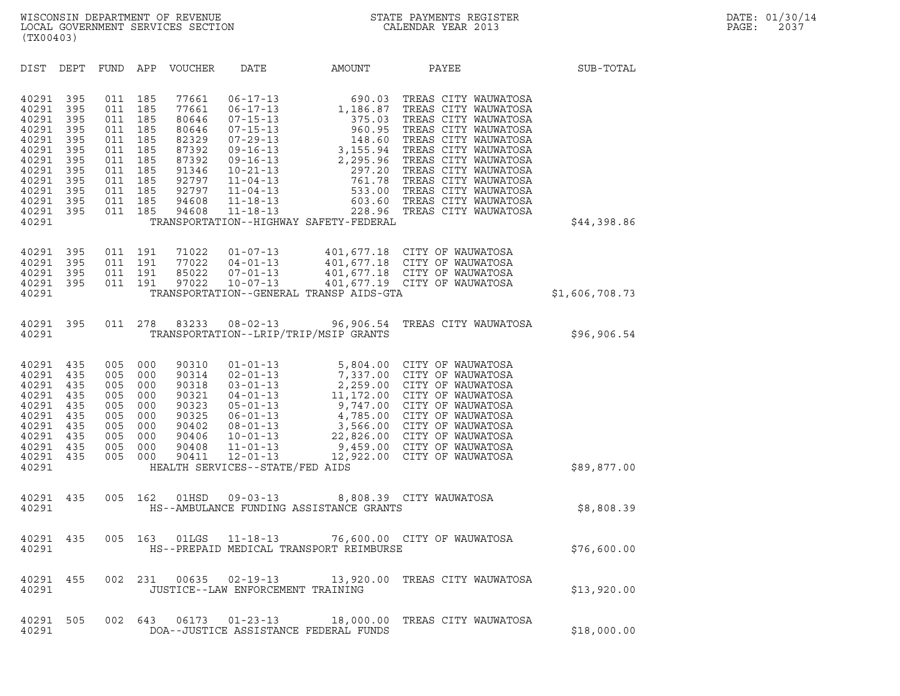WISCONSIN DEPARTMENT OF REVENUE
LOCAL GOVERNMENT SERVICES SECTION
(TX00403)

STATE PAYMENTS REGISTER
CALENDAR YEAR 2013

DATE: 01/30/14
PAGE: 2037

| DIST | DEPT | FUND | APP | VOUCHER | DATE | AMOUNT | PAYEE | SUB-TOTAL |
|---|---|---|---|---|---|---|---|---|
| 40291 | 395 | 011 | 185 | 77661 | 06-17-13 | 690.03 | TREAS CITY WAUWATOSA | |
| 40291 | 395 | 011 | 185 | 77661 | 06-17-13 | 1,186.87 | TREAS CITY WAUWATOSA | |
| 40291 | 395 | 011 | 185 | 80646 | 07-15-13 | 375.03 | TREAS CITY WAUWATOSA | |
| 40291 | 395 | 011 | 185 | 80646 | 07-15-13 | 960.95 | TREAS CITY WAUWATOSA | |
| 40291 | 395 | 011 | 185 | 82329 | 07-29-13 | 148.60 | TREAS CITY WAUWATOSA | |
| 40291 | 395 | 011 | 185 | 87392 | 09-16-13 | 3,155.94 | TREAS CITY WAUWATOSA | |
| 40291 | 395 | 011 | 185 | 87392 | 09-16-13 | 2,295.96 | TREAS CITY WAUWATOSA | |
| 40291 | 395 | 011 | 185 | 91346 | 10-21-13 | 297.20 | TREAS CITY WAUWATOSA | |
| 40291 | 395 | 011 | 185 | 92797 | 11-04-13 | 761.78 | TREAS CITY WAUWATOSA | |
| 40291 | 395 | 011 | 185 | 92797 | 11-04-13 | 533.00 | TREAS CITY WAUWATOSA | |
| 40291 | 395 | 011 | 185 | 94608 | 11-18-13 | 603.60 | TREAS CITY WAUWATOSA | |
| 40291 | 395 | 011 | 185 | 94608 | 11-18-13 | 228.96 | TREAS CITY WAUWATOSA | |
| 40291 | | | | | TRANSPORTATION--HIGHWAY SAFETY-FEDERAL | | | $44,398.86 |
| 40291 | 395 | 011 | 191 | 71022 | 01-07-13 | 401,677.18 | CITY OF WAUWATOSA | |
| 40291 | 395 | 011 | 191 | 77022 | 04-01-13 | 401,677.18 | CITY OF WAUWATOSA | |
| 40291 | 395 | 011 | 191 | 85022 | 07-01-13 | 401,677.18 | CITY OF WAUWATOSA | |
| 40291 | 395 | 011 | 191 | 97022 | 10-07-13 | 401,677.19 | CITY OF WAUWATOSA | |
| 40291 | | | | | TRANSPORTATION--GENERAL TRANSP AIDS-GTA | | | $1,606,708.73 |
| 40291 | 395 | 011 | 278 | 83233 | 08-02-13 | 96,906.54 | TREAS CITY WAUWATOSA | |
| 40291 | | | | | TRANSPORTATION--LRIP/TRIP/MSIP GRANTS | | | $96,906.54 |
| 40291 | 435 | 005 | 000 | 90310 | 01-01-13 | 5,804.00 | CITY OF WAUWATOSA | |
| 40291 | 435 | 005 | 000 | 90314 | 02-01-13 | 7,337.00 | CITY OF WAUWATOSA | |
| 40291 | 435 | 005 | 000 | 90318 | 03-01-13 | 2,259.00 | CITY OF WAUWATOSA | |
| 40291 | 435 | 005 | 000 | 90321 | 04-01-13 | 11,172.00 | CITY OF WAUWATOSA | |
| 40291 | 435 | 005 | 000 | 90323 | 05-01-13 | 9,747.00 | CITY OF WAUWATOSA | |
| 40291 | 435 | 005 | 000 | 90325 | 06-01-13 | 4,785.00 | CITY OF WAUWATOSA | |
| 40291 | 435 | 005 | 000 | 90402 | 08-01-13 | 3,566.00 | CITY OF WAUWATOSA | |
| 40291 | 435 | 005 | 000 | 90406 | 10-01-13 | 22,826.00 | CITY OF WAUWATOSA | |
| 40291 | 435 | 005 | 000 | 90408 | 11-01-13 | 9,459.00 | CITY OF WAUWATOSA | |
| 40291 | 435 | 005 | 000 | 90411 | 12-01-13 | 12,922.00 | CITY OF WAUWATOSA | |
| 40291 | | | | | HEALTH SERVICES--STATE/FED AIDS | | | $89,877.00 |
| 40291 | 435 | 005 | 162 | 01HSD | 09-03-13 | 8,808.39 | CITY WAUWATOSA | |
| 40291 | | | | | HS--AMBULANCE FUNDING ASSISTANCE GRANTS | | | $8,808.39 |
| 40291 | 435 | 005 | 163 | 01LGS | 11-18-13 | 76,600.00 | CITY OF WAUWATOSA | |
| 40291 | | | | | HS--PREPAID MEDICAL TRANSPORT REIMBURSE | | | $76,600.00 |
| 40291 | 455 | 002 | 231 | 00635 | 02-19-13 | 13,920.00 | TREAS CITY WAUWATOSA | |
| 40291 | | | | | JUSTICE--LAW ENFORCEMENT TRAINING | | | $13,920.00 |
| 40291 | 505 | 002 | 643 | 06173 | 01-23-13 | 18,000.00 | TREAS CITY WAUWATOSA | |
| 40291 | | | | | DOA--JUSTICE ASSISTANCE FEDERAL FUNDS | | | $18,000.00 |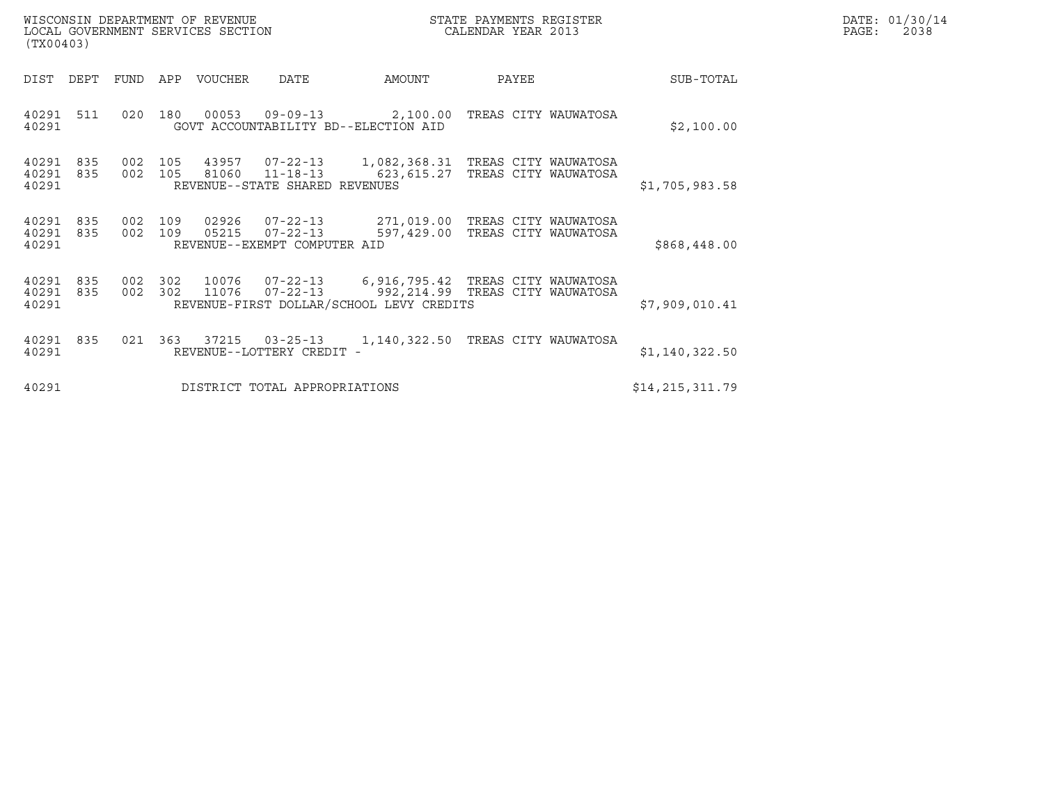WISCONSIN DEPARTMENT OF REVENUE
LOCAL GOVERNMENT SERVICES SECTION
(TX00403)

STATE PAYMENTS REGISTER
CALENDAR YEAR 2013

DATE: 01/30/14

| DIST | DEPT | FUND | APP | VOUCHER | DATE | AMOUNT | PAYEE | SUB-TOTAL |
|---|---|---|---|---|---|---|---|---|
| 40291 | 511 | 020 | 180 | 00053 | 09-09-13 | 2,100.00 | TREAS CITY WAUWATOSA | |
| 40291 | | | | GOVT ACCOUNTABILITY BD--ELECTION AID | | | | $2,100.00 |
| 40291 | 835 | 002 | 105 | 43957 | 07-22-13 | 1,082,368.31 | TREAS CITY WAUWATOSA | |
| 40291 | 835 | 002 | 105 | 81060 | 11-18-13 | 623,615.27 | TREAS CITY WAUWATOSA | |
| 40291 | | | | REVENUE--STATE SHARED REVENUES | | | | $1,705,983.58 |
| 40291 | 835 | 002 | 109 | 02926 | 07-22-13 | 271,019.00 | TREAS CITY WAUWATOSA | |
| 40291 | 835 | 002 | 109 | 05215 | 07-22-13 | 597,429.00 | TREAS CITY WAUWATOSA | |
| 40291 | | | | REVENUE--EXEMPT COMPUTER AID | | | | $868,448.00 |
| 40291 | 835 | 002 | 302 | 10076 | 07-22-13 | 6,916,795.42 | TREAS CITY WAUWATOSA | |
| 40291 | 835 | 002 | 302 | 11076 | 07-22-13 | 992,214.99 | TREAS CITY WAUWATOSA | |
| 40291 | | | | REVENUE-FIRST DOLLAR/SCHOOL LEVY CREDITS | | | | $7,909,010.41 |
| 40291 | 835 | 021 | 363 | 37215 | 03-25-13 | 1,140,322.50 | TREAS CITY WAUWATOSA | |
| 40291 | | | | REVENUE--LOTTERY CREDIT - | | | | $1,140,322.50 |
| 40291 | | | | DISTRICT TOTAL APPROPRIATIONS | | | | $14,215,311.79 |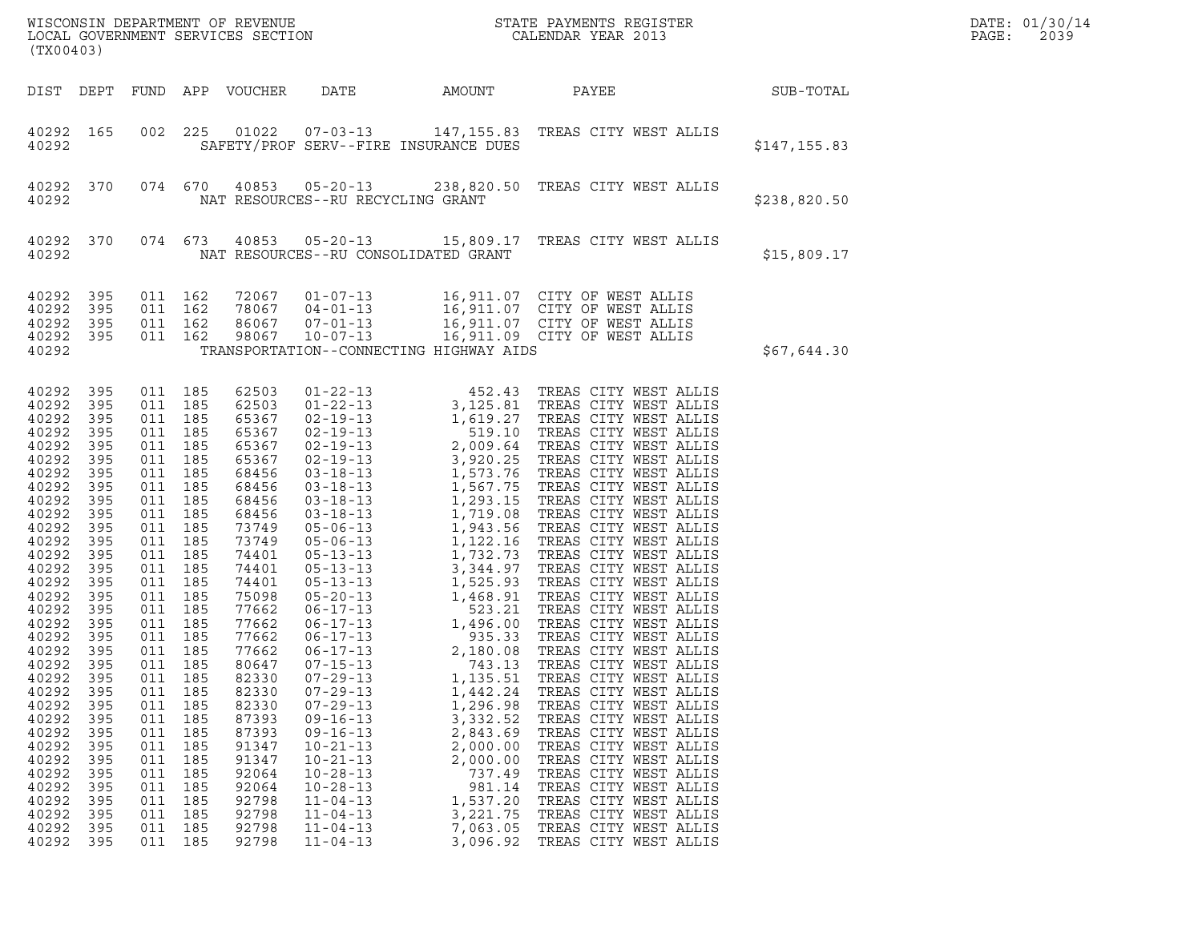WISCONSIN DEPARTMENT OF REVENUE
LOCAL GOVERNMENT SERVICES SECTION
(TX00403)

STATE PAYMENTS REGISTER
CALENDAR YEAR 2013

DATE: 01/30/14
PAGE: 2039

| DIST | DEPT | FUND | APP | VOUCHER | DATE | AMOUNT | PAYEE | SUB-TOTAL |
|---|---|---|---|---|---|---|---|---|
| 40292 | 165 | 002 | 225 | 01022 | 07-03-13 | 147,155.83 | TREAS CITY WEST ALLIS | |
| 40292 | | | | | SAFETY/PROF SERV--FIRE INSURANCE DUES | | | $147,155.83 |
| 40292 | 370 | 074 | 670 | 40853 | 05-20-13 | 238,820.50 | TREAS CITY WEST ALLIS | |
| 40292 | | | | | NAT RESOURCES--RU RECYCLING GRANT | | | $238,820.50 |
| 40292 | 370 | 074 | 673 | 40853 | 05-20-13 | 15,809.17 | TREAS CITY WEST ALLIS | |
| 40292 | | | | | NAT RESOURCES--RU CONSOLIDATED GRANT | | | $15,809.17 |
| 40292 | 395 | 011 | 162 | 72067 | 01-07-13 | 16,911.07 | CITY OF WEST ALLIS | |
| 40292 | 395 | 011 | 162 | 78067 | 04-01-13 | 16,911.07 | CITY OF WEST ALLIS | |
| 40292 | 395 | 011 | 162 | 86067 | 07-01-13 | 16,911.07 | CITY OF WEST ALLIS | |
| 40292 | 395 | 011 | 162 | 98067 | 10-07-13 | 16,911.09 | CITY OF WEST ALLIS | |
| 40292 | | | | | TRANSPORTATION--CONNECTING HIGHWAY AIDS | | | $67,644.30 |
| 40292 | 395 | 011 | 185 | 62503 | 01-22-13 | 452.43 | TREAS CITY WEST ALLIS | |
| 40292 | 395 | 011 | 185 | 62503 | 01-22-13 | 3,125.81 | TREAS CITY WEST ALLIS | |
| 40292 | 395 | 011 | 185 | 65367 | 02-19-13 | 1,619.27 | TREAS CITY WEST ALLIS | |
| 40292 | 395 | 011 | 185 | 65367 | 02-19-13 | 519.10 | TREAS CITY WEST ALLIS | |
| 40292 | 395 | 011 | 185 | 65367 | 02-19-13 | 2,009.64 | TREAS CITY WEST ALLIS | |
| 40292 | 395 | 011 | 185 | 65367 | 02-19-13 | 3,920.25 | TREAS CITY WEST ALLIS | |
| 40292 | 395 | 011 | 185 | 68456 | 03-18-13 | 1,573.76 | TREAS CITY WEST ALLIS | |
| 40292 | 395 | 011 | 185 | 68456 | 03-18-13 | 1,567.75 | TREAS CITY WEST ALLIS | |
| 40292 | 395 | 011 | 185 | 68456 | 03-18-13 | 1,293.15 | TREAS CITY WEST ALLIS | |
| 40292 | 395 | 011 | 185 | 68456 | 03-18-13 | 1,719.08 | TREAS CITY WEST ALLIS | |
| 40292 | 395 | 011 | 185 | 73749 | 05-06-13 | 1,943.56 | TREAS CITY WEST ALLIS | |
| 40292 | 395 | 011 | 185 | 73749 | 05-06-13 | 1,122.16 | TREAS CITY WEST ALLIS | |
| 40292 | 395 | 011 | 185 | 74401 | 05-13-13 | 1,732.73 | TREAS CITY WEST ALLIS | |
| 40292 | 395 | 011 | 185 | 74401 | 05-13-13 | 3,344.97 | TREAS CITY WEST ALLIS | |
| 40292 | 395 | 011 | 185 | 74401 | 05-13-13 | 1,525.93 | TREAS CITY WEST ALLIS | |
| 40292 | 395 | 011 | 185 | 75098 | 05-20-13 | 1,468.91 | TREAS CITY WEST ALLIS | |
| 40292 | 395 | 011 | 185 | 77662 | 06-17-13 | 523.21 | TREAS CITY WEST ALLIS | |
| 40292 | 395 | 011 | 185 | 77662 | 06-17-13 | 1,496.00 | TREAS CITY WEST ALLIS | |
| 40292 | 395 | 011 | 185 | 77662 | 06-17-13 | 935.33 | TREAS CITY WEST ALLIS | |
| 40292 | 395 | 011 | 185 | 77662 | 06-17-13 | 2,180.08 | TREAS CITY WEST ALLIS | |
| 40292 | 395 | 011 | 185 | 80647 | 07-15-13 | 743.13 | TREAS CITY WEST ALLIS | |
| 40292 | 395 | 011 | 185 | 82330 | 07-29-13 | 1,135.51 | TREAS CITY WEST ALLIS | |
| 40292 | 395 | 011 | 185 | 82330 | 07-29-13 | 1,442.24 | TREAS CITY WEST ALLIS | |
| 40292 | 395 | 011 | 185 | 82330 | 07-29-13 | 1,296.98 | TREAS CITY WEST ALLIS | |
| 40292 | 395 | 011 | 185 | 87393 | 09-16-13 | 3,332.52 | TREAS CITY WEST ALLIS | |
| 40292 | 395 | 011 | 185 | 87393 | 09-16-13 | 2,843.69 | TREAS CITY WEST ALLIS | |
| 40292 | 395 | 011 | 185 | 91347 | 10-21-13 | 2,000.00 | TREAS CITY WEST ALLIS | |
| 40292 | 395 | 011 | 185 | 91347 | 10-21-13 | 2,000.00 | TREAS CITY WEST ALLIS | |
| 40292 | 395 | 011 | 185 | 92064 | 10-28-13 | 737.49 | TREAS CITY WEST ALLIS | |
| 40292 | 395 | 011 | 185 | 92064 | 10-28-13 | 981.14 | TREAS CITY WEST ALLIS | |
| 40292 | 395 | 011 | 185 | 92798 | 11-04-13 | 1,537.20 | TREAS CITY WEST ALLIS | |
| 40292 | 395 | 011 | 185 | 92798 | 11-04-13 | 3,221.75 | TREAS CITY WEST ALLIS | |
| 40292 | 395 | 011 | 185 | 92798 | 11-04-13 | 7,063.05 | TREAS CITY WEST ALLIS | |
| 40292 | 395 | 011 | 185 | 92798 | 11-04-13 | 3,096.92 | TREAS CITY WEST ALLIS | |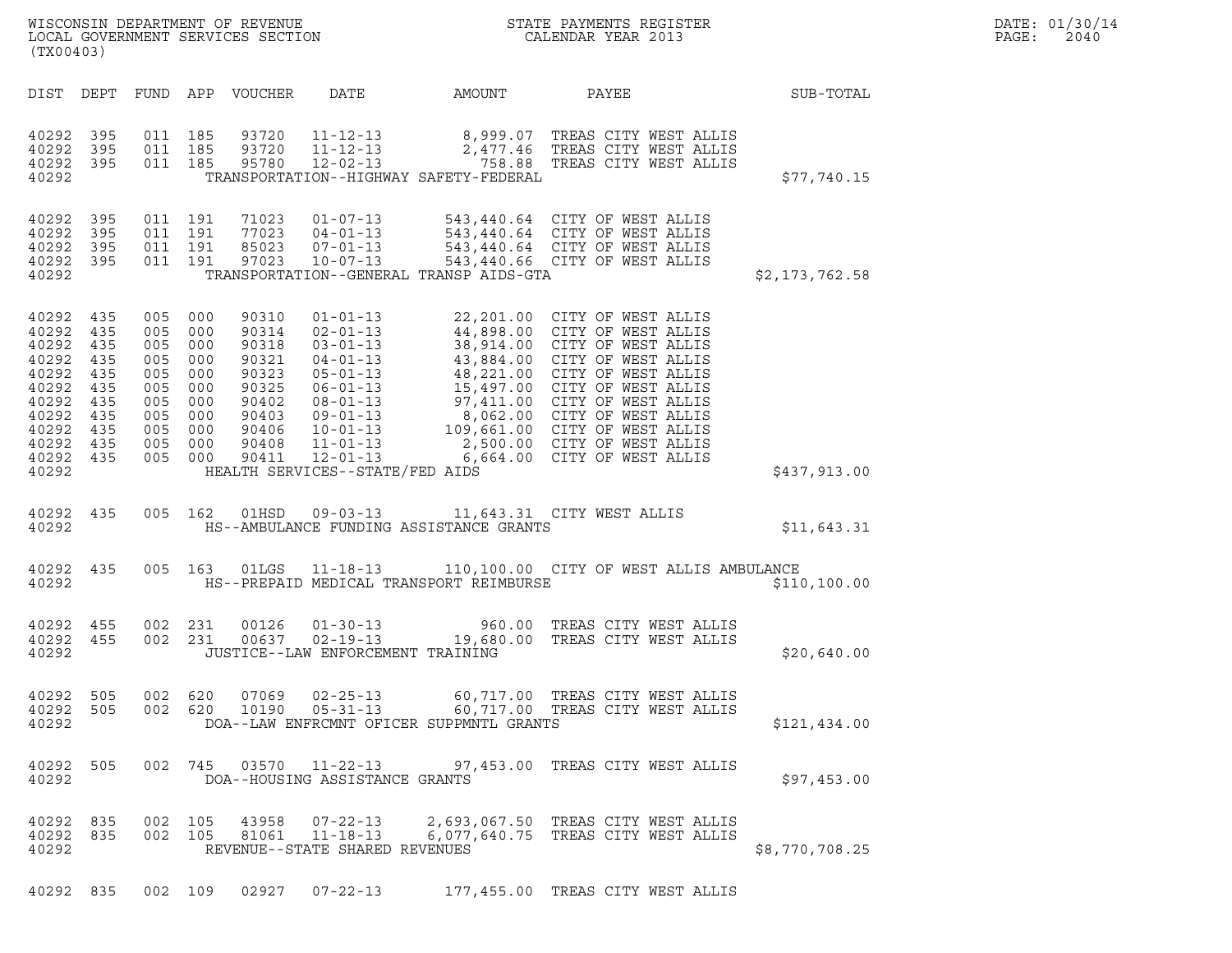WISCONSIN DEPARTMENT OF REVENUE
LOCAL GOVERNMENT SERVICES SECTION
(TX00403)

STATE PAYMENTS REGISTER
CALENDAR YEAR 2013

DATE: 01/30/14

| DIST | DEPT | FUND | APP | VOUCHER | DATE | AMOUNT | PAYEE | SUB-TOTAL |
|---|---|---|---|---|---|---|---|---|
| 40292 | 395 | 011 | 185 | 93720 | 11-12-13 | 8,999.07 | TREAS CITY WEST ALLIS | |
| 40292 | 395 | 011 | 185 | 93720 | 11-12-13 | 2,477.46 | TREAS CITY WEST ALLIS | |
| 40292 | 395 | 011 | 185 | 95780 | 12-02-13 | 758.88 | TREAS CITY WEST ALLIS | |
| 40292 | | | | | TRANSPORTATION--HIGHWAY SAFETY-FEDERAL | | | $77,740.15 |
| 40292 | 395 | 011 | 191 | 71023 | 01-07-13 | 543,440.64 | CITY OF WEST ALLIS | |
| 40292 | 395 | 011 | 191 | 77023 | 04-01-13 | 543,440.64 | CITY OF WEST ALLIS | |
| 40292 | 395 | 011 | 191 | 85023 | 07-01-13 | 543,440.64 | CITY OF WEST ALLIS | |
| 40292 | 395 | 011 | 191 | 97023 | 10-07-13 | 543,440.66 | CITY OF WEST ALLIS | |
| 40292 | | | | | TRANSPORTATION--GENERAL TRANSP AIDS-GTA | | | $2,173,762.58 |
| 40292 | 435 | 005 | 000 | 90310 | 01-01-13 | 22,201.00 | CITY OF WEST ALLIS | |
| 40292 | 435 | 005 | 000 | 90314 | 02-01-13 | 44,898.00 | CITY OF WEST ALLIS | |
| 40292 | 435 | 005 | 000 | 90318 | 03-01-13 | 38,914.00 | CITY OF WEST ALLIS | |
| 40292 | 435 | 005 | 000 | 90321 | 04-01-13 | 43,884.00 | CITY OF WEST ALLIS | |
| 40292 | 435 | 005 | 000 | 90323 | 05-01-13 | 48,221.00 | CITY OF WEST ALLIS | |
| 40292 | 435 | 005 | 000 | 90325 | 06-01-13 | 15,497.00 | CITY OF WEST ALLIS | |
| 40292 | 435 | 005 | 000 | 90402 | 08-01-13 | 97,411.00 | CITY OF WEST ALLIS | |
| 40292 | 435 | 005 | 000 | 90403 | 09-01-13 | 8,062.00 | CITY OF WEST ALLIS | |
| 40292 | 435 | 005 | 000 | 90406 | 10-01-13 | 109,661.00 | CITY OF WEST ALLIS | |
| 40292 | 435 | 005 | 000 | 90408 | 11-01-13 | 2,500.00 | CITY OF WEST ALLIS | |
| 40292 | 435 | 005 | 000 | 90411 | 12-01-13 | 6,664.00 | CITY OF WEST ALLIS | |
| 40292 | | | | | HEALTH SERVICES--STATE/FED AIDS | | | $437,913.00 |
| 40292 | 435 | 005 | 162 | 01HSD | 09-03-13 | 11,643.31 | CITY WEST ALLIS | |
| 40292 | | | | | HS--AMBULANCE FUNDING ASSISTANCE GRANTS | | | $11,643.31 |
| 40292 | 435 | 005 | 163 | 01LGS | 11-18-13 | 110,100.00 | CITY OF WEST ALLIS AMBULANCE | |
| 40292 | | | | | HS--PREPAID MEDICAL TRANSPORT REIMBURSE | | | $110,100.00 |
| 40292 | 455 | 002 | 231 | 00126 | 01-30-13 | 960.00 | TREAS CITY WEST ALLIS | |
| 40292 | 455 | 002 | 231 | 00637 | 02-19-13 | 19,680.00 | TREAS CITY WEST ALLIS | |
| 40292 | | | | | JUSTICE--LAW ENFORCEMENT TRAINING | | | $20,640.00 |
| 40292 | 505 | 002 | 620 | 07069 | 02-25-13 | 60,717.00 | TREAS CITY WEST ALLIS | |
| 40292 | 505 | 002 | 620 | 10190 | 05-31-13 | 60,717.00 | TREAS CITY WEST ALLIS | |
| 40292 | | | | | DOA--LAW ENFRCMNT OFICER SUPPMNTL GRANTS | | | $121,434.00 |
| 40292 | 505 | 002 | 745 | 03570 | 11-22-13 | 97,453.00 | TREAS CITY WEST ALLIS | |
| 40292 | | | | | DOA--HOUSING ASSISTANCE GRANTS | | | $97,453.00 |
| 40292 | 835 | 002 | 105 | 43958 | 07-22-13 | 2,693,067.50 | TREAS CITY WEST ALLIS | |
| 40292 | 835 | 002 | 105 | 81061 | 11-18-13 | 6,077,640.75 | TREAS CITY WEST ALLIS | |
| 40292 | | | | | REVENUE--STATE SHARED REVENUES | | | $8,770,708.25 |
| 40292 | 835 | 002 | 109 | 02927 | 07-22-13 | 177,455.00 | TREAS CITY WEST ALLIS | |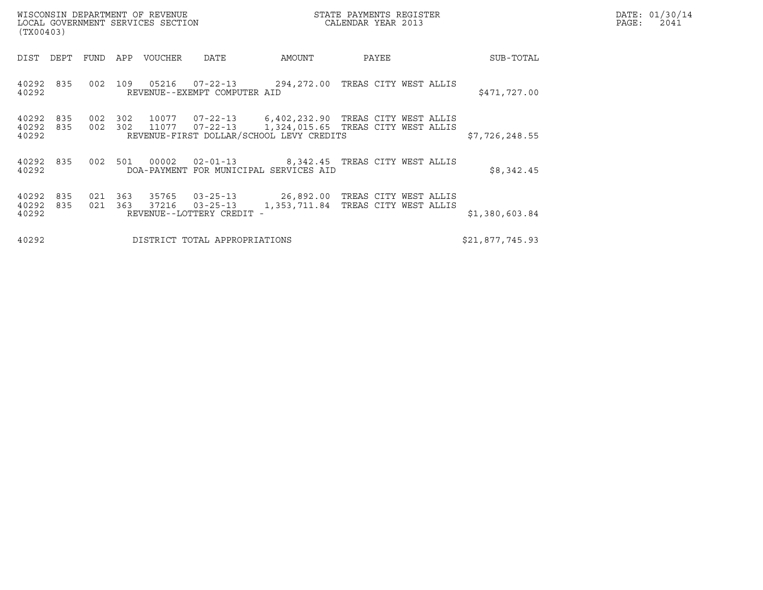WISCONSIN DEPARTMENT OF REVENUE
LOCAL GOVERNMENT SERVICES SECTION
(TX00403)

STATE PAYMENTS REGISTER
CALENDAR YEAR 2013

DATE: 01/30/14
PAGE: 2041

| DIST | DEPT | FUND | APP | VOUCHER | DATE | AMOUNT | PAYEE | SUB-TOTAL |
|---|---|---|---|---|---|---|---|---|
| 40292 | 835 | 002 | 109 | 05216 | 07-22-13 | 294,272.00 | TREAS CITY WEST ALLIS | |
| 40292 | | | | REVENUE--EXEMPT COMPUTER AID | | | | $471,727.00 |
| 40292 | 835 | 002 | 302 | 10077 | 07-22-13 | 6,402,232.90 | TREAS CITY WEST ALLIS | |
| 40292 | 835 | 002 | 302 | 11077 | 07-22-13 | 1,324,015.65 | TREAS CITY WEST ALLIS | |
| 40292 | | | | REVENUE-FIRST DOLLAR/SCHOOL LEVY CREDITS | | | | $7,726,248.55 |
| 40292 | 835 | 002 | 501 | 00002 | 02-01-13 | 8,342.45 | TREAS CITY WEST ALLIS | |
| 40292 | | | | DOA-PAYMENT FOR MUNICIPAL SERVICES AID | | | | $8,342.45 |
| 40292 | 835 | 021 | 363 | 35765 | 03-25-13 | 26,892.00 | TREAS CITY WEST ALLIS | |
| 40292 | 835 | 021 | 363 | 37216 | 03-25-13 | 1,353,711.84 | TREAS CITY WEST ALLIS | |
| 40292 | | | | REVENUE--LOTTERY CREDIT - | | | | $1,380,603.84 |
| 40292 | | | | DISTRICT TOTAL APPROPRIATIONS | | | | $21,877,745.93 |